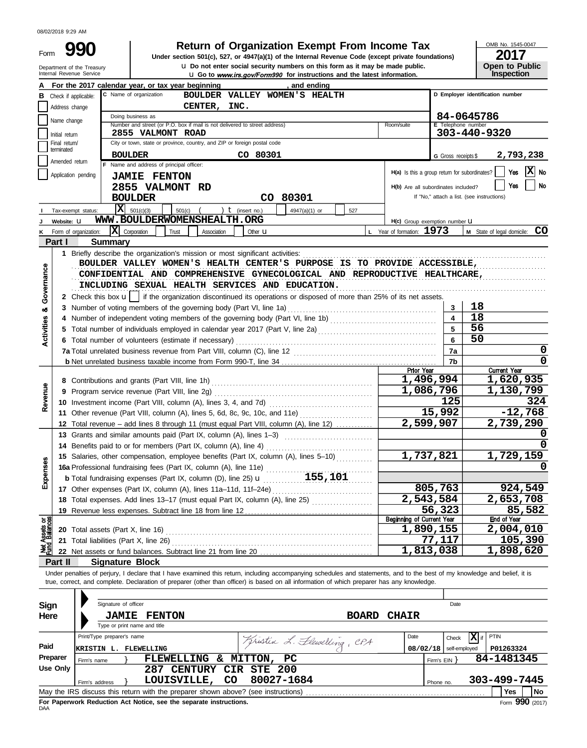08/02/2018 9:29 AM

# Form 990 — Return of Organization Exempt From Income Tax

**Under section 501(c), 527, or 4947(a)(1) of the Internal Revenue Code (except private foundations)**

Department of the Treasury
Internal Revenue Service

u Do not enter social security numbers on this form as it may be made public.
u Go to *www.irs.gov/Form990* for instructions and the latest information.

OMB No. 1545-0047
**2017**
**Open to Public Inspection**

**A** For the 2017 calendar year, or tax year beginning , and ending

**B** Check if applicable:
- Address change
- Name change
- Initial return
- Final return/terminated
- Amended return
- Application pending

**C** Name of organization: BOULDER VALLEY WOMEN'S HEALTH CENTER, INC.

Doing business as

Number and street (or P.O. box if mail is not delivered to street address): 2855 VALMONT ROAD — Room/suite

City or town, state or province, country, and ZIP or foreign postal code: BOULDER CO 80301

**D** Employer identification number: 84-0645786

**E** Telephone number: 303-440-9320

**G** Gross receipts $ 2,793,238

**F** Name and address of principal officer:
JAMIE FENTON
2855 VALMONT RD
BOULDER CO 80301

**H(a)** Is this a group return for subordinates? Yes [ ] No [X]
**H(b)** Are all subordinates included? Yes [ ] No [ ]
If "No," attach a list. (see instructions)

**I** Tax-exempt status: [X] 501(c)(3) [ ] 501(c) ( ) t (insert no.) [ ] 4947(a)(1) or [ ] 527

**J** Website: u WWW.BOULDERWOMENSHEALTH.ORG

**H(c)** Group exemption number u

**K** Form of organization: [X] Corporation [ ] Trust [ ] Association [ ] Other u

**L** Year of formation: 1973

**M** State of legal domicile: CO

## Part I — Summary

**Activities & Governance**

1 Briefly describe the organization's mission or most significant activities:
BOULDER VALLEY WOMEN'S HEALTH CENTER'S PURPOSE IS TO PROVIDE ACCESSIBLE, CONFIDENTIAL AND COMPREHENSIVE GYNECOLOGICAL AND REPRODUCTIVE HEALTHCARE, INCLUDING SEXUAL HEALTH SERVICES AND EDUCATION.

2 Check this box u [ ] if the organization discontinued its operations or disposed of more than 25% of its net assets.

| Line | Description | No. | Value |
|---|---|---|---|
| 3 | Number of voting members of the governing body (Part VI, line 1a) | 3 | 18 |
| 4 | Number of independent voting members of the governing body (Part VI, line 1b) | 4 | 18 |
| 5 | Total number of individuals employed in calendar year 2017 (Part V, line 2a) | 5 | 56 |
| 6 | Total number of volunteers (estimate if necessary) | 6 | 50 |
| 7a | Total unrelated business revenue from Part VIII, column (C), line 12 | 7a | 0 |
| 7b | Net unrelated business taxable income from Form 990-T, line 34 | 7b | 0 |

| Line | Description | Prior Year | Current Year |
|---|---|---|---|
| **Revenue** | | | |
| 8 | Contributions and grants (Part VIII, line 1h) | 1,496,994 | 1,620,935 |
| 9 | Program service revenue (Part VIII, line 2g) | 1,086,796 | 1,130,799 |
| 10 | Investment income (Part VIII, column (A), lines 3, 4, and 7d) | 125 | 324 |
| 11 | Other revenue (Part VIII, column (A), lines 5, 6d, 8c, 9c, 10c, and 11e) | 15,992 | -12,768 |
| 12 | Total revenue – add lines 8 through 11 (must equal Part VIII, column (A), line 12) | 2,599,907 | 2,739,290 |
| **Expenses** | | | |
| 13 | Grants and similar amounts paid (Part IX, column (A), lines 1–3) | | 0 |
| 14 | Benefits paid to or for members (Part IX, column (A), line 4) | | 0 |
| 15 | Salaries, other compensation, employee benefits (Part IX, column (A), lines 5–10) | 1,737,821 | 1,729,159 |
| 16a | Professional fundraising fees (Part IX, column (A), line 11e) | | 0 |
| b | Total fundraising expenses (Part IX, column (D), line 25) u 155,101 | | |
| 17 | Other expenses (Part IX, column (A), lines 11a–11d, 11f–24e) | 805,763 | 924,549 |
| 18 | Total expenses. Add lines 13–17 (must equal Part IX, column (A), line 25) | 2,543,584 | 2,653,708 |
| 19 | Revenue less expenses. Subtract line 18 from line 12 | 56,323 | 85,582 |
| **Net Assets or Fund Balances** | | **Beginning of Current Year** | **End of Year** |
| 20 | Total assets (Part X, line 16) | 1,890,155 | 2,004,010 |
| 21 | Total liabilities (Part X, line 26) | 77,117 | 105,390 |
| 22 | Net assets or fund balances. Subtract line 21 from line 20 | 1,813,038 | 1,898,620 |

## Part II — Signature Block

Under penalties of perjury, I declare that I have examined this return, including accompanying schedules and statements, and to the best of my knowledge and belief, it is true, correct, and complete. Declaration of preparer (other than officer) is based on all information of which preparer has any knowledge.

**Sign Here**

Signature of officer — Date

JAMIE FENTON — BOARD CHAIR
Type or print name and title

**Paid Preparer Use Only**

| Print/Type preparer's name | Preparer's signature | Date | Check [X] if self-employed | PTIN |
|---|---|---|---|---|
| KRISTIN L. FLEWELLING | Kristin L. Flewelling, CPA | 08/02/18 | X | P01263324 |

Firm's name: FLEWELLING & MITTON, PC — Firm's EIN: 84-1481345

Firm's address: 287 CENTURY CIR STE 200, LOUISVILLE, CO 80027-1684 — Phone no. 303-499-7445

May the IRS discuss this return with the preparer shown above? (see instructions) Yes [ ] No [ ]

**For Paperwork Reduction Act Notice, see the separate instructions.**

DAA — Form **990** (2017)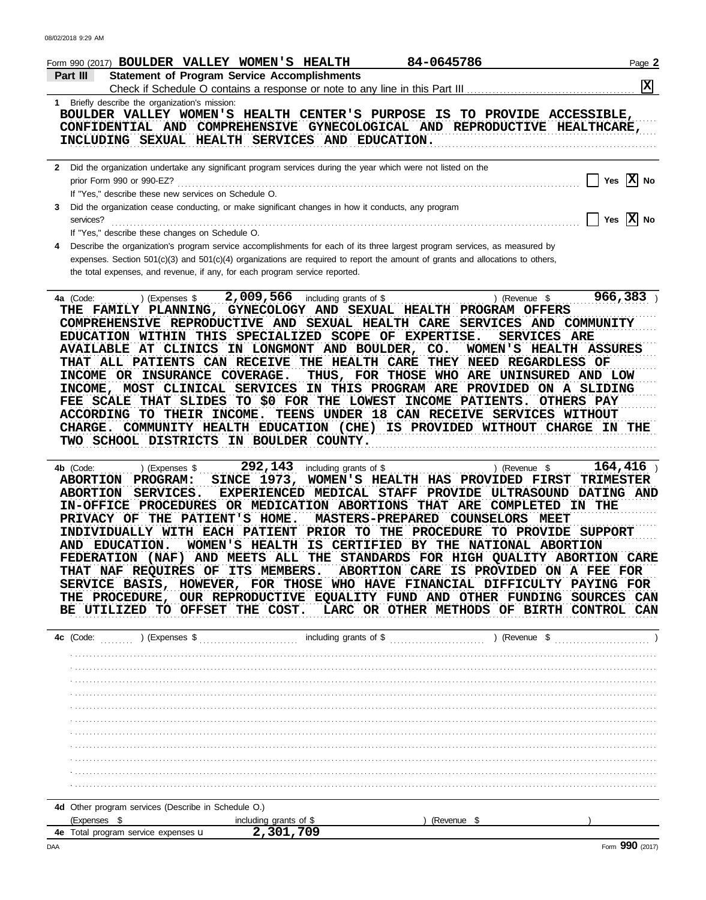Form 990 (2017) **BOULDER VALLEY WOMEN'S HEALTH** **84-0645786**

## Part III Statement of Program Service Accomplishments

Check if Schedule O contains a response or note to any line in this Part III [X]

**1** Briefly describe the organization's mission:

BOULDER VALLEY WOMEN'S HEALTH CENTER'S PURPOSE IS TO PROVIDE ACCESSIBLE, CONFIDENTIAL AND COMPREHENSIVE GYNECOLOGICAL AND REPRODUCTIVE HEALTHCARE, INCLUDING SEXUAL HEALTH SERVICES AND EDUCATION.

**2** Did the organization undertake any significant program services during the year which were not listed on the prior Form 990 or 990-EZ? [ ] Yes [X] No

If "Yes," describe these new services on Schedule O.

**3** Did the organization cease conducting, or make significant changes in how it conducts, any program services? [ ] Yes [X] No

If "Yes," describe these changes on Schedule O.

**4** Describe the organization's program service accomplishments for each of its three largest program services, as measured by expenses. Section 501(c)(3) and 501(c)(4) organizations are required to report the amount of grants and allocations to others, the total expenses, and revenue, if any, for each program service reported.

**4a** (Code: ) (Expenses $ 2,009,566 including grants of $ ) (Revenue $ 966,383 )

THE FAMILY PLANNING, GYNECOLOGY AND SEXUAL HEALTH PROGRAM OFFERS COMPREHENSIVE REPRODUCTIVE AND SEXUAL HEALTH CARE SERVICES AND COMMUNITY EDUCATION WITHIN THIS SPECIALIZED SCOPE OF EXPERTISE. SERVICES ARE AVAILABLE AT CLINICS IN LONGMONT AND BOULDER, CO. WOMEN'S HEALTH ASSURES THAT ALL PATIENTS CAN RECEIVE THE HEALTH CARE THEY NEED REGARDLESS OF INCOME OR INSURANCE COVERAGE. THUS, FOR THOSE WHO ARE UNINSURED AND LOW INCOME, MOST CLINICAL SERVICES IN THIS PROGRAM ARE PROVIDED ON A SLIDING FEE SCALE THAT SLIDES TO $0 FOR THE LOWEST INCOME PATIENTS. OTHERS PAY ACCORDING TO THEIR INCOME. TEENS UNDER 18 CAN RECEIVE SERVICES WITHOUT CHARGE. COMMUNITY HEALTH EDUCATION (CHE) IS PROVIDED WITHOUT CHARGE IN THE TWO SCHOOL DISTRICTS IN BOULDER COUNTY.

**4b** (Code: ) (Expenses $ 292,143 including grants of $ ) (Revenue $ 164,416 )

ABORTION PROGRAM: SINCE 1973, WOMEN'S HEALTH HAS PROVIDED FIRST TRIMESTER ABORTION SERVICES. EXPERIENCED MEDICAL STAFF PROVIDE ULTRASOUND DATING AND IN-OFFICE PROCEDURES OR MEDICATION ABORTIONS THAT ARE COMPLETED IN THE PRIVACY OF THE PATIENT'S HOME. MASTERS-PREPARED COUNSELORS MEET INDIVIDUALLY WITH EACH PATIENT PRIOR TO THE PROCEDURE TO PROVIDE SUPPORT AND EDUCATION. WOMEN'S HEALTH IS CERTIFIED BY THE NATIONAL ABORTION FEDERATION (NAF) AND MEETS ALL THE STANDARDS FOR HIGH QUALITY ABORTION CARE THAT NAF REQUIRES OF ITS MEMBERS. ABORTION CARE IS PROVIDED ON A FEE FOR SERVICE BASIS, HOWEVER, FOR THOSE WHO HAVE FINANCIAL DIFFICULTY PAYING FOR THE PROCEDURE, OUR REPRODUCTIVE EQUALITY FUND AND OTHER FUNDING SOURCES CAN BE UTILIZED TO OFFSET THE COST. LARC OR OTHER METHODS OF BIRTH CONTROL CAN

**4c** (Code: ) (Expenses $ including grants of $ ) (Revenue $ )

**4d** Other program services (Describe in Schedule O.)

(Expenses $ including grants of $ ) (Revenue $ )

**4e** Total program service expenses 2,301,709

Form **990** (2017)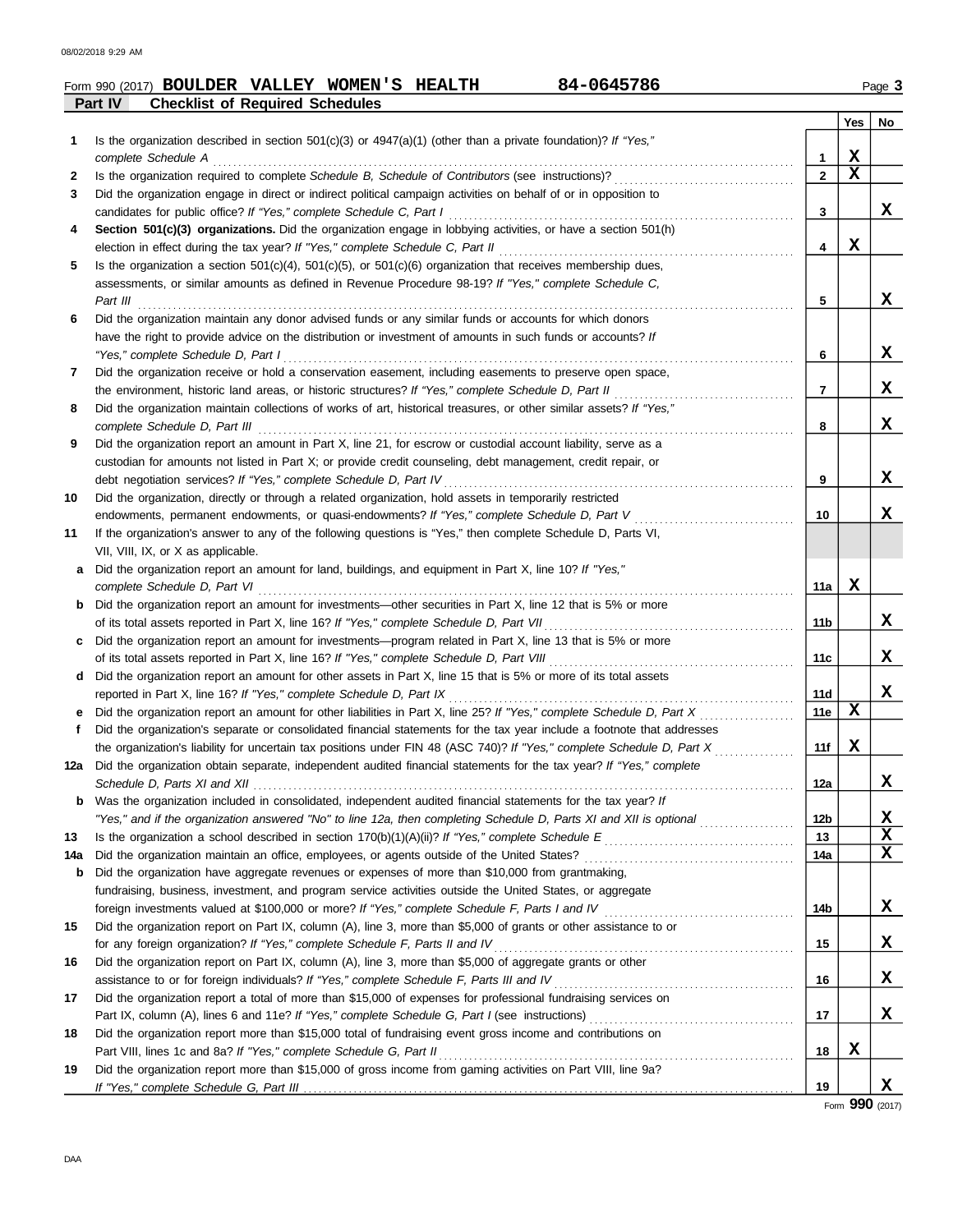Form 990 (2017) **BOULDER VALLEY WOMEN'S HEALTH** 84-0645786 Page **3**

## Part IV Checklist of Required Schedules

| | | | Yes | No |
|---|---|---|---|---|
| 1 | Is the organization described in section 501(c)(3) or 4947(a)(1) (other than a private foundation)? *If "Yes," complete Schedule A* | 1 | X | |
| 2 | Is the organization required to complete *Schedule B, Schedule of Contributors* (see instructions)? | 2 | X | |
| 3 | Did the organization engage in direct or indirect political campaign activities on behalf of or in opposition to candidates for public office? *If "Yes," complete Schedule C, Part I* | 3 | | X |
| 4 | **Section 501(c)(3) organizations.** Did the organization engage in lobbying activities, or have a section 501(h) election in effect during the tax year? *If "Yes," complete Schedule C, Part II* | 4 | X | |
| 5 | Is the organization a section 501(c)(4), 501(c)(5), or 501(c)(6) organization that receives membership dues, assessments, or similar amounts as defined in Revenue Procedure 98-19? *If "Yes," complete Schedule C, Part III* | 5 | | X |
| 6 | Did the organization maintain any donor advised funds or any similar funds or accounts for which donors have the right to provide advice on the distribution or investment of amounts in such funds or accounts? *If "Yes," complete Schedule D, Part I* | 6 | | X |
| 7 | Did the organization receive or hold a conservation easement, including easements to preserve open space, the environment, historic land areas, or historic structures? *If "Yes," complete Schedule D, Part II* | 7 | | X |
| 8 | Did the organization maintain collections of works of art, historical treasures, or other similar assets? *If "Yes," complete Schedule D, Part III* | 8 | | X |
| 9 | Did the organization report an amount in Part X, line 21, for escrow or custodial account liability, serve as a custodian for amounts not listed in Part X; or provide credit counseling, debt management, credit repair, or debt negotiation services? *If "Yes," complete Schedule D, Part IV* | 9 | | X |
| 10 | Did the organization, directly or through a related organization, hold assets in temporarily restricted endowments, permanent endowments, or quasi-endowments? *If "Yes," complete Schedule D, Part V* | 10 | | X |
| 11 | If the organization's answer to any of the following questions is "Yes," then complete Schedule D, Parts VI, VII, VIII, IX, or X as applicable. | | | |
| a | Did the organization report an amount for land, buildings, and equipment in Part X, line 10? *If "Yes," complete Schedule D, Part VI* | 11a | X | |
| b | Did the organization report an amount for investments—other securities in Part X, line 12 that is 5% or more of its total assets reported in Part X, line 16? *If "Yes," complete Schedule D, Part VII* | 11b | | X |
| c | Did the organization report an amount for investments—program related in Part X, line 13 that is 5% or more of its total assets reported in Part X, line 16? *If "Yes," complete Schedule D, Part VIII* | 11c | | X |
| d | Did the organization report an amount for other assets in Part X, line 15 that is 5% or more of its total assets reported in Part X, line 16? *If "Yes," complete Schedule D, Part IX* | 11d | | X |
| e | Did the organization report an amount for other liabilities in Part X, line 25? *If "Yes," complete Schedule D, Part X* | 11e | X | |
| f | Did the organization's separate or consolidated financial statements for the tax year include a footnote that addresses the organization's liability for uncertain tax positions under FIN 48 (ASC 740)? *If "Yes," complete Schedule D, Part X* | 11f | X | |
| 12a | Did the organization obtain separate, independent audited financial statements for the tax year? *If "Yes," complete Schedule D, Parts XI and XII* | 12a | | X |
| b | Was the organization included in consolidated, independent audited financial statements for the tax year? *If "Yes," and if the organization answered "No" to line 12a, then completing Schedule D, Parts XI and XII is optional* | 12b | | X |
| 13 | Is the organization a school described in section 170(b)(1)(A)(ii)? *If "Yes," complete Schedule E* | 13 | | X |
| 14a | Did the organization maintain an office, employees, or agents outside of the United States? | 14a | | X |
| b | Did the organization have aggregate revenues or expenses of more than $10,000 from grantmaking, fundraising, business, investment, and program service activities outside the United States, or aggregate foreign investments valued at $100,000 or more? *If "Yes," complete Schedule F, Parts I and IV* | 14b | | X |
| 15 | Did the organization report on Part IX, column (A), line 3, more than $5,000 of grants or other assistance to or for any foreign organization? *If "Yes," complete Schedule F, Parts II and IV* | 15 | | X |
| 16 | Did the organization report on Part IX, column (A), line 3, more than $5,000 of aggregate grants or other assistance to or for foreign individuals? *If "Yes," complete Schedule F, Parts III and IV* | 16 | | X |
| 17 | Did the organization report a total of more than $15,000 of expenses for professional fundraising services on Part IX, column (A), lines 6 and 11e? *If "Yes," complete Schedule G, Part I* (see instructions) | 17 | | X |
| 18 | Did the organization report more than $15,000 total of fundraising event gross income and contributions on Part VIII, lines 1c and 8a? *If "Yes," complete Schedule G, Part II* | 18 | X | |
| 19 | Did the organization report more than $15,000 of gross income from gaming activities on Part VIII, line 9a? *If "Yes," complete Schedule G, Part III* | 19 | | X |

Form **990** (2017)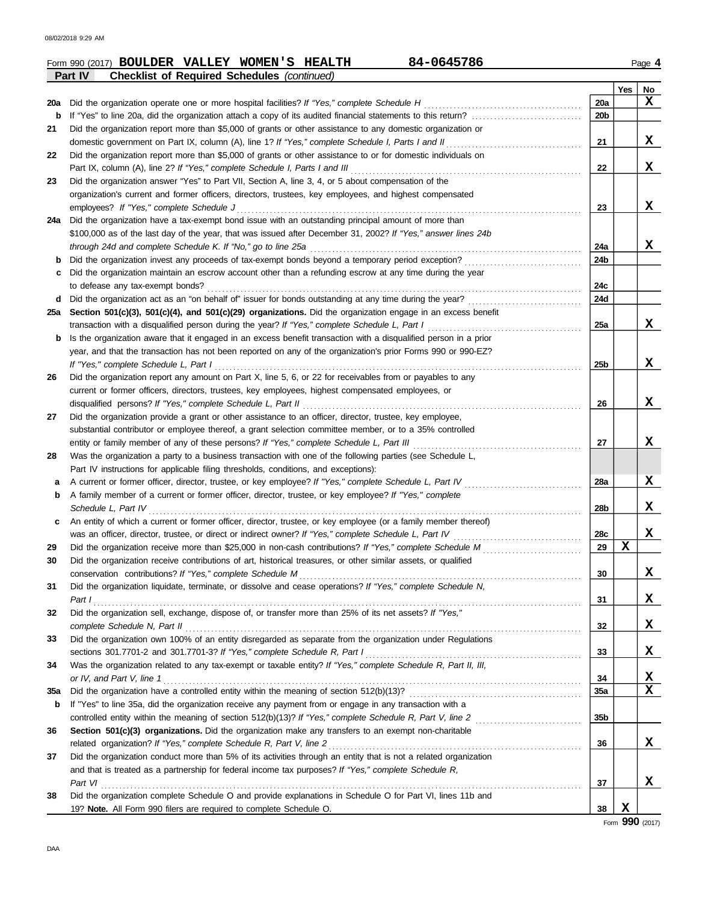Form 990 (2017) **BOULDER VALLEY WOMEN'S HEALTH** **84-0645786** Page **4**

**Part IV** **Checklist of Required Schedules** *(continued)*

| | | | Yes | No |
|---|---|---|---|---|
| **20a** | Did the organization operate one or more hospital facilities? *If "Yes," complete Schedule H* | 20a | | X |
| **b** | If "Yes" to line 20a, did the organization attach a copy of its audited financial statements to this return? | 20b | | |
| **21** | Did the organization report more than $5,000 of grants or other assistance to any domestic organization or domestic government on Part IX, column (A), line 1? *If "Yes," complete Schedule I, Parts I and II* | 21 | | X |
| **22** | Did the organization report more than $5,000 of grants or other assistance to or for domestic individuals on Part IX, column (A), line 2? *If "Yes," complete Schedule I, Parts I and III* | 22 | | X |
| **23** | Did the organization answer "Yes" to Part VII, Section A, line 3, 4, or 5 about compensation of the organization's current and former officers, directors, trustees, key employees, and highest compensated employees? *If "Yes," complete Schedule J* | 23 | | X |
| **24a** | Did the organization have a tax-exempt bond issue with an outstanding principal amount of more than $100,000 as of the last day of the year, that was issued after December 31, 2002? *If "Yes," answer lines 24b through 24d and complete Schedule K. If "No," go to line 25a* | 24a | | X |
| **b** | Did the organization invest any proceeds of tax-exempt bonds beyond a temporary period exception? | 24b | | |
| **c** | Did the organization maintain an escrow account other than a refunding escrow at any time during the year to defease any tax-exempt bonds? | 24c | | |
| **d** | Did the organization act as an "on behalf of" issuer for bonds outstanding at any time during the year? | 24d | | |
| **25a** | **Section 501(c)(3), 501(c)(4), and 501(c)(29) organizations.** Did the organization engage in an excess benefit transaction with a disqualified person during the year? *If "Yes," complete Schedule L, Part I* | 25a | | X |
| **b** | Is the organization aware that it engaged in an excess benefit transaction with a disqualified person in a prior year, and that the transaction has not been reported on any of the organization's prior Forms 990 or 990-EZ? *If "Yes," complete Schedule L, Part I* | 25b | | X |
| **26** | Did the organization report any amount on Part X, line 5, 6, or 22 for receivables from or payables to any current or former officers, directors, trustees, key employees, highest compensated employees, or disqualified persons? *If "Yes," complete Schedule L, Part II* | 26 | | X |
| **27** | Did the organization provide a grant or other assistance to an officer, director, trustee, key employee, substantial contributor or employee thereof, a grant selection committee member, or to a 35% controlled entity or family member of any of these persons? *If "Yes," complete Schedule L, Part III* | 27 | | X |
| **28** | Was the organization a party to a business transaction with one of the following parties (see Schedule L, Part IV instructions for applicable filing thresholds, conditions, and exceptions): | | | |
| **a** | A current or former officer, director, trustee, or key employee? *If "Yes," complete Schedule L, Part IV* | 28a | | X |
| **b** | A family member of a current or former officer, director, trustee, or key employee? *If "Yes," complete Schedule L, Part IV* | 28b | | X |
| **c** | An entity of which a current or former officer, director, trustee, or key employee (or a family member thereof) was an officer, director, trustee, or direct or indirect owner? *If "Yes," complete Schedule L, Part IV* | 28c | | X |
| **29** | Did the organization receive more than $25,000 in non-cash contributions? *If "Yes," complete Schedule M* | 29 | X | |
| **30** | Did the organization receive contributions of art, historical treasures, or other similar assets, or qualified conservation contributions? *If "Yes," complete Schedule M* | 30 | | X |
| **31** | Did the organization liquidate, terminate, or dissolve and cease operations? *If "Yes," complete Schedule N, Part I* | 31 | | X |
| **32** | Did the organization sell, exchange, dispose of, or transfer more than 25% of its net assets? *If "Yes," complete Schedule N, Part II* | 32 | | X |
| **33** | Did the organization own 100% of an entity disregarded as separate from the organization under Regulations sections 301.7701-2 and 301.7701-3? *If "Yes," complete Schedule R, Part I* | 33 | | X |
| **34** | Was the organization related to any tax-exempt or taxable entity? *If "Yes," complete Schedule R, Part II, III, or IV, and Part V, line 1* | 34 | | X |
| **35a** | Did the organization have a controlled entity within the meaning of section 512(b)(13)? | 35a | | X |
| **b** | If "Yes" to line 35a, did the organization receive any payment from or engage in any transaction with a controlled entity within the meaning of section 512(b)(13)? *If "Yes," complete Schedule R, Part V, line 2* | 35b | | |
| **36** | **Section 501(c)(3) organizations.** Did the organization make any transfers to an exempt non-charitable related organization? *If "Yes," complete Schedule R, Part V, line 2* | 36 | | X |
| **37** | Did the organization conduct more than 5% of its activities through an entity that is not a related organization and that is treated as a partnership for federal income tax purposes? *If "Yes," complete Schedule R, Part VI* | 37 | | X |
| **38** | Did the organization complete Schedule O and provide explanations in Schedule O for Part VI, lines 11b and 19? **Note.** All Form 990 filers are required to complete Schedule O. | 38 | X | |

Form **990** (2017)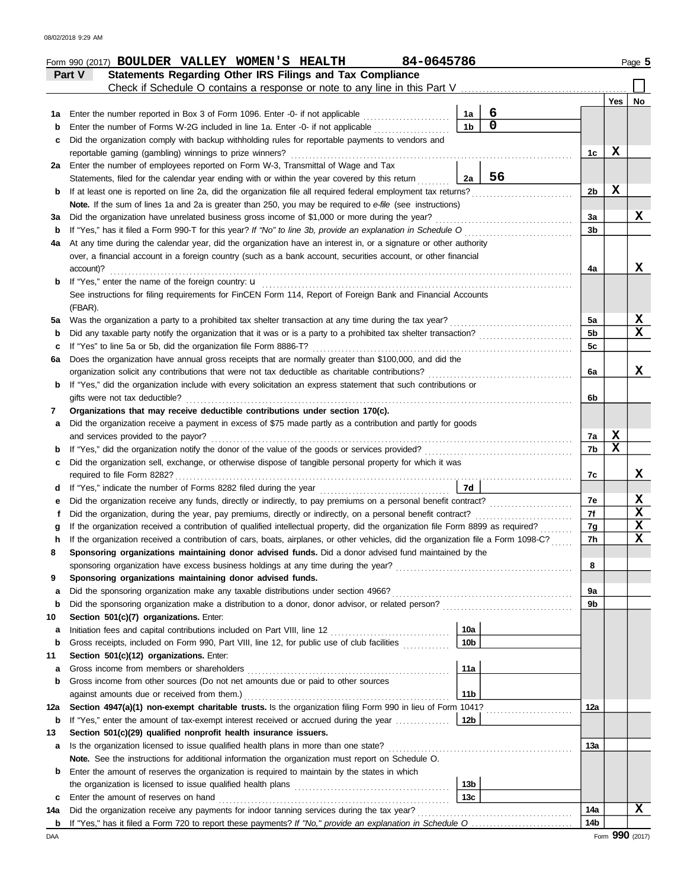Form 990 (2017) **BOULDER VALLEY WOMEN'S HEALTH** 84-0645786 Page **5**

## Part V Statements Regarding Other IRS Filings and Tax Compliance

Check if Schedule O contains a response or note to any line in this Part V ☐

| | | | | | Yes | No |
|---|---|---|---|---|---|---|
| **1a** | Enter the number reported in Box 3 of Form 1096. Enter -0- if not applicable | 1a | 6 | | | |
| **b** | Enter the number of Forms W-2G included in line 1a. Enter -0- if not applicable | 1b | 0 | | | |
| **c** | Did the organization comply with backup withholding rules for reportable payments to vendors and reportable gaming (gambling) winnings to prize winners? | | | 1c | X | |
| **2a** | Enter the number of employees reported on Form W-3, Transmittal of Wage and Tax Statements, filed for the calendar year ending with or within the year covered by this return | 2a | 56 | | | |
| **b** | If at least one is reported on line 2a, did the organization file all required federal employment tax returns? | | | 2b | X | |
| | **Note.** If the sum of lines 1a and 2a is greater than 250, you may be required to *e-file* (see instructions) | | | | | |
| **3a** | Did the organization have unrelated business gross income of $1,000 or more during the year? | | | 3a | | X |
| **b** | If "Yes," has it filed a Form 990-T for this year? *If "No" to line 3b, provide an explanation in Schedule O* | | | 3b | | |
| **4a** | At any time during the calendar year, did the organization have an interest in, or a signature or other authority over, a financial account in a foreign country (such as a bank account, securities account, or other financial account)? | | | 4a | | X |
| **b** | If "Yes," enter the name of the foreign country: u | | | | | |
| | See instructions for filing requirements for FinCEN Form 114, Report of Foreign Bank and Financial Accounts (FBAR). | | | | | |
| **5a** | Was the organization a party to a prohibited tax shelter transaction at any time during the tax year? | | | 5a | | X |
| **b** | Did any taxable party notify the organization that it was or is a party to a prohibited tax shelter transaction? | | | 5b | | X |
| **c** | If "Yes" to line 5a or 5b, did the organization file Form 8886-T? | | | 5c | | |
| **6a** | Does the organization have annual gross receipts that are normally greater than $100,000, and did the organization solicit any contributions that were not tax deductible as charitable contributions? | | | 6a | | X |
| **b** | If "Yes," did the organization include with every solicitation an express statement that such contributions or gifts were not tax deductible? | | | 6b | | |
| **7** | **Organizations that may receive deductible contributions under section 170(c).** | | | | | |
| **a** | Did the organization receive a payment in excess of $75 made partly as a contribution and partly for goods and services provided to the payor? | | | 7a | X | |
| **b** | If "Yes," did the organization notify the donor of the value of the goods or services provided? | | | 7b | X | |
| **c** | Did the organization sell, exchange, or otherwise dispose of tangible personal property for which it was required to file Form 8282? | | | 7c | | X |
| **d** | If "Yes," indicate the number of Forms 8282 filed during the year | 7d | | | | |
| **e** | Did the organization receive any funds, directly or indirectly, to pay premiums on a personal benefit contract? | | | 7e | | X |
| **f** | Did the organization, during the year, pay premiums, directly or indirectly, on a personal benefit contract? | | | 7f | | X |
| **g** | If the organization received a contribution of qualified intellectual property, did the organization file Form 8899 as required? | | | 7g | | X |
| **h** | If the organization received a contribution of cars, boats, airplanes, or other vehicles, did the organization file a Form 1098-C? | | | 7h | | X |
| **8** | **Sponsoring organizations maintaining donor advised funds.** Did a donor advised fund maintained by the sponsoring organization have excess business holdings at any time during the year? | | | 8 | | |
| **9** | **Sponsoring organizations maintaining donor advised funds.** | | | | | |
| **a** | Did the sponsoring organization make any taxable distributions under section 4966? | | | 9a | | |
| **b** | Did the sponsoring organization make a distribution to a donor, donor advisor, or related person? | | | 9b | | |
| **10** | **Section 501(c)(7) organizations.** Enter: | | | | | |
| **a** | Initiation fees and capital contributions included on Part VIII, line 12 | 10a | | | | |
| **b** | Gross receipts, included on Form 990, Part VIII, line 12, for public use of club facilities | 10b | | | | |
| **11** | **Section 501(c)(12) organizations.** Enter: | | | | | |
| **a** | Gross income from members or shareholders | 11a | | | | |
| **b** | Gross income from other sources (Do not net amounts due or paid to other sources against amounts due or received from them.) | 11b | | | | |
| **12a** | **Section 4947(a)(1) non-exempt charitable trusts.** Is the organization filing Form 990 in lieu of Form 1041? | | | 12a | | |
| **b** | If "Yes," enter the amount of tax-exempt interest received or accrued during the year | 12b | | | | |
| **13** | **Section 501(c)(29) qualified nonprofit health insurance issuers.** | | | | | |
| **a** | Is the organization licensed to issue qualified health plans in more than one state? | | | 13a | | |
| | **Note.** See the instructions for additional information the organization must report on Schedule O. | | | | | |
| **b** | Enter the amount of reserves the organization is required to maintain by the states in which the organization is licensed to issue qualified health plans | 13b | | | | |
| **c** | Enter the amount of reserves on hand | 13c | | | | |
| **14a** | Did the organization receive any payments for indoor tanning services during the tax year? | | | 14a | | X |
| **b** | If "Yes," has it filed a Form 720 to report these payments? *If "No," provide an explanation in Schedule O* | | | 14b | | |

Form **990** (2017)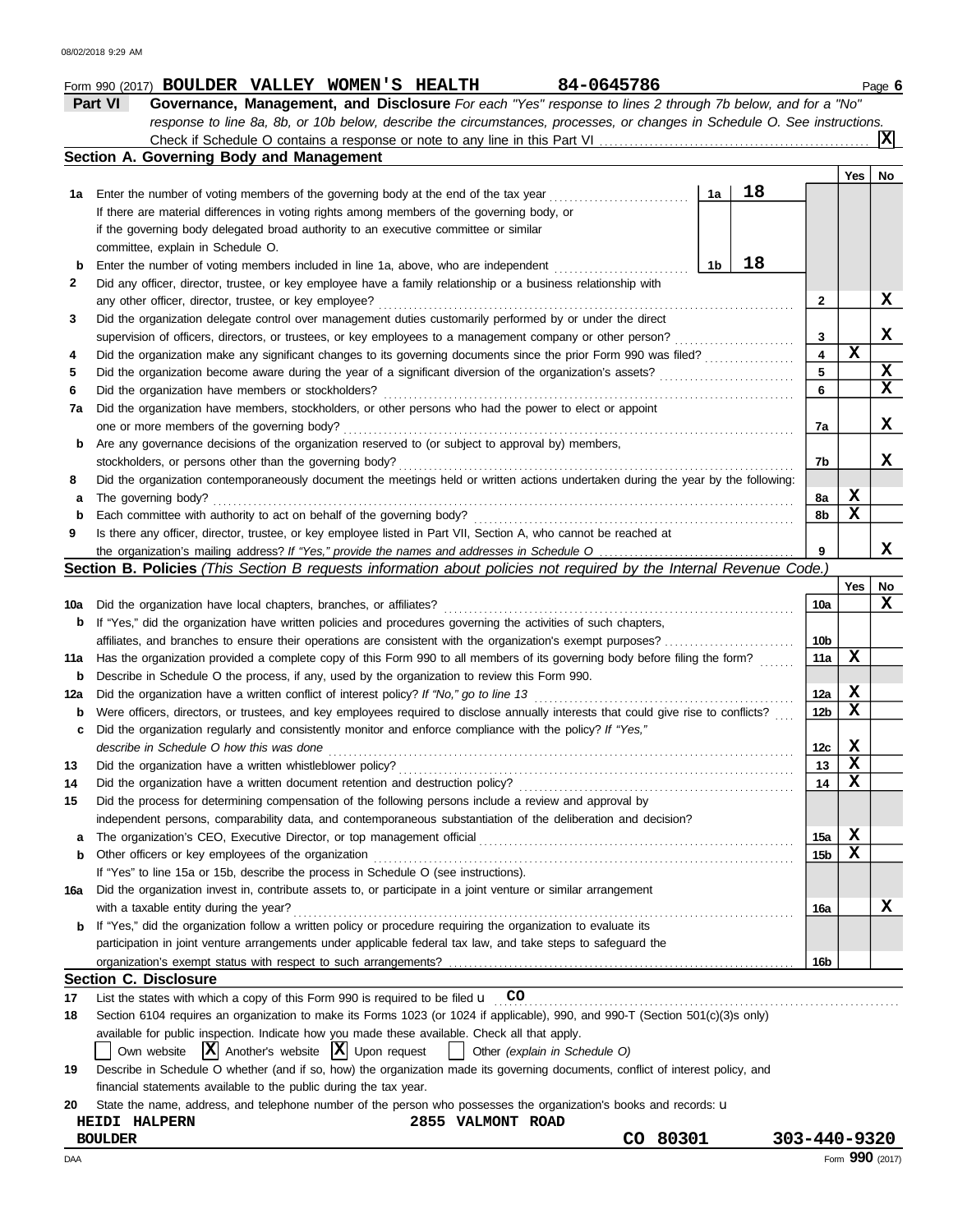Form 990 (2017) **BOULDER VALLEY WOMEN'S HEALTH** **84-0645786** Page **6**

## Part VI — Governance, Management, and Disclosure

*For each "Yes" response to lines 2 through 7b below, and for a "No" response to line 8a, 8b, or 10b below, describe the circumstances, processes, or changes in Schedule O. See instructions.*

Check if Schedule O contains a response or note to any line in this Part VI . . . . . [X]

### Section A. Governing Body and Management

| | | | Yes | No |
|---|---|---|---|---|
| **1a** | Enter the number of voting members of the governing body at the end of the tax year . . . **1a** 18<br>If there are material differences in voting rights among members of the governing body, or if the governing body delegated broad authority to an executive committee or similar committee, explain in Schedule O. | | | |
| **b** | Enter the number of voting members included in line 1a, above, who are independent . . . **1b** 18 | | | |
| **2** | Did any officer, director, trustee, or key employee have a family relationship or a business relationship with any other officer, director, trustee, or key employee? | 2 | | X |
| **3** | Did the organization delegate control over management duties customarily performed by or under the direct supervision of officers, directors, or trustees, or key employees to a management company or other person? | 3 | | X |
| **4** | Did the organization make any significant changes to its governing documents since the prior Form 990 was filed? | 4 | X | |
| **5** | Did the organization become aware during the year of a significant diversion of the organization's assets? | 5 | | X |
| **6** | Did the organization have members or stockholders? | 6 | | X |
| **7a** | Did the organization have members, stockholders, or other persons who had the power to elect or appoint one or more members of the governing body? | 7a | | X |
| **b** | Are any governance decisions of the organization reserved to (or subject to approval by) members, stockholders, or persons other than the governing body? | 7b | | X |
| **8** | Did the organization contemporaneously document the meetings held or written actions undertaken during the year by the following: | | | |
| **a** | The governing body? | 8a | X | |
| **b** | Each committee with authority to act on behalf of the governing body? | 8b | X | |
| **9** | Is there any officer, director, trustee, or key employee listed in Part VII, Section A, who cannot be reached at the organization's mailing address? *If "Yes," provide the names and addresses in Schedule O* | 9 | | X |

### Section B. Policies *(This Section B requests information about policies not required by the Internal Revenue Code.)*

| | | | Yes | No |
|---|---|---|---|---|
| **10a** | Did the organization have local chapters, branches, or affiliates? | 10a | | X |
| **b** | If "Yes," did the organization have written policies and procedures governing the activities of such chapters, affiliates, and branches to ensure their operations are consistent with the organization's exempt purposes? | 10b | | |
| **11a** | Has the organization provided a complete copy of this Form 990 to all members of its governing body before filing the form? | 11a | X | |
| **b** | Describe in Schedule O the process, if any, used by the organization to review this Form 990. | | | |
| **12a** | Did the organization have a written conflict of interest policy? *If "No," go to line 13* | 12a | X | |
| **b** | Were officers, directors, or trustees, and key employees required to disclose annually interests that could give rise to conflicts? | 12b | X | |
| **c** | Did the organization regularly and consistently monitor and enforce compliance with the policy? *If "Yes," describe in Schedule O how this was done* | 12c | X | |
| **13** | Did the organization have a written whistleblower policy? | 13 | X | |
| **14** | Did the organization have a written document retention and destruction policy? | 14 | X | |
| **15** | Did the process for determining compensation of the following persons include a review and approval by independent persons, comparability data, and contemporaneous substantiation of the deliberation and decision? | | | |
| **a** | The organization's CEO, Executive Director, or top management official | 15a | X | |
| **b** | Other officers or key employees of the organization<br>If "Yes" to line 15a or 15b, describe the process in Schedule O (see instructions). | 15b | X | |
| **16a** | Did the organization invest in, contribute assets to, or participate in a joint venture or similar arrangement with a taxable entity during the year? | 16a | | X |
| **b** | If "Yes," did the organization follow a written policy or procedure requiring the organization to evaluate its participation in joint venture arrangements under applicable federal tax law, and take steps to safeguard the organization's exempt status with respect to such arrangements? | 16b | | |

### Section C. Disclosure

**17** List the states with which a copy of this Form 990 is required to be filed u **CO**

**18** Section 6104 requires an organization to make its Forms 1023 (or 1024 if applicable), 990, and 990-T (Section 501(c)(3)s only) available for public inspection. Indicate how you made these available. Check all that apply.

[ ] Own website [X] Another's website [X] Upon request [ ] Other *(explain in Schedule O)*

**19** Describe in Schedule O whether (and if so, how) the organization made its governing documents, conflict of interest policy, and financial statements available to the public during the tax year.

**20** State the name, address, and telephone number of the person who possesses the organization's books and records: u

**HEIDI HALPERN** **2855 VALMONT ROAD**
**BOULDER** **CO 80301** **303-440-9320**

Form **990** (2017)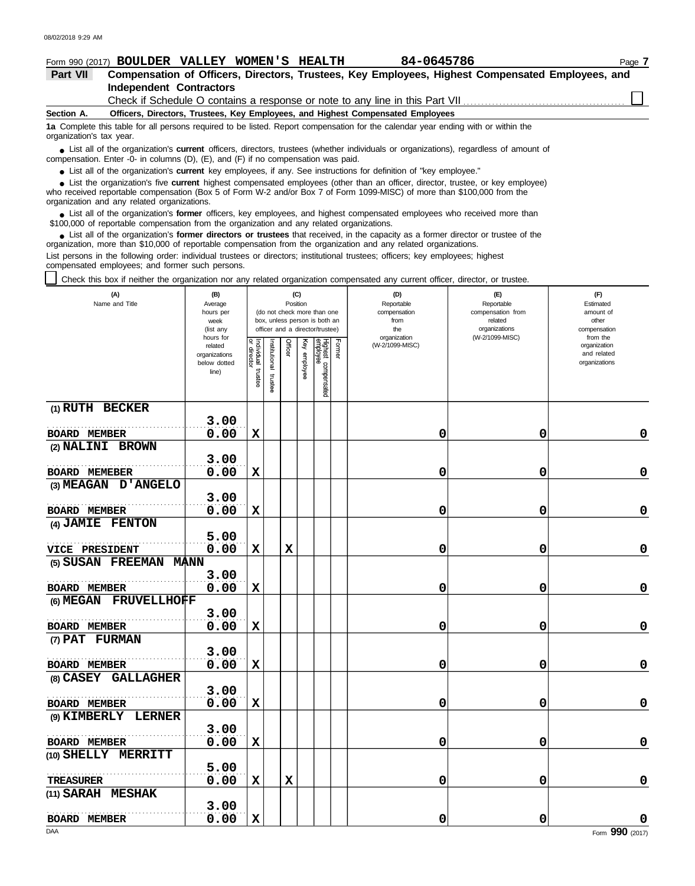Form 990 (2017) **BOULDER VALLEY WOMEN'S HEALTH** **84-0645786**

**Part VII** **Compensation of Officers, Directors, Trustees, Key Employees, Highest Compensated Employees, and Independent Contractors**

Check if Schedule O contains a response or note to any line in this Part VII ☐

**Section A.** **Officers, Directors, Trustees, Key Employees, and Highest Compensated Employees**

**1a** Complete this table for all persons required to be listed. Report compensation for the calendar year ending with or within the organization's tax year.

- List all of the organization's **current** officers, directors, trustees (whether individuals or organizations), regardless of amount of compensation. Enter -0- in columns (D), (E), and (F) if no compensation was paid.
- List all of the organization's **current** key employees, if any. See instructions for definition of "key employee."
- List the organization's five **current** highest compensated employees (other than an officer, director, trustee, or key employee) who received reportable compensation (Box 5 of Form W-2 and/or Box 7 of Form 1099-MISC) of more than $100,000 from the organization and any related organizations.
- List all of the organization's **former** officers, key employees, and highest compensated employees who received more than $100,000 of reportable compensation from the organization and any related organizations.
- List all of the organization's **former directors or trustees** that received, in the capacity as a former director or trustee of the organization, more than $10,000 of reportable compensation from the organization and any related organizations.

List persons in the following order: individual trustees or directors; institutional trustees; officers; key employees; highest compensated employees; and former such persons.

☐ Check this box if neither the organization nor any related organization compensated any current officer, director, or trustee.

| (A) Name and Title | (B) Average hours per week (list any hours for related organizations below dotted line) | (C) Position (do not check more than one box, unless person is both an officer and a director/trustee) | | | | | | (D) Reportable compensation from the organization (W-2/1099-MISC) | (E) Reportable compensation from related organizations (W-2/1099-MISC) | (F) Estimated amount of other compensation from the organization and related organizations |
|---|---|---|---|---|---|---|---|---|---|---|
| | | Individual trustee or director | Institutional trustee | Officer | Key employee | Highest compensated employee | Former | | | |
| (1) RUTH BECKER<br>BOARD MEMBER | 3.00<br>0.00 | X | | | | | | 0 | 0 | 0 |
| (2) NALINI BROWN<br>BOARD MEMEBER | 3.00<br>0.00 | X | | | | | | 0 | 0 | 0 |
| (3) MEAGAN D'ANGELO<br>BOARD MEMBER | 3.00<br>0.00 | X | | | | | | 0 | 0 | 0 |
| (4) JAMIE FENTON<br>VICE PRESIDENT | 5.00<br>0.00 | X | | X | | | | 0 | 0 | 0 |
| (5) SUSAN FREEMAN MANN<br>BOARD MEMBER | 3.00<br>0.00 | X | | | | | | 0 | 0 | 0 |
| (6) MEGAN FRUVELLHOFF<br>BOARD MEMBER | 3.00<br>0.00 | X | | | | | | 0 | 0 | 0 |
| (7) PAT FURMAN<br>BOARD MEMBER | 3.00<br>0.00 | X | | | | | | 0 | 0 | 0 |
| (8) CASEY GALLAGHER<br>BOARD MEMBER | 3.00<br>0.00 | X | | | | | | 0 | 0 | 0 |
| (9) KIMBERLY LERNER<br>BOARD MEMBER | 3.00<br>0.00 | X | | | | | | 0 | 0 | 0 |
| (10) SHELLY MERRITT<br>TREASURER | 5.00<br>0.00 | X | | X | | | | 0 | 0 | 0 |
| (11) SARAH MESHAK<br>BOARD MEMBER | 3.00<br>0.00 | X | | | | | | 0 | 0 | 0 |

Form **990** (2017)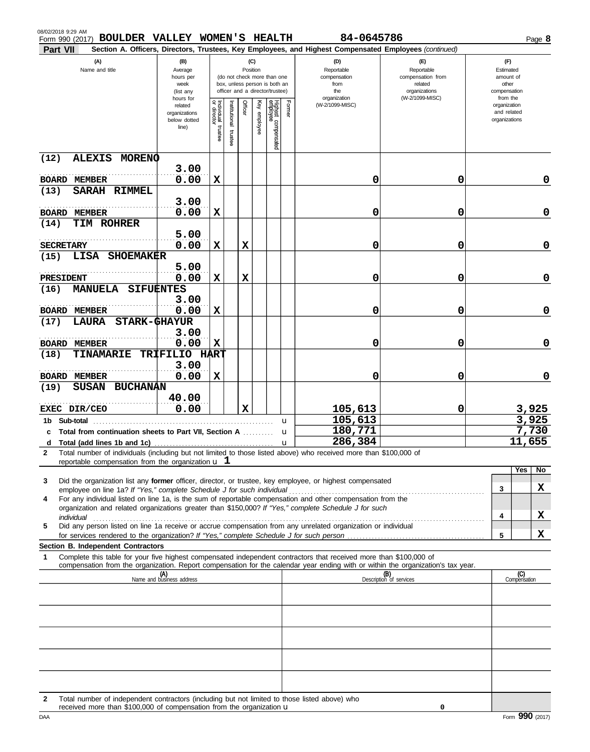08/02/2018 9:29 AM
Form 990 (2017) **BOULDER VALLEY WOMEN'S HEALTH** 84-0645786 Page **8**

**Part VII** **Section A. Officers, Directors, Trustees, Key Employees, and Highest Compensated Employees** *(continued)*

| (A) Name and title | (B) Average hours per week (list any hours for related organizations below dotted line) | (C) Position: Individual trustee or director | Institutional trustee | Officer | Key employee | Highest compensated employee | Former | (D) Reportable compensation from the organization (W-2/1099-MISC) | (E) Reportable compensation from related organizations (W-2/1099-MISC) | (F) Estimated amount of other compensation from the organization and related organizations |
|---|---|---|---|---|---|---|---|---|---|---|
| (12) ALEXIS MORENO<br>BOARD MEMBER | 3.00<br>0.00 | X | | | | | | 0 | 0 | 0 |
| (13) SARAH RIMMEL<br>BOARD MEMBER | 3.00<br>0.00 | X | | | | | | 0 | 0 | 0 |
| (14) TIM ROHRER<br>SECRETARY | 5.00<br>0.00 | X | | X | | | | 0 | 0 | 0 |
| (15) LISA SHOEMAKER<br>PRESIDENT | 5.00<br>0.00 | X | | X | | | | 0 | 0 | 0 |
| (16) MANUELA SIFUENTES<br>BOARD MEMBER | 3.00<br>0.00 | X | | | | | | 0 | 0 | 0 |
| (17) LAURA STARK-GHAYUR<br>BOARD MEMBER | 3.00<br>0.00 | X | | | | | | 0 | 0 | 0 |
| (18) TINAMARIE TRIFILIO HART<br>BOARD MEMBER | 3.00<br>0.00 | X | | | | | | 0 | 0 | 0 |
| (19) SUSAN BUCHANAN<br>EXEC DIR/CEO | 40.00<br>0.00 | | | X | | | | 105,613 | 0 | 3,925 |
| 1b Sub-total | | | | | | | | 105,613 | | 3,925 |
| c Total from continuation sheets to Part VII, Section A | | | | | | | | 180,771 | | 7,730 |
| d Total (add lines 1b and 1c) | | | | | | | | 286,384 | | 11,655 |

**2** Total number of individuals (including but not limited to those listed above) who received more than $100,000 of reportable compensation from the organization u 1

| | | Yes | No |
|---|---|---|---|
| **3** Did the organization list any **former** officer, director, or trustee, key employee, or highest compensated employee on line 1a? *If "Yes," complete Schedule J for such individual* | 3 | | X |
| **4** For any individual listed on line 1a, is the sum of reportable compensation and other compensation from the organization and related organizations greater than $150,000? *If "Yes," complete Schedule J for such individual* | 4 | | X |
| **5** Did any person listed on line 1a receive or accrue compensation from any unrelated organization or individual for services rendered to the organization? *If "Yes," complete Schedule J for such person* | 5 | | X |

**Section B. Independent Contractors**

**1** Complete this table for your five highest compensated independent contractors that received more than $100,000 of compensation from the organization. Report compensation for the calendar year ending with or within the organization's tax year.

| (A) Name and business address | (B) Description of services | (C) Compensation |
|---|---|---|
| | | |
| | | |
| | | |
| | | |
| | | |

**2** Total number of independent contractors (including but not limited to those listed above) who received more than $100,000 of compensation from the organization u 0

DAA Form **990** (2017)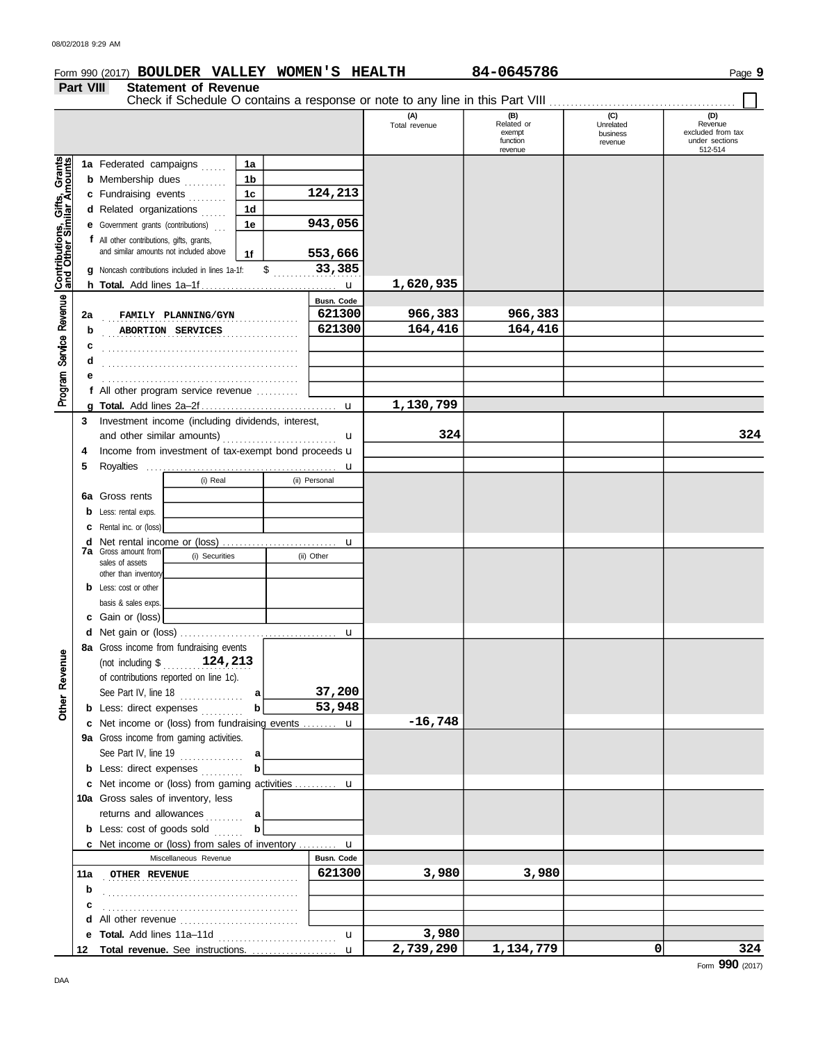Form 990 (2017) **BOULDER VALLEY WOMEN'S HEALTH** 84-0645786 Page **9**

## Part VIII Statement of Revenue

Check if Schedule O contains a response or note to any line in this Part VIII ☐

| | | | (A) Total revenue | (B) Related or exempt function revenue | (C) Unrelated business revenue | (D) Revenue excluded from tax under sections 512-514 |
|---|---|---|---|---|---|---|
| **Contributions, Gifts, Grants and Other Similar Amounts** | 1a Federated campaigns | 1a | | | | |
| | b Membership dues | 1b | | | | |
| | c Fundraising events | 1c 124,213 | | | | |
| | d Related organizations | 1d | | | | |
| | e Government grants (contributions) | 1e 943,056 | | | | |
| | f All other contributions, gifts, grants, and similar amounts not included above | 1f 553,666 | | | | |
| | g Noncash contributions included in lines 1a-1f: $ 33,385 | | | | | |
| | h **Total.** Add lines 1a–1f | | 1,620,935 | | | |
| **Program Service Revenue** | | Busn. Code | | | | |
| | 2a FAMILY PLANNING/GYN | 621300 | 966,383 | 966,383 | | |
| | b ABORTION SERVICES | 621300 | 164,416 | 164,416 | | |
| | c | | | | | |
| | d | | | | | |
| | e | | | | | |
| | f All other program service revenue | | | | | |
| | g **Total.** Add lines 2a–2f | | 1,130,799 | | | |
| | 3 Investment income (including dividends, interest, and other similar amounts) | | 324 | | | 324 |
| | 4 Income from investment of tax-exempt bond proceeds | | | | | |
| | 5 Royalties | | | | | |
| | 6a Gross rents — (i) Real / (ii) Personal | | | | | |
| | b Less: rental exps. | | | | | |
| | c Rental inc. or (loss) | | | | | |
| | d Net rental income or (loss) | | | | | |
| | 7a Gross amount from sales of assets other than inventory — (i) Securities / (ii) Other | | | | | |
| | b Less: cost or other basis & sales exps. | | | | | |
| | c Gain or (loss) | | | | | |
| | d Net gain or (loss) | | | | | |
| **Other Revenue** | 8a Gross income from fundraising events (not including $ 124,213 of contributions reported on line 1c). See Part IV, line 18 | a 37,200 | | | | |
| | b Less: direct expenses | b 53,948 | | | | |
| | c Net income or (loss) from fundraising events | | -16,748 | | | |
| | 9a Gross income from gaming activities. See Part IV, line 19 | a | | | | |
| | b Less: direct expenses | b | | | | |
| | c Net income or (loss) from gaming activities | | | | | |
| | 10a Gross sales of inventory, less returns and allowances | a | | | | |
| | b Less: cost of goods sold | b | | | | |
| | c Net income or (loss) from sales of inventory | | | | | |
| | Miscellaneous Revenue | Busn. Code | | | | |
| | 11a OTHER REVENUE | 621300 | 3,980 | 3,980 | | |
| | b | | | | | |
| | c | | | | | |
| | d All other revenue | | | | | |
| | e **Total.** Add lines 11a–11d | | 3,980 | | | |
| | 12 **Total revenue.** See instructions. | | 2,739,290 | 1,134,779 | 0 | 324 |

Form **990** (2017)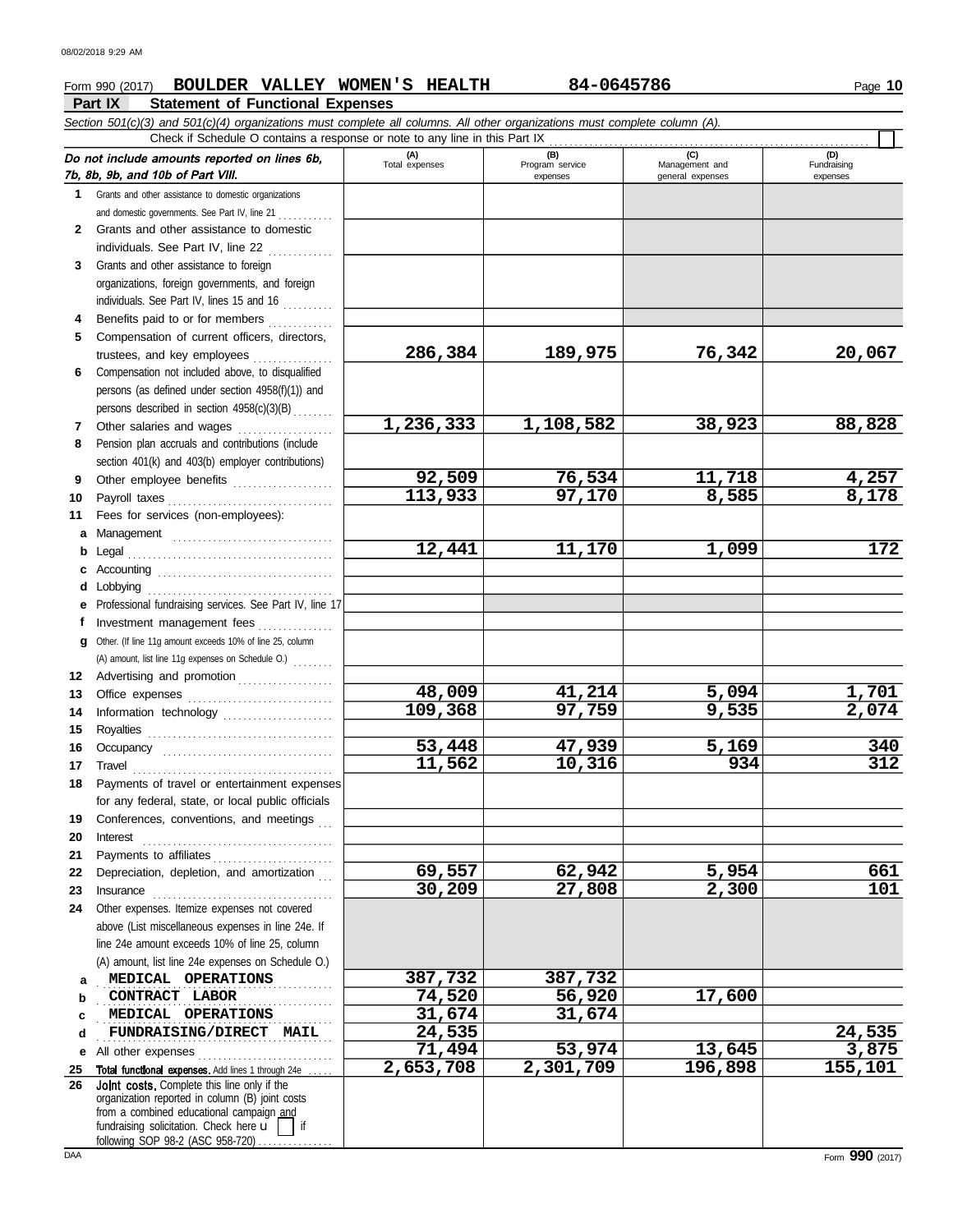08/02/2018 9:29 AM

Form 990 (2017) **BOULDER VALLEY WOMEN'S HEALTH** **84-0645786** Page **10**

## Part IX Statement of Functional Expenses

*Section 501(c)(3) and 501(c)(4) organizations must complete all columns. All other organizations must complete column (A).*

Check if Schedule O contains a response or note to any line in this Part IX ☐

| *Do not include amounts reported on lines 6b, 7b, 8b, 9b, and 10b of Part VIII.* | (A) Total expenses | (B) Program service expenses | (C) Management and general expenses | (D) Fundraising expenses |
|---|---|---|---|---|
| **1** Grants and other assistance to domestic organizations and domestic governments. See Part IV, line 21 | | | | |
| **2** Grants and other assistance to domestic individuals. See Part IV, line 22 | | | | |
| **3** Grants and other assistance to foreign organizations, foreign governments, and foreign individuals. See Part IV, lines 15 and 16 | | | | |
| **4** Benefits paid to or for members | | | | |
| **5** Compensation of current officers, directors, trustees, and key employees | 286,384 | 189,975 | 76,342 | 20,067 |
| **6** Compensation not included above, to disqualified persons (as defined under section 4958(f)(1)) and persons described in section 4958(c)(3)(B) | | | | |
| **7** Other salaries and wages | 1,236,333 | 1,108,582 | 38,923 | 88,828 |
| **8** Pension plan accruals and contributions (include section 401(k) and 403(b) employer contributions) | | | | |
| **9** Other employee benefits | 92,509 | 76,534 | 11,718 | 4,257 |
| **10** Payroll taxes | 113,933 | 97,170 | 8,585 | 8,178 |
| **11** Fees for services (non-employees): | | | | |
| **a** Management | | | | |
| **b** Legal | 12,441 | 11,170 | 1,099 | 172 |
| **c** Accounting | | | | |
| **d** Lobbying | | | | |
| **e** Professional fundraising services. See Part IV, line 17 | | | | |
| **f** Investment management fees | | | | |
| **g** Other. (If line 11g amount exceeds 10% of line 25, column (A) amount, list line 11g expenses on Schedule O.) | | | | |
| **12** Advertising and promotion | | | | |
| **13** Office expenses | 48,009 | 41,214 | 5,094 | 1,701 |
| **14** Information technology | 109,368 | 97,759 | 9,535 | 2,074 |
| **15** Royalties | | | | |
| **16** Occupancy | 53,448 | 47,939 | 5,169 | 340 |
| **17** Travel | 11,562 | 10,316 | 934 | 312 |
| **18** Payments of travel or entertainment expenses for any federal, state, or local public officials | | | | |
| **19** Conferences, conventions, and meetings | | | | |
| **20** Interest | | | | |
| **21** Payments to affiliates | | | | |
| **22** Depreciation, depletion, and amortization | 69,557 | 62,942 | 5,954 | 661 |
| **23** Insurance | 30,209 | 27,808 | 2,300 | 101 |
| **24** Other expenses. Itemize expenses not covered above (List miscellaneous expenses in line 24e. If line 24e amount exceeds 10% of line 25, column (A) amount, list line 24e expenses on Schedule O.) | | | | |
| **a** MEDICAL OPERATIONS | 387,732 | 387,732 | | |
| **b** CONTRACT LABOR | 74,520 | 56,920 | 17,600 | |
| **c** MEDICAL OPERATIONS | 31,674 | 31,674 | | |
| **d** FUNDRAISING/DIRECT MAIL | 24,535 | | | 24,535 |
| **e** All other expenses | 71,494 | 53,974 | 13,645 | 3,875 |
| **25** **Total functional expenses.** Add lines 1 through 24e | 2,653,708 | 2,301,709 | 196,898 | 155,101 |
| **26** **Joint costs.** Complete this line only if the organization reported in column (B) joint costs from a combined educational campaign and fundraising solicitation. Check here u ☐ if following SOP 98-2 (ASC 958-720) | | | | |

DAA Form **990** (2017)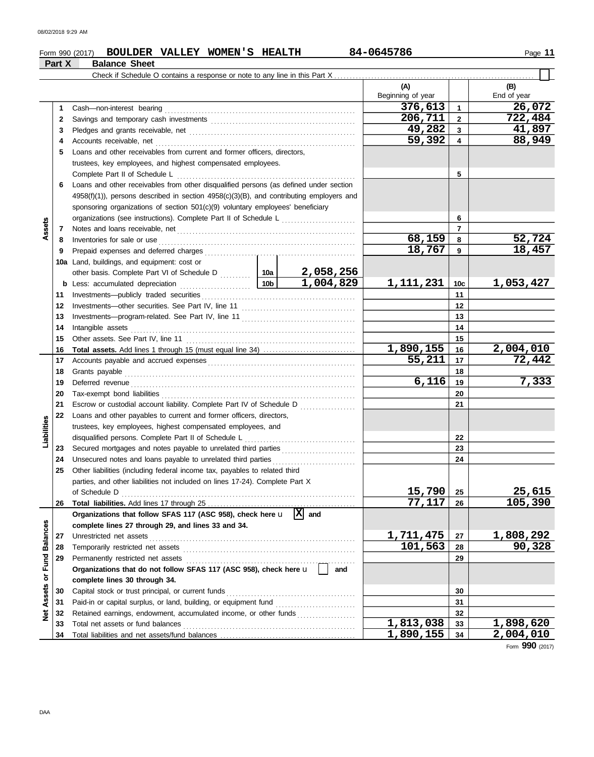Form 990 (2017) **BOULDER VALLEY WOMEN'S HEALTH** 84-0645786

## Part X Balance Sheet

Check if Schedule O contains a response or note to any line in this Part X . . . . . . . . . . . . . . . . . . . . . . . . . . . . . . . . . . . . . . . . . . . . . . . . . . . . . . . . . .

| | | | | (A) Beginning of year | | (B) End of year |
|---|---|---|---|---|---|---|
| **Assets** | 1 | Cash—non-interest bearing | | 376,613 | 1 | 26,072 |
| | 2 | Savings and temporary cash investments | | 206,711 | 2 | 722,484 |
| | 3 | Pledges and grants receivable, net | | 49,282 | 3 | 41,897 |
| | 4 | Accounts receivable, net | | 59,392 | 4 | 88,949 |
| | 5 | Loans and other receivables from current and former officers, directors, trustees, key employees, and highest compensated employees. Complete Part II of Schedule L | | | 5 | |
| | 6 | Loans and other receivables from other disqualified persons (as defined under section 4958(f)(1)), persons described in section 4958(c)(3)(B), and contributing employers and sponsoring organizations of section 501(c)(9) voluntary employees' beneficiary organizations (see instructions). Complete Part II of Schedule L | | | 6 | |
| | 7 | Notes and loans receivable, net | | | 7 | |
| | 8 | Inventories for sale or use | | 68,159 | 8 | 52,724 |
| | 9 | Prepaid expenses and deferred charges | | 18,767 | 9 | 18,457 |
| | 10a | Land, buildings, and equipment: cost or other basis. Complete Part VI of Schedule D | 10a 2,058,256 | | | |
| | b | Less: accumulated depreciation | 10b 1,004,829 | 1,111,231 | 10c | 1,053,427 |
| | 11 | Investments—publicly traded securities | | | 11 | |
| | 12 | Investments—other securities. See Part IV, line 11 | | | 12 | |
| | 13 | Investments—program-related. See Part IV, line 11 | | | 13 | |
| | 14 | Intangible assets | | | 14 | |
| | 15 | Other assets. See Part IV, line 11 | | | 15 | |
| | 16 | **Total assets.** Add lines 1 through 15 (must equal line 34) | | 1,890,155 | 16 | 2,004,010 |
| **Liabilities** | 17 | Accounts payable and accrued expenses | | 55,211 | 17 | 72,442 |
| | 18 | Grants payable | | | 18 | |
| | 19 | Deferred revenue | | 6,116 | 19 | 7,333 |
| | 20 | Tax-exempt bond liabilities | | | 20 | |
| | 21 | Escrow or custodial account liability. Complete Part IV of Schedule D | | | 21 | |
| | 22 | Loans and other payables to current and former officers, directors, trustees, key employees, highest compensated employees, and disqualified persons. Complete Part II of Schedule L | | | 22 | |
| | 23 | Secured mortgages and notes payable to unrelated third parties | | | 23 | |
| | 24 | Unsecured notes and loans payable to unrelated third parties | | | 24 | |
| | 25 | Other liabilities (including federal income tax, payables to related third parties, and other liabilities not included on lines 17-24). Complete Part X of Schedule D | | 15,790 | 25 | 25,615 |
| | 26 | **Total liabilities.** Add lines 17 through 25 | | 77,117 | 26 | 105,390 |
| **Net Assets or Fund Balances** | | **Organizations that follow SFAS 117 (ASC 958), check here** u [X] **and complete lines 27 through 29, and lines 33 and 34.** | | | | |
| | 27 | Unrestricted net assets | | 1,711,475 | 27 | 1,808,292 |
| | 28 | Temporarily restricted net assets | | 101,563 | 28 | 90,328 |
| | 29 | Permanently restricted net assets | | | 29 | |
| | | **Organizations that do not follow SFAS 117 (ASC 958), check here** u [ ] **and complete lines 30 through 34.** | | | | |
| | 30 | Capital stock or trust principal, or current funds | | | 30 | |
| | 31 | Paid-in or capital surplus, or land, building, or equipment fund | | | 31 | |
| | 32 | Retained earnings, endowment, accumulated income, or other funds | | | 32 | |
| | 33 | Total net assets or fund balances | | 1,813,038 | 33 | 1,898,620 |
| | 34 | Total liabilities and net assets/fund balances | | 1,890,155 | 34 | 2,004,010 |

Form **990** (2017)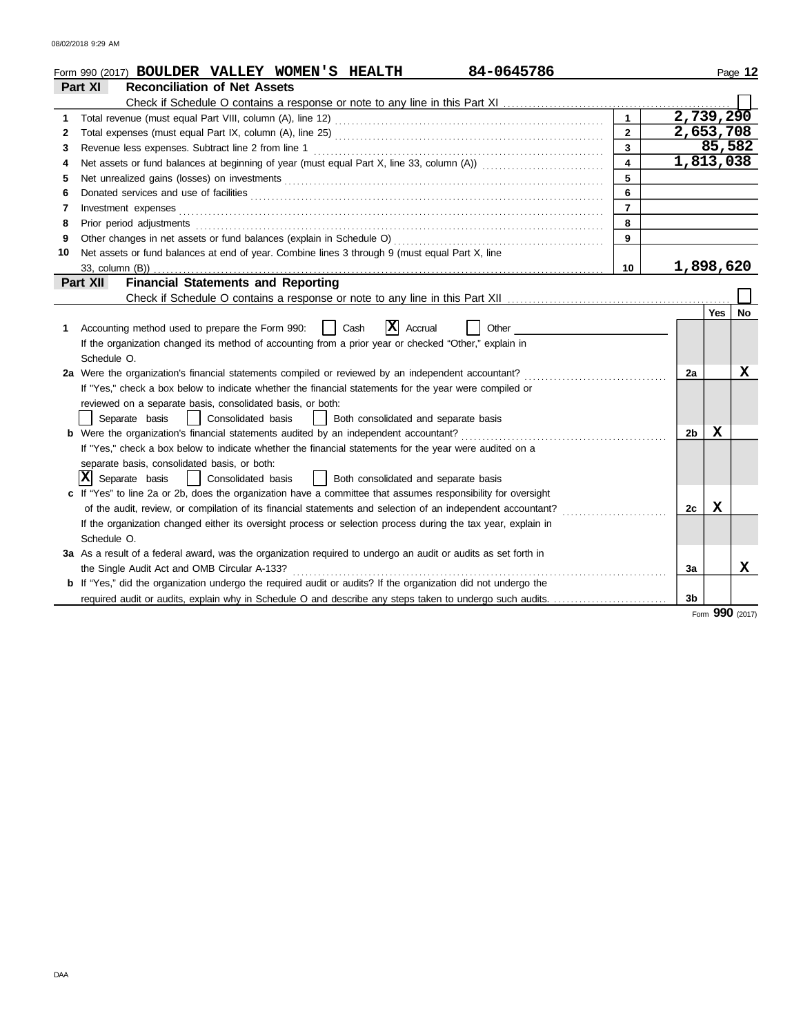Form 990 (2017) **BOULDER VALLEY WOMEN'S HEALTH** 84-0645786 Page **12**

## Part XI Reconciliation of Net Assets

Check if Schedule O contains a response or note to any line in this Part XI ☐

| | | | |
|---|---|---|---|
| 1 | Total revenue (must equal Part VIII, column (A), line 12) | 1 | 2,739,290 |
| 2 | Total expenses (must equal Part IX, column (A), line 25) | 2 | 2,653,708 |
| 3 | Revenue less expenses. Subtract line 2 from line 1 | 3 | 85,582 |
| 4 | Net assets or fund balances at beginning of year (must equal Part X, line 33, column (A)) | 4 | 1,813,038 |
| 5 | Net unrealized gains (losses) on investments | 5 | |
| 6 | Donated services and use of facilities | 6 | |
| 7 | Investment expenses | 7 | |
| 8 | Prior period adjustments | 8 | |
| 9 | Other changes in net assets or fund balances (explain in Schedule O) | 9 | |
| 10 | Net assets or fund balances at end of year. Combine lines 3 through 9 (must equal Part X, line 33, column (B)) | 10 | 1,898,620 |

## Part XII Financial Statements and Reporting

Check if Schedule O contains a response or note to any line in this Part XII ☐

| | | | Yes | No |
|---|---|---|---|---|
| 1 | Accounting method used to prepare the Form 990: ☐ Cash ☒ Accrual ☐ Other<br>If the organization changed its method of accounting from a prior year or checked "Other," explain in Schedule O. | | | |
| 2a | Were the organization's financial statements compiled or reviewed by an independent accountant?<br>If "Yes," check a box below to indicate whether the financial statements for the year were compiled or reviewed on a separate basis, consolidated basis, or both:<br>☐ Separate basis ☐ Consolidated basis ☐ Both consolidated and separate basis | 2a | | X |
| b | Were the organization's financial statements audited by an independent accountant?<br>If "Yes," check a box below to indicate whether the financial statements for the year were audited on a separate basis, consolidated basis, or both:<br>☒ Separate basis ☐ Consolidated basis ☐ Both consolidated and separate basis | 2b | X | |
| c | If "Yes" to line 2a or 2b, does the organization have a committee that assumes responsibility for oversight of the audit, review, or compilation of its financial statements and selection of an independent accountant?<br>If the organization changed either its oversight process or selection process during the tax year, explain in Schedule O. | 2c | X | |
| 3a | As a result of a federal award, was the organization required to undergo an audit or audits as set forth in the Single Audit Act and OMB Circular A-133? | 3a | | X |
| b | If "Yes," did the organization undergo the required audit or audits? If the organization did not undergo the required audit or audits, explain why in Schedule O and describe any steps taken to undergo such audits. | 3b | | |

Form **990** (2017)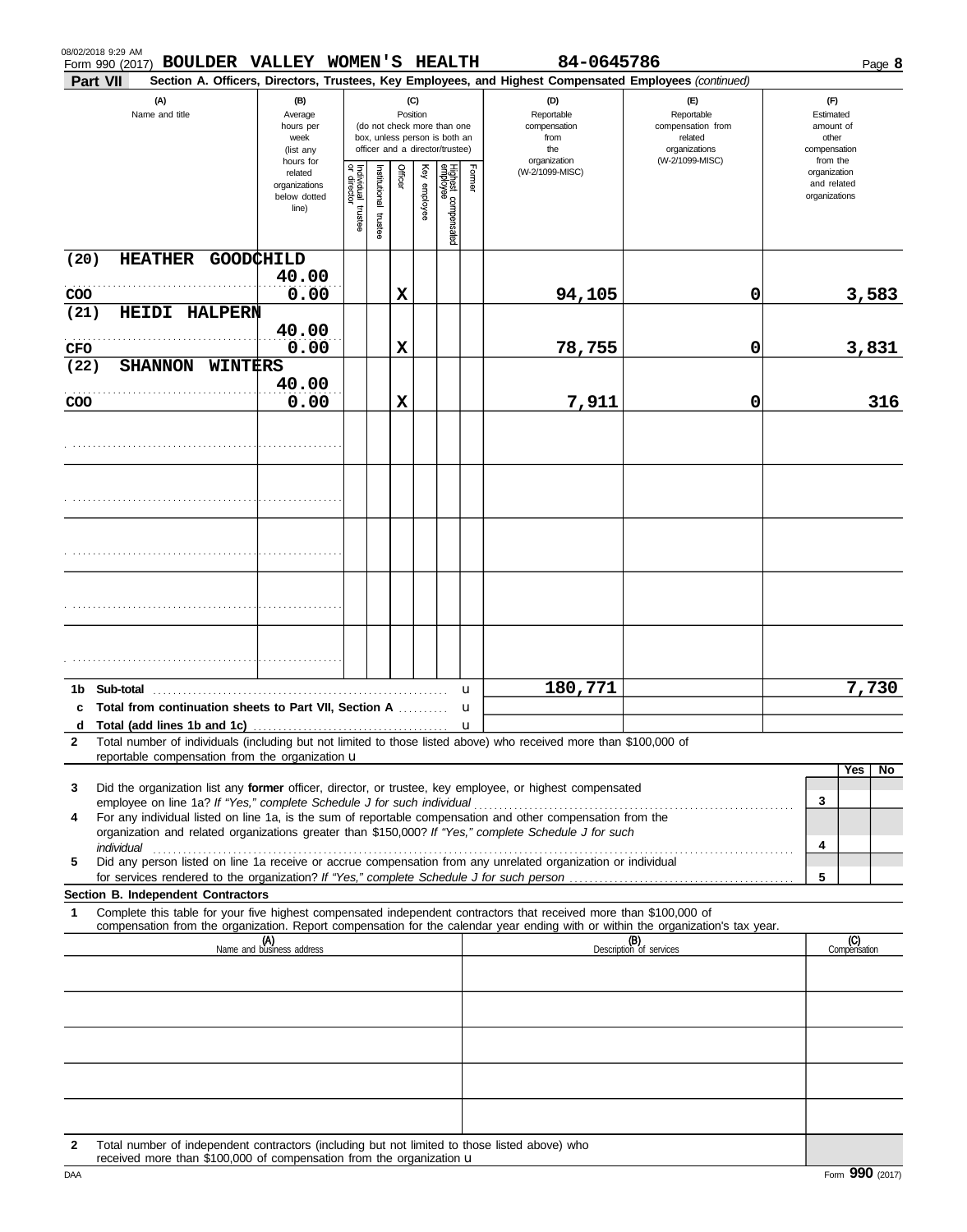08/02/2018 9:29 AM

Form 990 (2017) **BOULDER VALLEY WOMEN'S HEALTH** **84-0645786** Page **8**

**Part VII** **Section A. Officers, Directors, Trustees, Key Employees, and Highest Compensated Employees** *(continued)*

| (A) Name and title | (B) Average hours per week (list any hours for related organizations below dotted line) | (C) Position: Individual trustee or director | Institutional trustee | Officer | Key employee | Highest compensated employee | Former | (D) Reportable compensation from the organization (W-2/1099-MISC) | (E) Reportable compensation from related organizations (W-2/1099-MISC) | (F) Estimated amount of other compensation from the organization and related organizations |
|---|---|---|---|---|---|---|---|---|---|---|
| (20) HEATHER GOODCHILD<br>COO | 40.00<br>0.00 | | | X | | | | 94,105 | 0 | 3,583 |
| (21) HEIDI HALPERN<br>CFO | 40.00<br>0.00 | | | X | | | | 78,755 | 0 | 3,831 |
| (22) SHANNON WINTERS<br>COO | 40.00<br>0.00 | | | X | | | | 7,911 | 0 | 316 |
| | | | | | | | | | | |
| | | | | | | | | | | |
| | | | | | | | | | | |
| | | | | | | | | | | |
| | | | | | | | | | | |
| **1b Sub-total** | | | | | | | u | 180,771 | | 7,730 |
| **c Total from continuation sheets to Part VII, Section A** | | | | | | | u | | | |
| **d Total (add lines 1b and 1c)** | | | | | | | u | | | |

**2** Total number of individuals (including but not limited to those listed above) who received more than $100,000 of reportable compensation from the organization u

| | | | Yes | No |
|---|---|---|---|---|
| **3** | Did the organization list any **former** officer, director, or trustee, key employee, or highest compensated employee on line 1a? *If "Yes," complete Schedule J for such individual* | 3 | | |
| **4** | For any individual listed on line 1a, is the sum of reportable compensation and other compensation from the organization and related organizations greater than $150,000? *If "Yes," complete Schedule J for such individual* | 4 | | |
| **5** | Did any person listed on line 1a receive or accrue compensation from any unrelated organization or individual for services rendered to the organization? *If "Yes," complete Schedule J for such person* | 5 | | |

**Section B. Independent Contractors**

**1** Complete this table for your five highest compensated independent contractors that received more than $100,000 of compensation from the organization. Report compensation for the calendar year ending with or within the organization's tax year.

| (A) Name and business address | (B) Description of services | (C) Compensation |
|---|---|---|
| | | |
| | | |
| | | |
| | | |
| | | |

**2** Total number of independent contractors (including but not limited to those listed above) who received more than $100,000 of compensation from the organization u

DAA Form **990** (2017)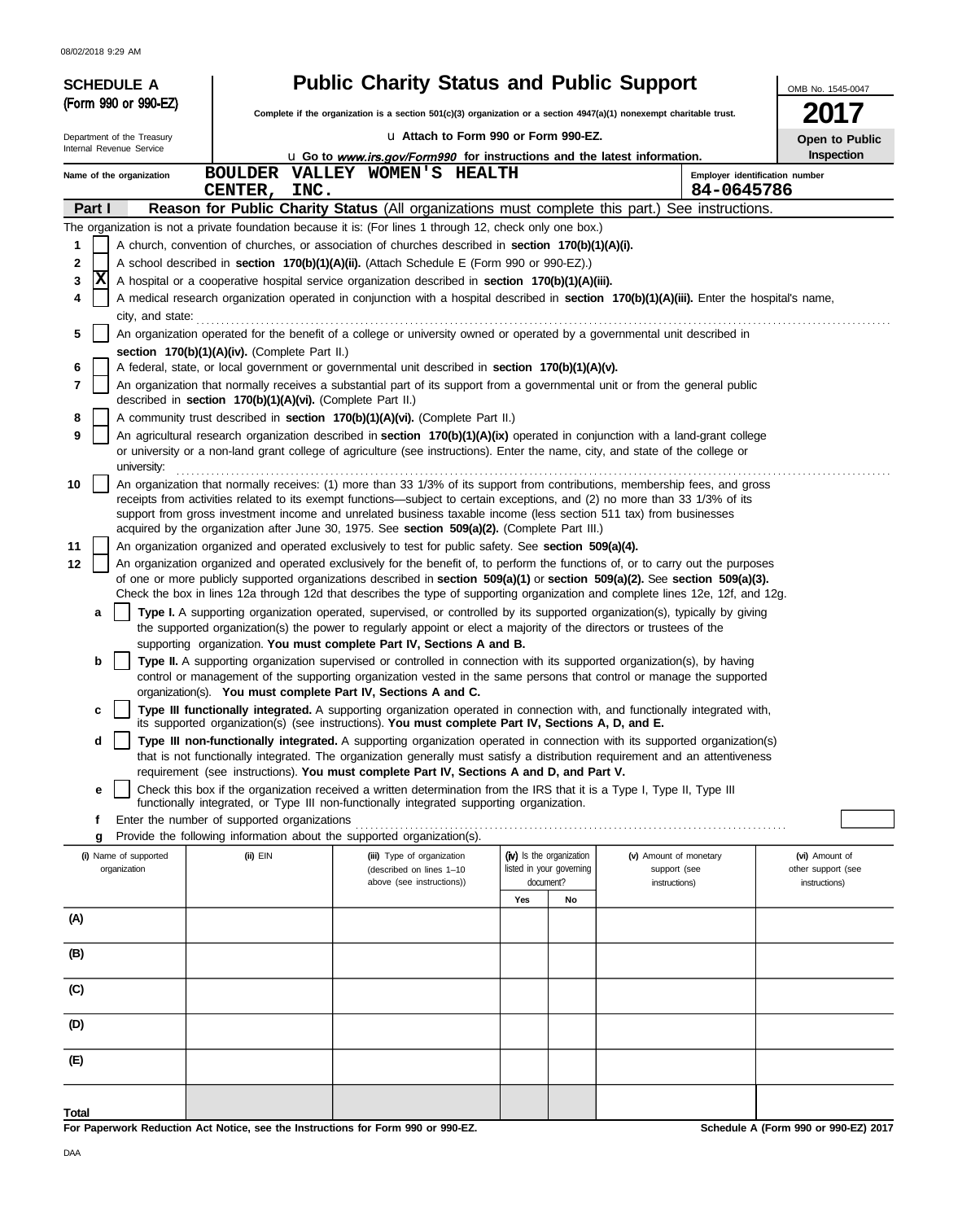# SCHEDULE A (Form 990 or 990-EZ)

Department of the Treasury
Internal Revenue Service

## Public Charity Status and Public Support

**Complete if the organization is a section 501(c)(3) organization or a section 4947(a)(1) nonexempt charitable trust.**

u Attach to Form 990 or Form 990-EZ.

u Go to *www.irs.gov/Form990* for instructions and the latest information.

OMB No. 1545-0047

**2017**

**Open to Public Inspection**

Name of the organization: BOULDER VALLEY WOMEN'S HEALTH CENTER, INC.

Employer identification number: 84-0645786

**Part I — Reason for Public Charity Status** (All organizations must complete this part.) See instructions.

The organization is not a private foundation because it is: (For lines 1 through 12, check only one box.)

1. [ ] A church, convention of churches, or association of churches described in **section 170(b)(1)(A)(i).**
2. [ ] A school described in **section 170(b)(1)(A)(ii).** (Attach Schedule E (Form 990 or 990-EZ).)
3. [X] A hospital or a cooperative hospital service organization described in **section 170(b)(1)(A)(iii).**
4. [ ] A medical research organization operated in conjunction with a hospital described in **section 170(b)(1)(A)(iii).** Enter the hospital's name, city, and state:
5. [ ] An organization operated for the benefit of a college or university owned or operated by a governmental unit described in **section 170(b)(1)(A)(iv).** (Complete Part II.)
6. [ ] A federal, state, or local government or governmental unit described in **section 170(b)(1)(A)(v).**
7. [ ] An organization that normally receives a substantial part of its support from a governmental unit or from the general public described in **section 170(b)(1)(A)(vi).** (Complete Part II.)
8. [ ] A community trust described in **section 170(b)(1)(A)(vi).** (Complete Part II.)
9. [ ] An agricultural research organization described in **section 170(b)(1)(A)(ix)** operated in conjunction with a land-grant college or university or a non-land grant college of agriculture (see instructions). Enter the name, city, and state of the college or university:
10. [ ] An organization that normally receives: (1) more than 33 1/3% of its support from contributions, membership fees, and gross receipts from activities related to its exempt functions—subject to certain exceptions, and (2) no more than 33 1/3% of its support from gross investment income and unrelated business taxable income (less section 511 tax) from businesses acquired by the organization after June 30, 1975. See **section 509(a)(2).** (Complete Part III.)
11. [ ] An organization organized and operated exclusively to test for public safety. See **section 509(a)(4).**
12. [ ] An organization organized and operated exclusively for the benefit of, to perform the functions of, or to carry out the purposes of one or more publicly supported organizations described in **section 509(a)(1)** or **section 509(a)(2).** See **section 509(a)(3).** Check the box in lines 12a through 12d that describes the type of supporting organization and complete lines 12e, 12f, and 12g.
   - **a** [ ] **Type I.** A supporting organization operated, supervised, or controlled by its supported organization(s), typically by giving the supported organization(s) the power to regularly appoint or elect a majority of the directors or trustees of the supporting organization. **You must complete Part IV, Sections A and B.**
   - **b** [ ] **Type II.** A supporting organization supervised or controlled in connection with its supported organization(s), by having control or management of the supporting organization vested in the same persons that control or manage the supported organization(s). **You must complete Part IV, Sections A and C.**
   - **c** [ ] **Type III functionally integrated.** A supporting organization operated in connection with, and functionally integrated with, its supported organization(s) (see instructions). **You must complete Part IV, Sections A, D, and E.**
   - **d** [ ] **Type III non-functionally integrated.** A supporting organization operated in connection with its supported organization(s) that is not functionally integrated. The organization generally must satisfy a distribution requirement and an attentiveness requirement (see instructions). **You must complete Part IV, Sections A and D, and Part V.**
   - **e** [ ] Check this box if the organization received a written determination from the IRS that it is a Type I, Type II, Type III functionally integrated, or Type III non-functionally integrated supporting organization.
   - **f** Enter the number of supported organizations
   - **g** Provide the following information about the supported organization(s).

| (i) Name of supported organization | (ii) EIN | (iii) Type of organization (described on lines 1–10 above (see instructions)) | (iv) Is the organization listed in your governing document? Yes | No | (v) Amount of monetary support (see instructions) | (vi) Amount of other support (see instructions) |
|---|---|---|---|---|---|---|
| (A) | | | | | | |
| (B) | | | | | | |
| (C) | | | | | | |
| (D) | | | | | | |
| (E) | | | | | | |
| **Total** | | | | | | |

**For Paperwork Reduction Act Notice, see the Instructions for Form 990 or 990-EZ.** **Schedule A (Form 990 or 990-EZ) 2017**

DAA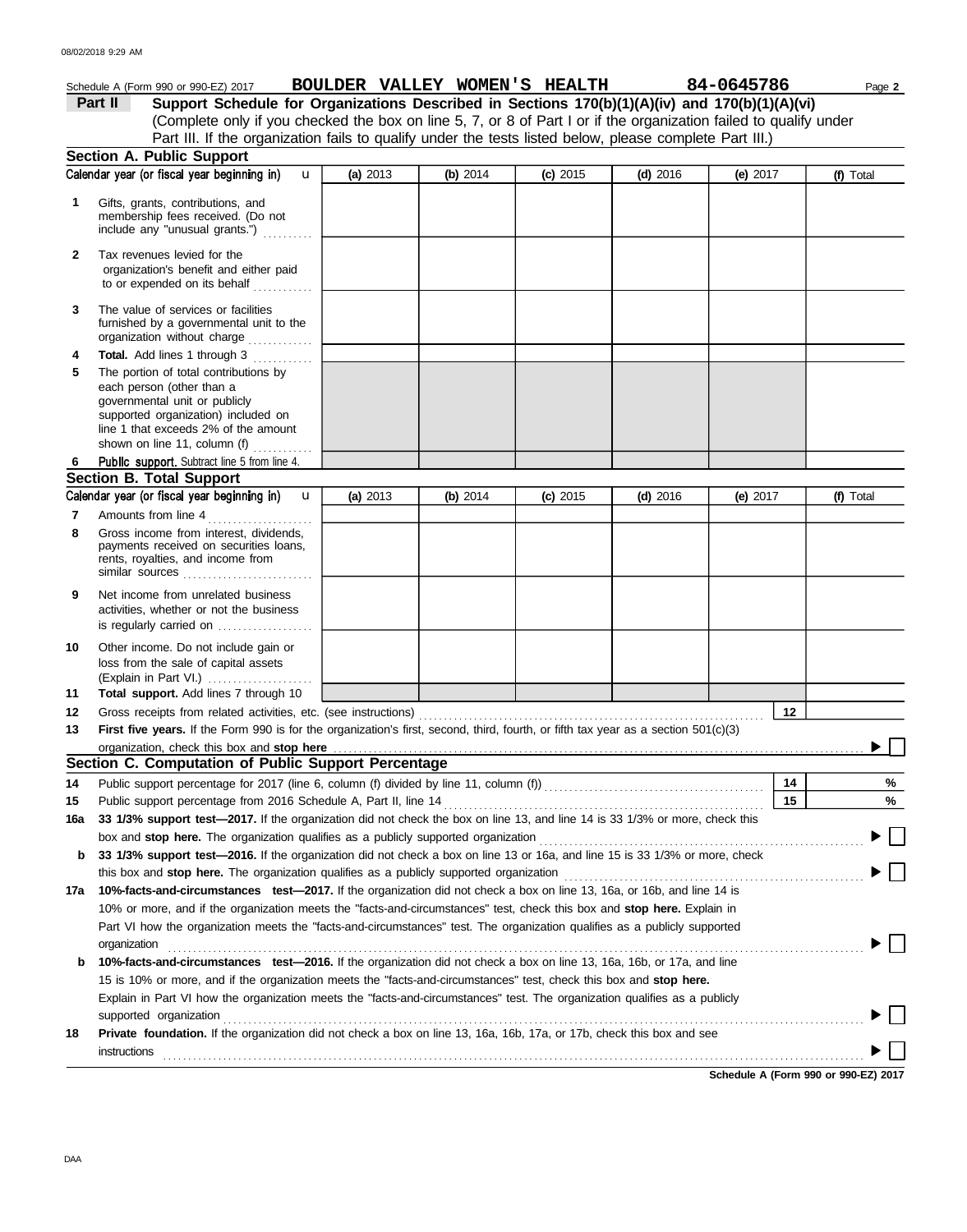Schedule A (Form 990 or 990-EZ) 2017 **BOULDER VALLEY WOMEN'S HEALTH** **84-0645786**

## Part II Support Schedule for Organizations Described in Sections 170(b)(1)(A)(iv) and 170(b)(1)(A)(vi)

(Complete only if you checked the box on line 5, 7, or 8 of Part I or if the organization failed to qualify under Part III. If the organization fails to qualify under the tests listed below, please complete Part III.)

### Section A. Public Support

| Calendar year (or fiscal year beginning in) | (a) 2013 | (b) 2014 | (c) 2015 | (d) 2016 | (e) 2017 | (f) Total |
|---|---|---|---|---|---|---|
| 1 Gifts, grants, contributions, and membership fees received. (Do not include any "unusual grants.") | | | | | | |
| 2 Tax revenues levied for the organization's benefit and either paid to or expended on its behalf | | | | | | |
| 3 The value of services or facilities furnished by a governmental unit to the organization without charge | | | | | | |
| 4 **Total.** Add lines 1 through 3 | | | | | | |
| 5 The portion of total contributions by each person (other than a governmental unit or publicly supported organization) included on line 1 that exceeds 2% of the amount shown on line 11, column (f) | | | | | | |
| 6 **Public support.** Subtract line 5 from line 4. | | | | | | |

### Section B. Total Support

| Calendar year (or fiscal year beginning in) | (a) 2013 | (b) 2014 | (c) 2015 | (d) 2016 | (e) 2017 | (f) Total |
|---|---|---|---|---|---|---|
| 7 Amounts from line 4 | | | | | | |
| 8 Gross income from interest, dividends, payments received on securities loans, rents, royalties, and income from similar sources | | | | | | |
| 9 Net income from unrelated business activities, whether or not the business is regularly carried on | | | | | | |
| 10 Other income. Do not include gain or loss from the sale of capital assets (Explain in Part VI.) | | | | | | |
| 11 **Total support.** Add lines 7 through 10 | | | | | | |

12 Gross receipts from related activities, etc. (see instructions) | 12 |

13 **First five years.** If the Form 990 is for the organization's first, second, third, fourth, or fifth tax year as a section 501(c)(3) organization, check this box and **stop here** ☐

### Section C. Computation of Public Support Percentage

14 Public support percentage for 2017 (line 6, column (f) divided by line 11, column (f)) | 14 | %

15 Public support percentage from 2016 Schedule A, Part II, line 14 | 15 | %

16a **33 1/3% support test—2017.** If the organization did not check the box on line 13, and line 14 is 33 1/3% or more, check this box and **stop here.** The organization qualifies as a publicly supported organization ☐

b **33 1/3% support test—2016.** If the organization did not check a box on line 13 or 16a, and line 15 is 33 1/3% or more, check this box and **stop here.** The organization qualifies as a publicly supported organization ☐

17a **10%-facts-and-circumstances test—2017.** If the organization did not check a box on line 13, 16a, or 16b, and line 14 is 10% or more, and if the organization meets the "facts-and-circumstances" test, check this box and **stop here.** Explain in Part VI how the organization meets the "facts-and-circumstances" test. The organization qualifies as a publicly supported organization ☐

b **10%-facts-and-circumstances test—2016.** If the organization did not check a box on line 13, 16a, 16b, or 17a, and line 15 is 10% or more, and if the organization meets the "facts-and-circumstances" test, check this box and **stop here.** Explain in Part VI how the organization meets the "facts-and-circumstances" test. The organization qualifies as a publicly supported organization ☐

18 **Private foundation.** If the organization did not check a box on line 13, 16a, 16b, 17a, or 17b, check this box and see instructions ☐

**Schedule A (Form 990 or 990-EZ) 2017**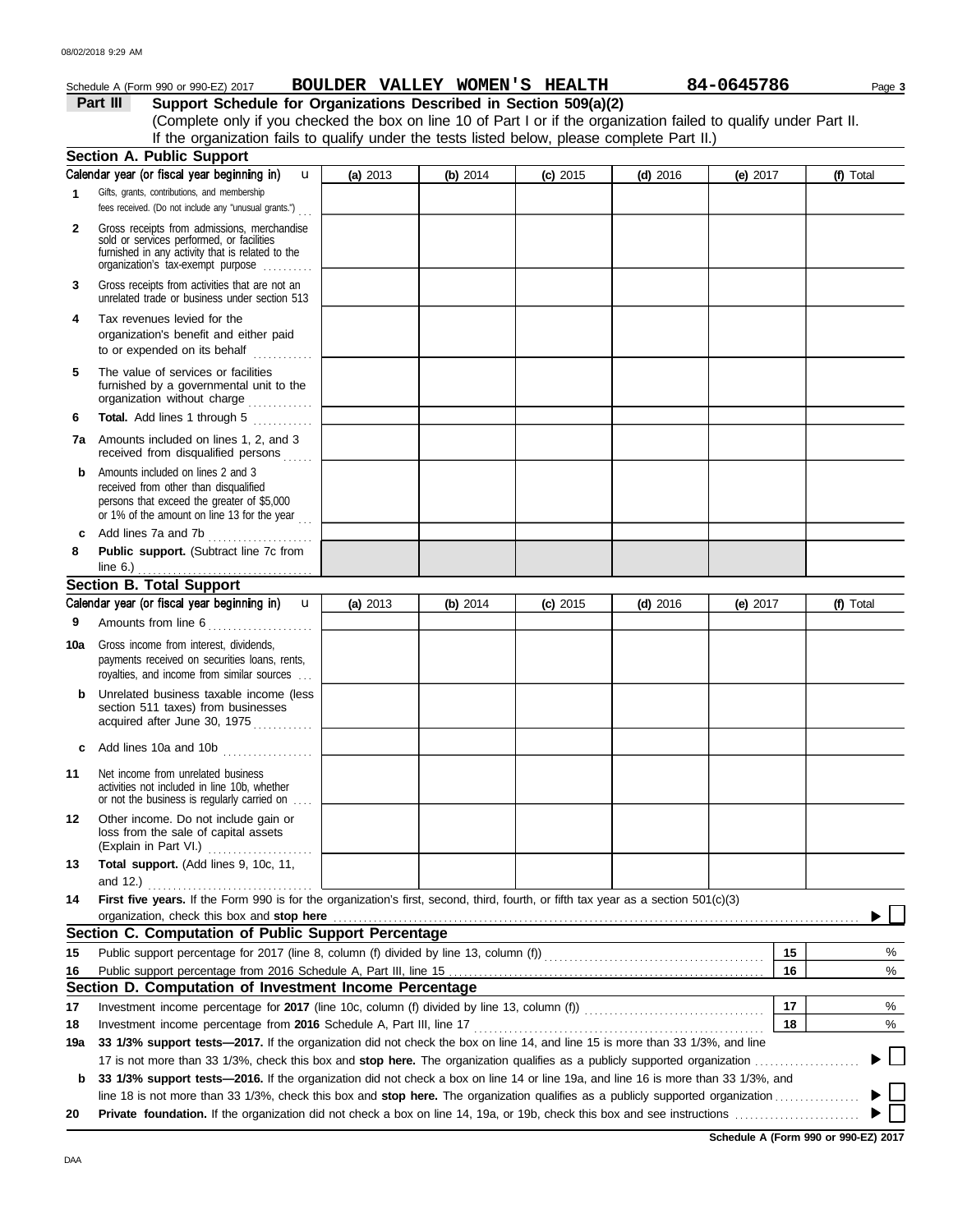Schedule A (Form 990 or 990-EZ) 2017 **BOULDER VALLEY WOMEN'S HEALTH** **84-0645786**

## Part III Support Schedule for Organizations Described in Section 509(a)(2)

(Complete only if you checked the box on line 10 of Part I or if the organization failed to qualify under Part II. If the organization fails to qualify under the tests listed below, please complete Part II.)

### Section A. Public Support

| Calendar year (or fiscal year beginning in) | (a) 2013 | (b) 2014 | (c) 2015 | (d) 2016 | (e) 2017 | (f) Total |
|---|---|---|---|---|---|---|
| **1** Gifts, grants, contributions, and membership fees received. (Do not include any "unusual grants.") | | | | | | |
| **2** Gross receipts from admissions, merchandise sold or services performed, or facilities furnished in any activity that is related to the organization's tax-exempt purpose | | | | | | |
| **3** Gross receipts from activities that are not an unrelated trade or business under section 513 | | | | | | |
| **4** Tax revenues levied for the organization's benefit and either paid to or expended on its behalf | | | | | | |
| **5** The value of services or facilities furnished by a governmental unit to the organization without charge | | | | | | |
| **6** **Total.** Add lines 1 through 5 | | | | | | |
| **7a** Amounts included on lines 1, 2, and 3 received from disqualified persons | | | | | | |
| **b** Amounts included on lines 2 and 3 received from other than disqualified persons that exceed the greater of $5,000 or 1% of the amount on line 13 for the year | | | | | | |
| **c** Add lines 7a and 7b | | | | | | |
| **8** **Public support.** (Subtract line 7c from line 6.) | | | | | | |

### Section B. Total Support

| Calendar year (or fiscal year beginning in) | (a) 2013 | (b) 2014 | (c) 2015 | (d) 2016 | (e) 2017 | (f) Total |
|---|---|---|---|---|---|---|
| **9** Amounts from line 6 | | | | | | |
| **10a** Gross income from interest, dividends, payments received on securities loans, rents, royalties, and income from similar sources | | | | | | |
| **b** Unrelated business taxable income (less section 511 taxes) from businesses acquired after June 30, 1975 | | | | | | |
| **c** Add lines 10a and 10b | | | | | | |
| **11** Net income from unrelated business activities not included in line 10b, whether or not the business is regularly carried on | | | | | | |
| **12** Other income. Do not include gain or loss from the sale of capital assets (Explain in Part VI.) | | | | | | |
| **13** **Total support.** (Add lines 9, 10c, 11, and 12.) | | | | | | |

**14** **First five years.** If the Form 990 is for the organization's first, second, third, fourth, or fifth tax year as a section 501(c)(3) organization, check this box and **stop here** ▶ ☐

### Section C. Computation of Public Support Percentage

| | | | |
|---|---|---|---|
| **15** | Public support percentage for 2017 (line 8, column (f) divided by line 13, column (f)) | 15 | % |
| **16** | Public support percentage from 2016 Schedule A, Part III, line 15 | 16 | % |

### Section D. Computation of Investment Income Percentage

| | | | |
|---|---|---|---|
| **17** | Investment income percentage for **2017** (line 10c, column (f) divided by line 13, column (f)) | 17 | % |
| **18** | Investment income percentage from **2016** Schedule A, Part III, line 17 | 18 | % |

**19a** **33 1/3% support tests—2017.** If the organization did not check the box on line 14, and line 15 is more than 33 1/3%, and line 17 is not more than 33 1/3%, check this box and **stop here.** The organization qualifies as a publicly supported organization ▶ ☐

**b** **33 1/3% support tests—2016.** If the organization did not check a box on line 14 or line 19a, and line 16 is more than 33 1/3%, and line 18 is not more than 33 1/3%, check this box and **stop here.** The organization qualifies as a publicly supported organization ▶ ☐

**20** **Private foundation.** If the organization did not check a box on line 14, 19a, or 19b, check this box and see instructions ▶ ☐

**Schedule A (Form 990 or 990-EZ) 2017**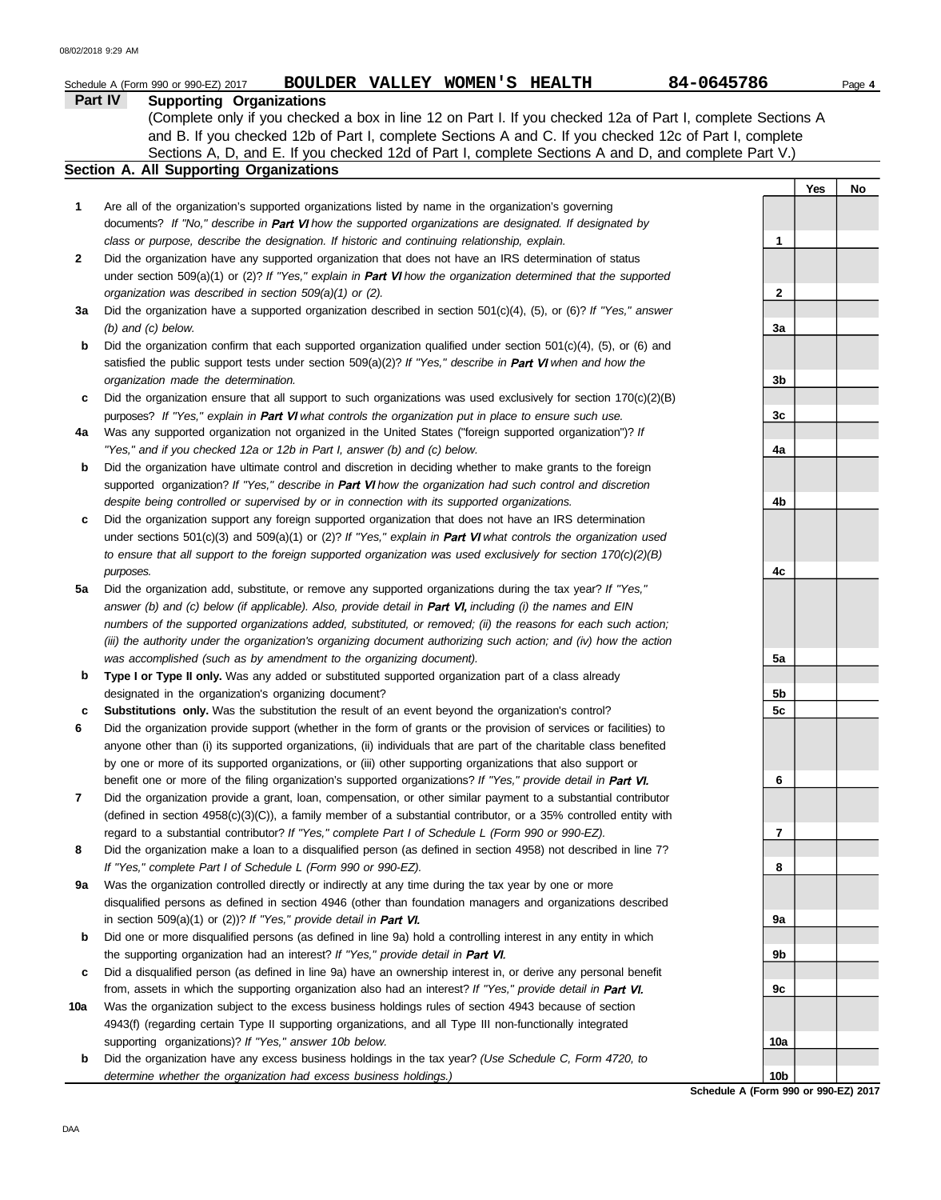Schedule A (Form 990 or 990-EZ) 2017 **BOULDER VALLEY WOMEN'S HEALTH** **84-0645786** Page **4**

## Part IV Supporting Organizations

(Complete only if you checked a box in line 12 on Part I. If you checked 12a of Part I, complete Sections A and B. If you checked 12b of Part I, complete Sections A and C. If you checked 12c of Part I, complete Sections A, D, and E. If you checked 12d of Part I, complete Sections A and D, and complete Part V.)

### Section A. All Supporting Organizations

| | | | Yes | No |
|---|---|---|---|---|
| **1** | Are all of the organization's supported organizations listed by name in the organization's governing documents? *If "No," describe in **Part VI** how the supported organizations are designated. If designated by class or purpose, describe the designation. If historic and continuing relationship, explain.* | **1** | | |
| **2** | Did the organization have any supported organization that does not have an IRS determination of status under section 509(a)(1) or (2)? *If "Yes," explain in **Part VI** how the organization determined that the supported organization was described in section 509(a)(1) or (2).* | **2** | | |
| **3a** | Did the organization have a supported organization described in section 501(c)(4), (5), or (6)? *If "Yes," answer (b) and (c) below.* | **3a** | | |
| **b** | Did the organization confirm that each supported organization qualified under section 501(c)(4), (5), or (6) and satisfied the public support tests under section 509(a)(2)? *If "Yes," describe in **Part VI** when and how the organization made the determination.* | **3b** | | |
| **c** | Did the organization ensure that all support to such organizations was used exclusively for section 170(c)(2)(B) purposes? *If "Yes," explain in **Part VI** what controls the organization put in place to ensure such use.* | **3c** | | |
| **4a** | Was any supported organization not organized in the United States ("foreign supported organization")? *If "Yes," and if you checked 12a or 12b in Part I, answer (b) and (c) below.* | **4a** | | |
| **b** | Did the organization have ultimate control and discretion in deciding whether to make grants to the foreign supported organization? *If "Yes," describe in **Part VI** how the organization had such control and discretion despite being controlled or supervised by or in connection with its supported organizations.* | **4b** | | |
| **c** | Did the organization support any foreign supported organization that does not have an IRS determination under sections 501(c)(3) and 509(a)(1) or (2)? *If "Yes," explain in **Part VI** what controls the organization used to ensure that all support to the foreign supported organization was used exclusively for section 170(c)(2)(B) purposes.* | **4c** | | |
| **5a** | Did the organization add, substitute, or remove any supported organizations during the tax year? *If "Yes," answer (b) and (c) below (if applicable). Also, provide detail in **Part VI,** including (i) the names and EIN numbers of the supported organizations added, substituted, or removed; (ii) the reasons for each such action; (iii) the authority under the organization's organizing document authorizing such action; and (iv) how the action was accomplished (such as by amendment to the organizing document).* | **5a** | | |
| **b** | **Type I or Type II only.** Was any added or substituted supported organization part of a class already designated in the organization's organizing document? | **5b** | | |
| **c** | **Substitutions only.** Was the substitution the result of an event beyond the organization's control? | **5c** | | |
| **6** | Did the organization provide support (whether in the form of grants or the provision of services or facilities) to anyone other than (i) its supported organizations, (ii) individuals that are part of the charitable class benefited by one or more of its supported organizations, or (iii) other supporting organizations that also support or benefit one or more of the filing organization's supported organizations? *If "Yes," provide detail in **Part VI.*** | **6** | | |
| **7** | Did the organization provide a grant, loan, compensation, or other similar payment to a substantial contributor (defined in section 4958(c)(3)(C)), a family member of a substantial contributor, or a 35% controlled entity with regard to a substantial contributor? *If "Yes," complete Part I of Schedule L (Form 990 or 990-EZ).* | **7** | | |
| **8** | Did the organization make a loan to a disqualified person (as defined in section 4958) not described in line 7? *If "Yes," complete Part I of Schedule L (Form 990 or 990-EZ).* | **8** | | |
| **9a** | Was the organization controlled directly or indirectly at any time during the tax year by one or more disqualified persons as defined in section 4946 (other than foundation managers and organizations described in section 509(a)(1) or (2))? *If "Yes," provide detail in **Part VI.*** | **9a** | | |
| **b** | Did one or more disqualified persons (as defined in line 9a) hold a controlling interest in any entity in which the supporting organization had an interest? *If "Yes," provide detail in **Part VI.*** | **9b** | | |
| **c** | Did a disqualified person (as defined in line 9a) have an ownership interest in, or derive any personal benefit from, assets in which the supporting organization also had an interest? *If "Yes," provide detail in **Part VI.*** | **9c** | | |
| **10a** | Was the organization subject to the excess business holdings rules of section 4943 because of section 4943(f) (regarding certain Type II supporting organizations, and all Type III non-functionally integrated supporting organizations)? *If "Yes," answer 10b below.* | **10a** | | |
| **b** | Did the organization have any excess business holdings in the tax year? *(Use Schedule C, Form 4720, to determine whether the organization had excess business holdings.)* | **10b** | | |

**Schedule A (Form 990 or 990-EZ) 2017**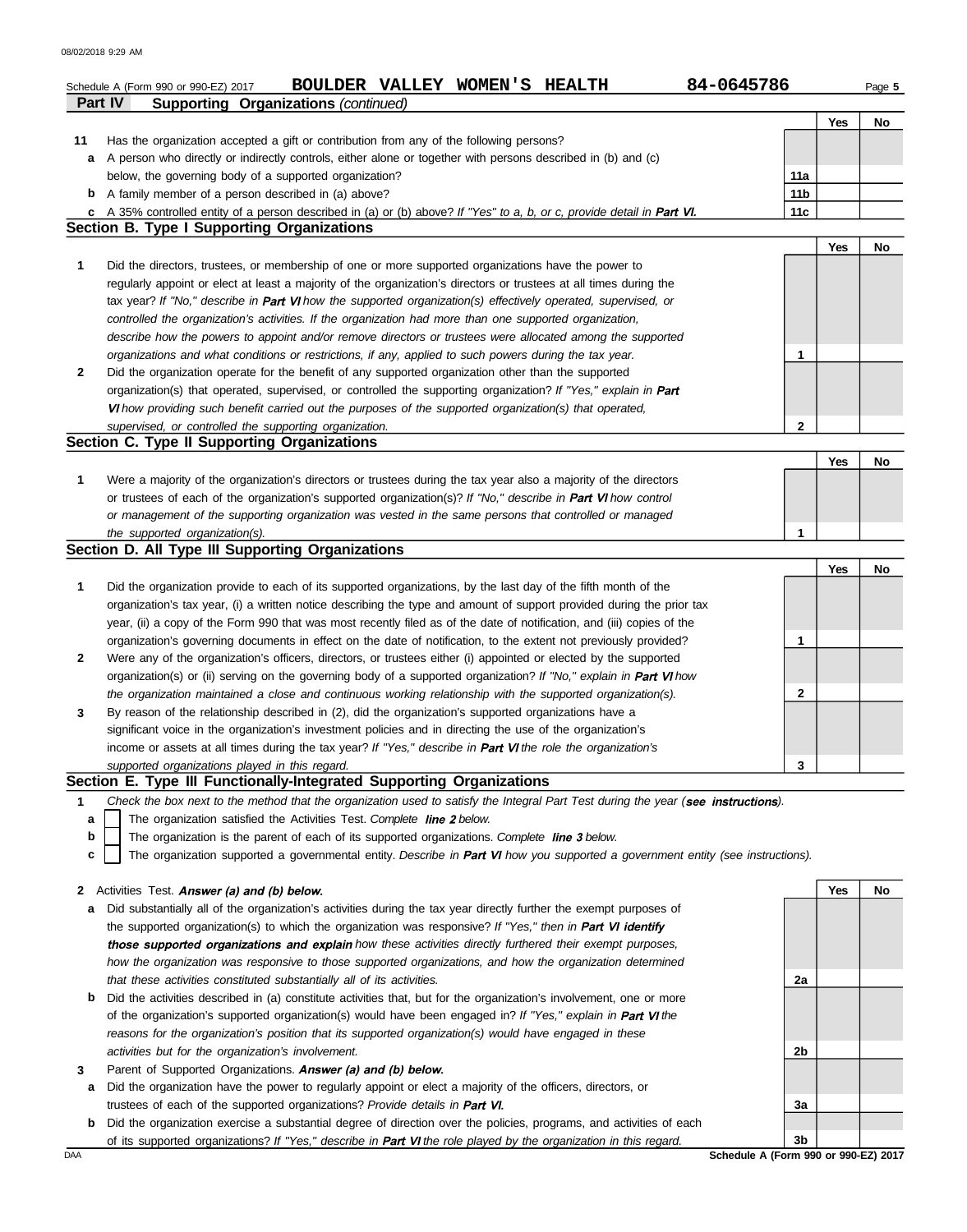Schedule A (Form 990 or 990-EZ) 2017 **BOULDER VALLEY WOMEN'S HEALTH** 84-0645786 Page **5**

**Part IV** **Supporting Organizations** *(continued)*

| | | | Yes | No |
|---|---|---|---|---|
| **11** | Has the organization accepted a gift or contribution from any of the following persons? | | | |
| **a** | A person who directly or indirectly controls, either alone or together with persons described in (b) and (c) below, the governing body of a supported organization? | **11a** | | |
| **b** | A family member of a person described in (a) above? | **11b** | | |
| **c** | A 35% controlled entity of a person described in (a) or (b) above? *If "Yes" to a, b, or c, provide detail in* ***Part VI.*** | **11c** | | |

## Section B. Type I Supporting Organizations

| | | | Yes | No |
|---|---|---|---|---|
| **1** | Did the directors, trustees, or membership of one or more supported organizations have the power to regularly appoint or elect at least a majority of the organization's directors or trustees at all times during the tax year? *If "No," describe in* ***Part VI*** *how the supported organization(s) effectively operated, supervised, or controlled the organization's activities. If the organization had more than one supported organization, describe how the powers to appoint and/or remove directors or trustees were allocated among the supported organizations and what conditions or restrictions, if any, applied to such powers during the tax year.* | **1** | | |
| **2** | Did the organization operate for the benefit of any supported organization other than the supported organization(s) that operated, supervised, or controlled the supporting organization? *If "Yes," explain in* ***Part VI*** *how providing such benefit carried out the purposes of the supported organization(s) that operated, supervised, or controlled the supporting organization.* | **2** | | |

## Section C. Type II Supporting Organizations

| | | | Yes | No |
|---|---|---|---|---|
| **1** | Were a majority of the organization's directors or trustees during the tax year also a majority of the directors or trustees of each of the organization's supported organization(s)? *If "No," describe in* ***Part VI*** *how control or management of the supporting organization was vested in the same persons that controlled or managed the supported organization(s).* | **1** | | |

## Section D. All Type III Supporting Organizations

| | | | Yes | No |
|---|---|---|---|---|
| **1** | Did the organization provide to each of its supported organizations, by the last day of the fifth month of the organization's tax year, (i) a written notice describing the type and amount of support provided during the prior tax year, (ii) a copy of the Form 990 that was most recently filed as of the date of notification, and (iii) copies of the organization's governing documents in effect on the date of notification, to the extent not previously provided? | **1** | | |
| **2** | Were any of the organization's officers, directors, or trustees either (i) appointed or elected by the supported organization(s) or (ii) serving on the governing body of a supported organization? *If "No," explain in* ***Part VI*** *how the organization maintained a close and continuous working relationship with the supported organization(s).* | **2** | | |
| **3** | By reason of the relationship described in (2), did the organization's supported organizations have a significant voice in the organization's investment policies and in directing the use of the organization's income or assets at all times during the tax year? *If "Yes," describe in* ***Part VI*** *the role the organization's supported organizations played in this regard.* | **3** | | |

## Section E. Type III Functionally-Integrated Supporting Organizations

**1** *Check the box next to the method that the organization used to satisfy the Integral Part Test during the year (****see instructions****).*

- **a** ☐ The organization satisfied the Activities Test. *Complete* ***line 2*** *below.*
- **b** ☐ The organization is the parent of each of its supported organizations. *Complete* ***line 3*** *below.*
- **c** ☐ The organization supported a governmental entity. *Describe in* ***Part VI*** *how you supported a government entity (see instructions).*

| | | | Yes | No |
|---|---|---|---|---|
| **2** | Activities Test. ***Answer (a) and (b) below.*** | | | |
| **a** | Did substantially all of the organization's activities during the tax year directly further the exempt purposes of the supported organization(s) to which the organization was responsive? *If "Yes," then in* ***Part VI identify those supported organizations and explain*** *how these activities directly furthered their exempt purposes, how the organization was responsive to those supported organizations, and how the organization determined that these activities constituted substantially all of its activities.* | **2a** | | |
| **b** | Did the activities described in (a) constitute activities that, but for the organization's involvement, one or more of the organization's supported organization(s) would have been engaged in? *If "Yes," explain in* ***Part VI*** *the reasons for the organization's position that its supported organization(s) would have engaged in these activities but for the organization's involvement.* | **2b** | | |
| **3** | Parent of Supported Organizations. ***Answer (a) and (b) below.*** | | | |
| **a** | Did the organization have the power to regularly appoint or elect a majority of the officers, directors, or trustees of each of the supported organizations? *Provide details in* ***Part VI.*** | **3a** | | |
| **b** | Did the organization exercise a substantial degree of direction over the policies, programs, and activities of each of its supported organizations? *If "Yes," describe in* ***Part VI*** *the role played by the organization in this regard.* | **3b** | | |

**Schedule A (Form 990 or 990-EZ) 2017**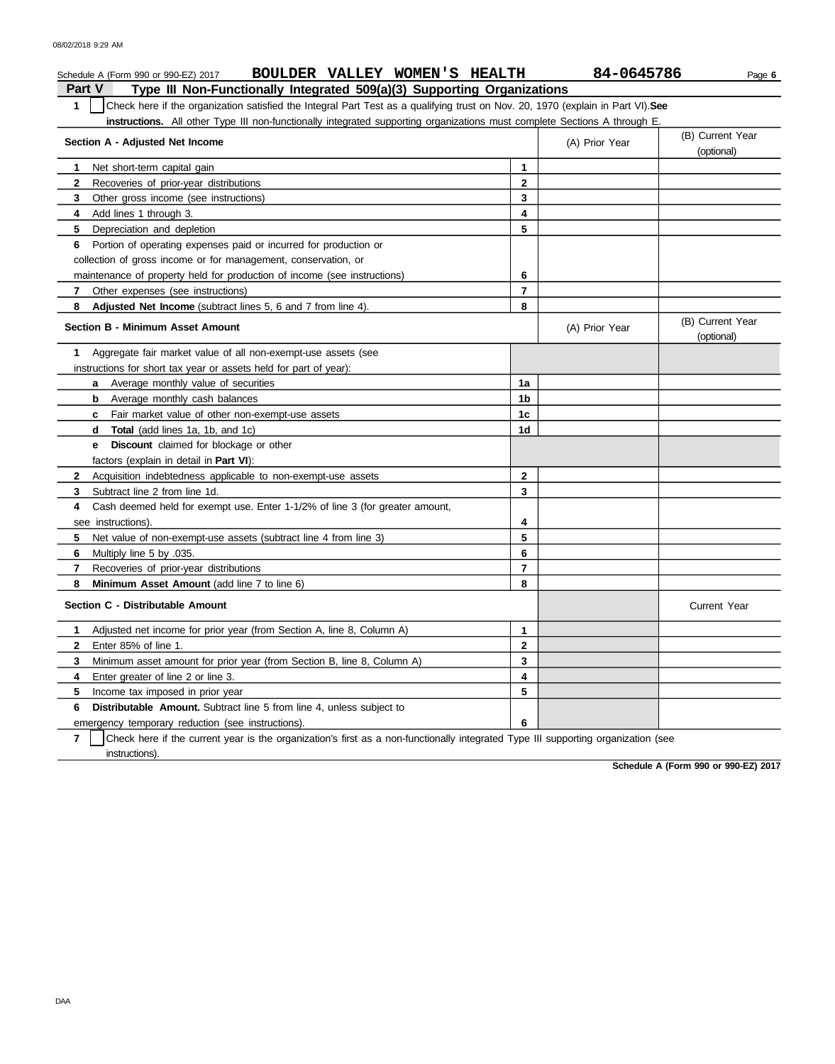Schedule A (Form 990 or 990-EZ) 2017 **BOULDER VALLEY WOMEN'S HEALTH** 84-0645786

## Part V Type III Non-Functionally Integrated 509(a)(3) Supporting Organizations

**1** ☐ Check here if the organization satisfied the Integral Part Test as a qualifying trust on Nov. 20, 1970 (explain in Part VI). **See instructions.** All other Type III non-functionally integrated supporting organizations must complete Sections A through E.

| Section A - Adjusted Net Income | | (A) Prior Year | (B) Current Year (optional) |
|---|---|---|---|
| **1** Net short-term capital gain | 1 | | |
| **2** Recoveries of prior-year distributions | 2 | | |
| **3** Other gross income (see instructions) | 3 | | |
| **4** Add lines 1 through 3. | 4 | | |
| **5** Depreciation and depletion | 5 | | |
| **6** Portion of operating expenses paid or incurred for production or collection of gross income or for management, conservation, or maintenance of property held for production of income (see instructions) | 6 | | |
| **7** Other expenses (see instructions) | 7 | | |
| **8** **Adjusted Net Income** (subtract lines 5, 6 and 7 from line 4). | 8 | | |

| Section B - Minimum Asset Amount | | (A) Prior Year | (B) Current Year (optional) |
|---|---|---|---|
| **1** Aggregate fair market value of all non-exempt-use assets (see instructions for short tax year or assets held for part of year): | | | |
| **a** Average monthly value of securities | 1a | | |
| **b** Average monthly cash balances | 1b | | |
| **c** Fair market value of other non-exempt-use assets | 1c | | |
| **d** **Total** (add lines 1a, 1b, and 1c) | 1d | | |
| **e** **Discount** claimed for blockage or other factors (explain in detail in **Part VI**): | | | |
| **2** Acquisition indebtedness applicable to non-exempt-use assets | 2 | | |
| **3** Subtract line 2 from line 1d. | 3 | | |
| **4** Cash deemed held for exempt use. Enter 1-1/2% of line 3 (for greater amount, see instructions). | 4 | | |
| **5** Net value of non-exempt-use assets (subtract line 4 from line 3) | 5 | | |
| **6** Multiply line 5 by .035. | 6 | | |
| **7** Recoveries of prior-year distributions | 7 | | |
| **8** **Minimum Asset Amount** (add line 7 to line 6) | 8 | | |

| Section C - Distributable Amount | | | Current Year |
|---|---|---|---|
| **1** Adjusted net income for prior year (from Section A, line 8, Column A) | 1 | | |
| **2** Enter 85% of line 1. | 2 | | |
| **3** Minimum asset amount for prior year (from Section B, line 8, Column A) | 3 | | |
| **4** Enter greater of line 2 or line 3. | 4 | | |
| **5** Income tax imposed in prior year | 5 | | |
| **6** **Distributable Amount.** Subtract line 5 from line 4, unless subject to emergency temporary reduction (see instructions). | 6 | | |

**7** ☐ Check here if the current year is the organization's first as a non-functionally integrated Type III supporting organization (see instructions).

**Schedule A (Form 990 or 990-EZ) 2017**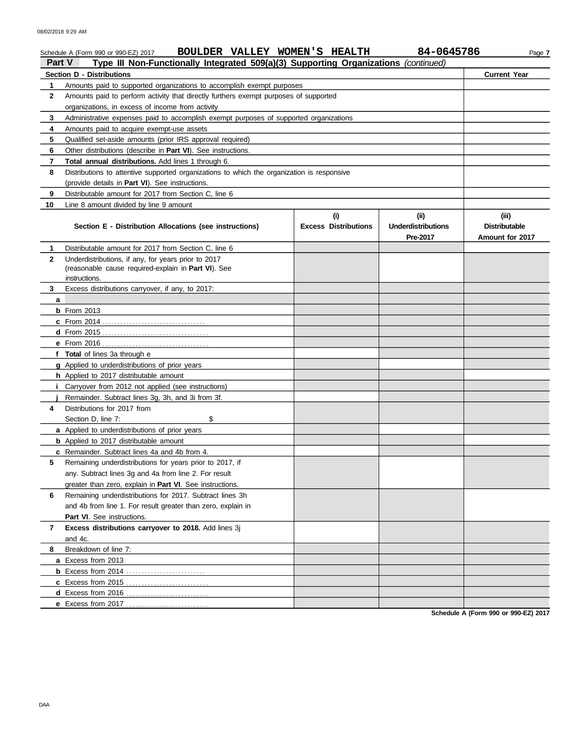Schedule A (Form 990 or 990-EZ) 2017 **BOULDER VALLEY WOMEN'S HEALTH** 84-0645786

## Part V Type III Non-Functionally Integrated 509(a)(3) Supporting Organizations *(continued)*

| Section D - Distributions | | Current Year |
|---|---|---|
| 1 | Amounts paid to supported organizations to accomplish exempt purposes | |
| 2 | Amounts paid to perform activity that directly furthers exempt purposes of supported organizations, in excess of income from activity | |
| 3 | Administrative expenses paid to accomplish exempt purposes of supported organizations | |
| 4 | Amounts paid to acquire exempt-use assets | |
| 5 | Qualified set-aside amounts (prior IRS approval required) | |
| 6 | Other distributions (describe in **Part VI**). See instructions. | |
| 7 | **Total annual distributions.** Add lines 1 through 6. | |
| 8 | Distributions to attentive supported organizations to which the organization is responsive (provide details in **Part VI**). See instructions. | |
| 9 | Distributable amount for 2017 from Section C, line 6 | |
| 10 | Line 8 amount divided by line 9 amount | |

| | Section E - Distribution Allocations (see instructions) | (i) Excess Distributions | (ii) Underdistributions Pre-2017 | (iii) Distributable Amount for 2017 |
|---|---|---|---|---|
| 1 | Distributable amount for 2017 from Section C, line 6 | | | |
| 2 | Underdistributions, if any, for years prior to 2017 (reasonable cause required-explain in **Part VI**). See instructions. | | | |
| 3 | Excess distributions carryover, if any, to 2017: | | | |
| a | | | | |
| b | From 2013 | | | |
| c | From 2014 | | | |
| d | From 2015 | | | |
| e | From 2016 | | | |
| f | **Total** of lines 3a through e | | | |
| g | Applied to underdistributions of prior years | | | |
| h | Applied to 2017 distributable amount | | | |
| i | Carryover from 2012 not applied (see instructions) | | | |
| j | Remainder. Subtract lines 3g, 3h, and 3i from 3f. | | | |
| 4 | Distributions for 2017 from Section D, line 7: $ | | | |
| a | Applied to underdistributions of prior years | | | |
| b | Applied to 2017 distributable amount | | | |
| c | Remainder. Subtract lines 4a and 4b from 4. | | | |
| 5 | Remaining underdistributions for years prior to 2017, if any. Subtract lines 3g and 4a from line 2. For result greater than zero, explain in **Part VI**. See instructions. | | | |
| 6 | Remaining underdistributions for 2017. Subtract lines 3h and 4b from line 1. For result greater than zero, explain in **Part VI**. See instructions. | | | |
| 7 | **Excess distributions carryover to 2018.** Add lines 3j and 4c. | | | |
| 8 | Breakdown of line 7: | | | |
| a | Excess from 2013 | | | |
| b | Excess from 2014 | | | |
| c | Excess from 2015 | | | |
| d | Excess from 2016 | | | |
| e | Excess from 2017 | | | |

**Schedule A (Form 990 or 990-EZ) 2017**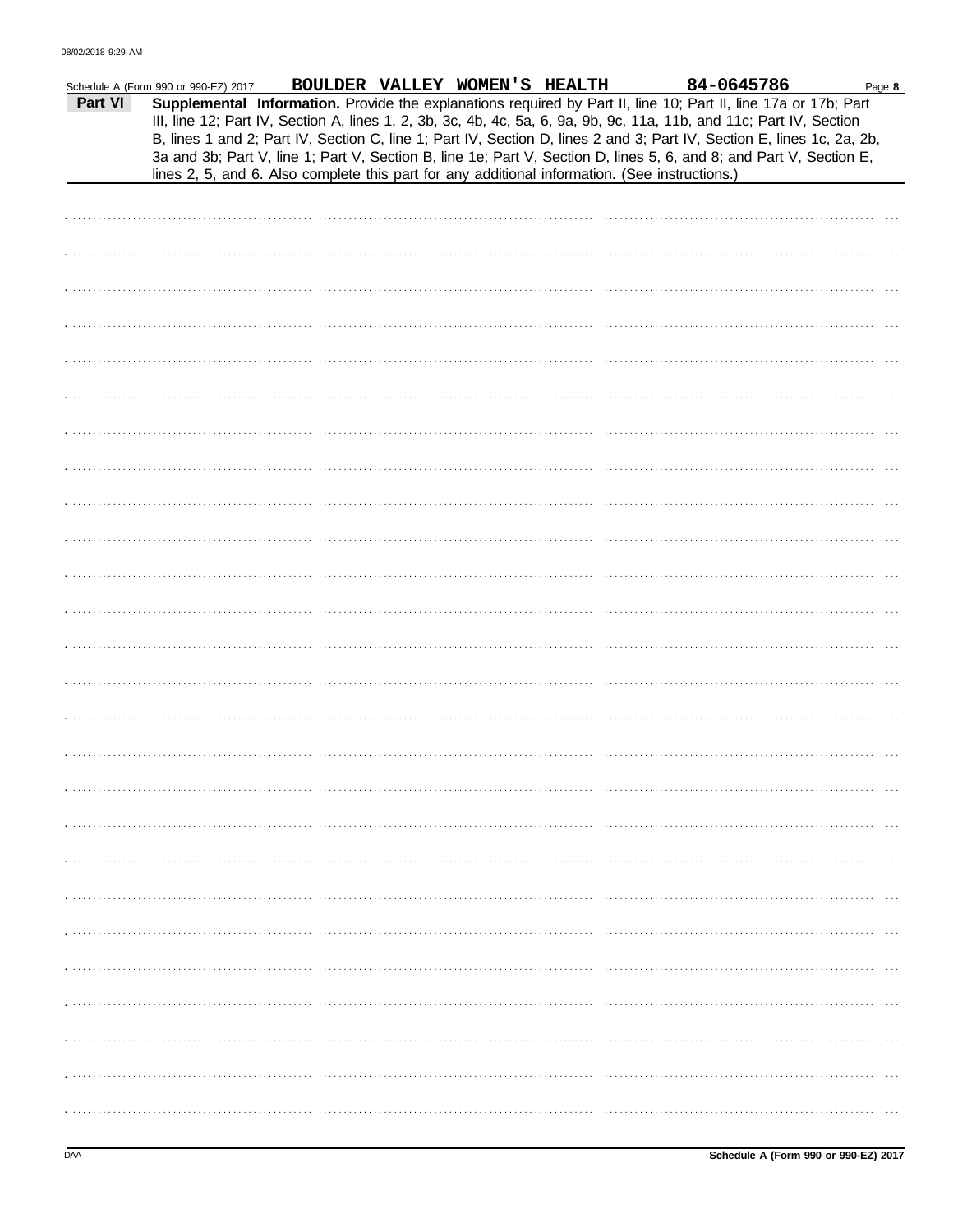Schedule A (Form 990 or 990-EZ) 2017 BOULDER VALLEY WOMEN'S HEALTH 84-0645786

**Part VI** **Supplemental Information.** Provide the explanations required by Part II, line 10; Part II, line 17a or 17b; Part III, line 12; Part IV, Section A, lines 1, 2, 3b, 3c, 4b, 4c, 5a, 6, 9a, 9b, 9c, 11a, 11b, and 11c; Part IV, Section B, lines 1 and 2; Part IV, Section C, line 1; Part IV, Section D, lines 2 and 3; Part IV, Section E, lines 1c, 2a, 2b, 3a and 3b; Part V, line 1; Part V, Section B, line 1e; Part V, Section D, lines 5, 6, and 8; and Part V, Section E, lines 2, 5, and 6. Also complete this part for any additional information. (See instructions.)

Schedule A (Form 990 or 990-EZ) 2017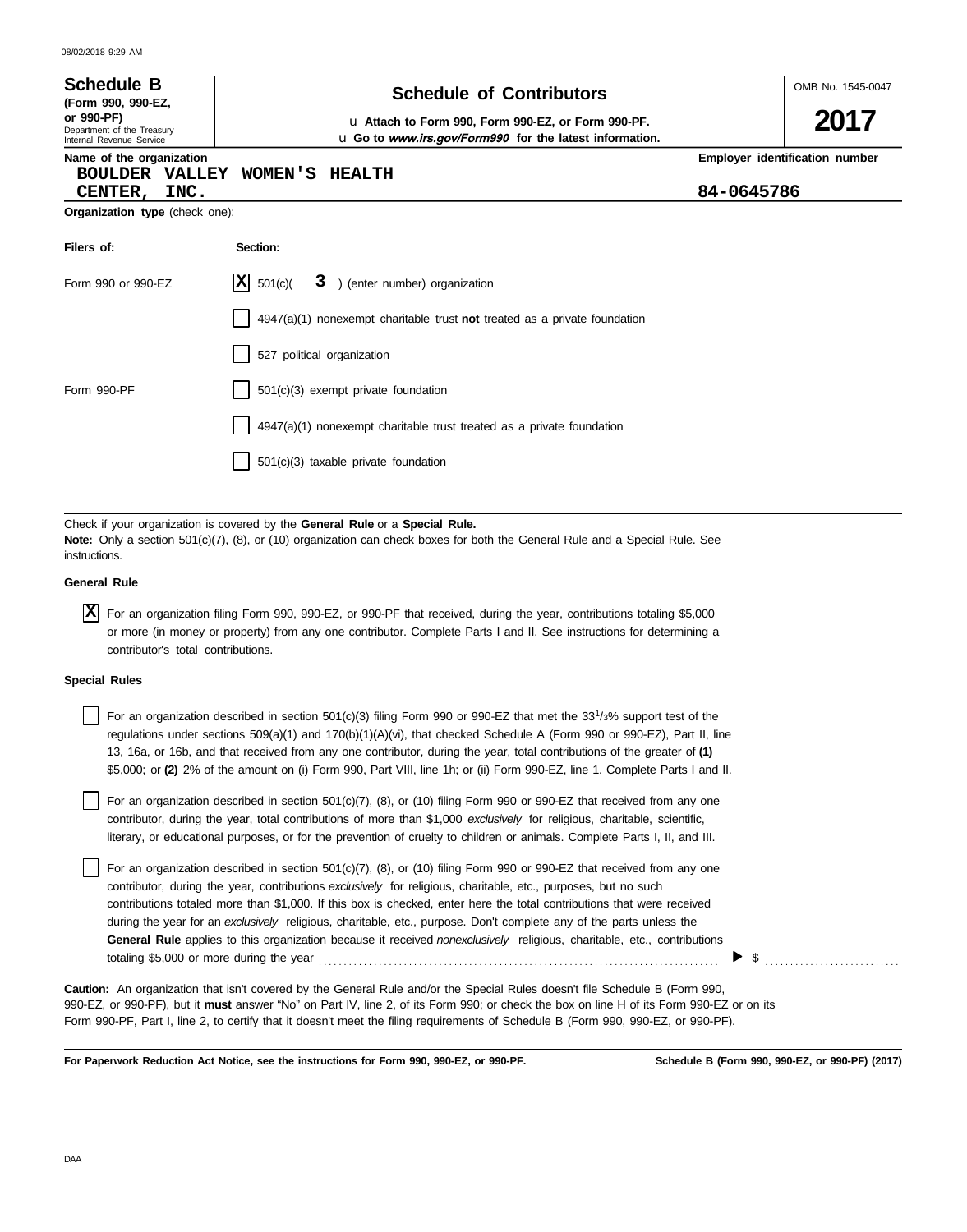**Schedule B** (Form 990, 990-EZ, or 990-PF)
Department of the Treasury
Internal Revenue Service

# Schedule of Contributors

u Attach to Form 990, Form 990-EZ, or Form 990-PF.
u Go to *www.irs.gov/Form990* for the latest information.

OMB No. 1545-0047

**2017**

| Name of the organization | Employer identification number |
|---|---|
| BOULDER VALLEY WOMEN'S HEALTH CENTER, INC. | 84-0645786 |

**Organization type** (check one):

| Filers of: | Section: |
|---|---|
| Form 990 or 990-EZ | [X] 501(c)( 3 ) (enter number) organization |
| | [ ] 4947(a)(1) nonexempt charitable trust **not** treated as a private foundation |
| | [ ] 527 political organization |
| Form 990-PF | [ ] 501(c)(3) exempt private foundation |
| | [ ] 4947(a)(1) nonexempt charitable trust treated as a private foundation |
| | [ ] 501(c)(3) taxable private foundation |

Check if your organization is covered by the **General Rule** or a **Special Rule.**
**Note:** Only a section 501(c)(7), (8), or (10) organization can check boxes for both the General Rule and a Special Rule. See instructions.

**General Rule**

[X] For an organization filing Form 990, 990-EZ, or 990-PF that received, during the year, contributions totaling $5,000 or more (in money or property) from any one contributor. Complete Parts I and II. See instructions for determining a contributor's total contributions.

**Special Rules**

[ ] For an organization described in section 501(c)(3) filing Form 990 or 990-EZ that met the 33 1/3% support test of the regulations under sections 509(a)(1) and 170(b)(1)(A)(vi), that checked Schedule A (Form 990 or 990-EZ), Part II, line 13, 16a, or 16b, and that received from any one contributor, during the year, total contributions of the greater of **(1)** $5,000; or **(2)** 2% of the amount on (i) Form 990, Part VIII, line 1h; or (ii) Form 990-EZ, line 1. Complete Parts I and II.

[ ] For an organization described in section 501(c)(7), (8), or (10) filing Form 990 or 990-EZ that received from any one contributor, during the year, total contributions of more than $1,000 *exclusively* for religious, charitable, scientific, literary, or educational purposes, or for the prevention of cruelty to children or animals. Complete Parts I, II, and III.

[ ] For an organization described in section 501(c)(7), (8), or (10) filing Form 990 or 990-EZ that received from any one contributor, during the year, contributions *exclusively* for religious, charitable, etc., purposes, but no such contributions totaled more than $1,000. If this box is checked, enter here the total contributions that were received during the year for an *exclusively* religious, charitable, etc., purpose. Don't complete any of the parts unless the **General Rule** applies to this organization because it received *nonexclusively* religious, charitable, etc., contributions totaling $5,000 or more during the year . . . . . . . . . . ▶ $ . . . . . . . . . .

**Caution:** An organization that isn't covered by the General Rule and/or the Special Rules doesn't file Schedule B (Form 990, 990-EZ, or 990-PF), but it **must** answer "No" on Part IV, line 2, of its Form 990; or check the box on line H of its Form 990-EZ or on its Form 990-PF, Part I, line 2, to certify that it doesn't meet the filing requirements of Schedule B (Form 990, 990-EZ, or 990-PF).

**For Paperwork Reduction Act Notice, see the instructions for Form 990, 990-EZ, or 990-PF.** **Schedule B (Form 990, 990-EZ, or 990-PF) (2017)**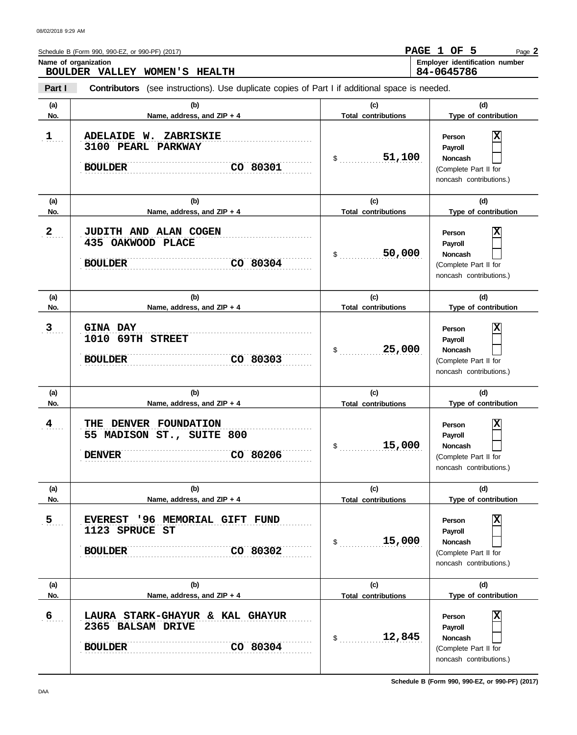Schedule B (Form 990, 990-EZ, or 990-PF) (2017)

**Name of organization**
BOULDER VALLEY WOMEN'S HEALTH

**Employer identification number**
84-0645786

**Part I** **Contributors** (see instructions). Use duplicate copies of Part I if additional space is needed.

| (a) No. | (b) Name, address, and ZIP + 4 | (c) Total contributions | (d) Type of contribution |
|---|---|---|---|
| 1 | ADELAIDE W. ZABRISKIE<br>3100 PEARL PARKWAY<br>BOULDER CO 80301 | $ 51,100 | Person [X]<br>Payroll [ ]<br>Noncash [ ]<br>(Complete Part II for noncash contributions.) |
| 2 | JUDITH AND ALAN COGEN<br>435 OAKWOOD PLACE<br>BOULDER CO 80304 | $ 50,000 | Person [X]<br>Payroll [ ]<br>Noncash [ ]<br>(Complete Part II for noncash contributions.) |
| 3 | GINA DAY<br>1010 69TH STREET<br>BOULDER CO 80303 | $ 25,000 | Person [X]<br>Payroll [ ]<br>Noncash [ ]<br>(Complete Part II for noncash contributions.) |
| 4 | THE DENVER FOUNDATION<br>55 MADISON ST., SUITE 800<br>DENVER CO 80206 | $ 15,000 | Person [X]<br>Payroll [ ]<br>Noncash [ ]<br>(Complete Part II for noncash contributions.) |
| 5 | EVEREST '96 MEMORIAL GIFT FUND<br>1123 SPRUCE ST<br>BOULDER CO 80302 | $ 15,000 | Person [X]<br>Payroll [ ]<br>Noncash [ ]<br>(Complete Part II for noncash contributions.) |
| 6 | LAURA STARK-GHAYUR & KAL GHAYUR<br>2365 BALSAM DRIVE<br>BOULDER CO 80304 | $ 12,845 | Person [X]<br>Payroll [ ]<br>Noncash [ ]<br>(Complete Part II for noncash contributions.) |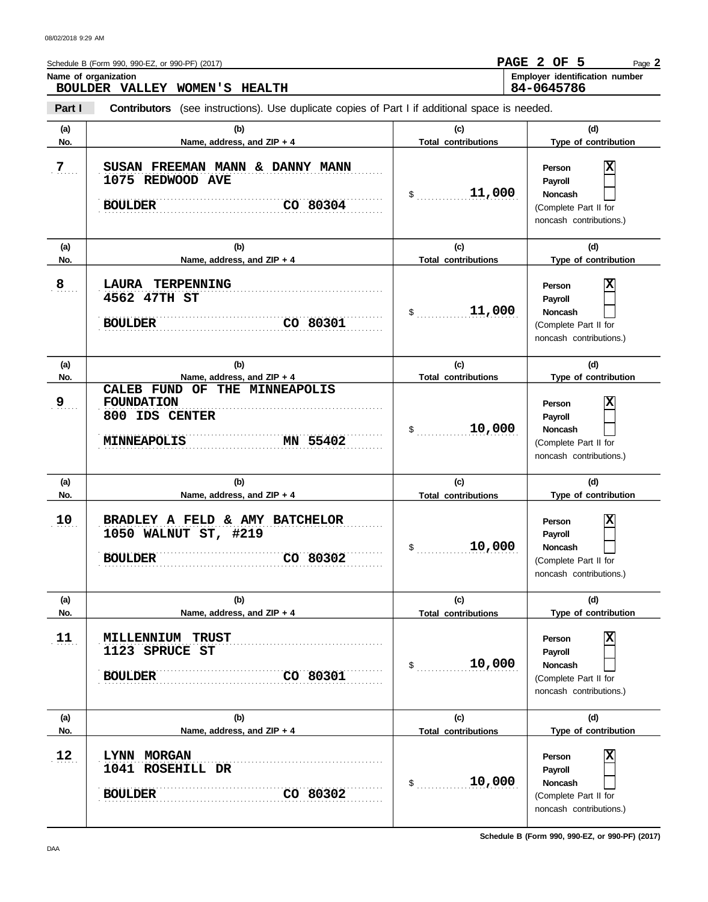Schedule B (Form 990, 990-EZ, or 990-PF) (2017)

**Name of organization**
BOULDER VALLEY WOMEN'S HEALTH

**Employer identification number**
84-0645786

**Part I** **Contributors** (see instructions). Use duplicate copies of Part I if additional space is needed.

| (a) No. | (b) Name, address, and ZIP + 4 | (c) Total contributions | (d) Type of contribution |
|---|---|---|---|
| 7 | SUSAN FREEMAN MANN & DANNY MANN<br>1075 REDWOOD AVE<br>BOULDER CO 80304 | $ 11,000 | Person [X]<br>Payroll [ ]<br>Noncash [ ]<br>(Complete Part II for noncash contributions.) |
| 8 | LAURA TERPENNING<br>4562 47TH ST<br>BOULDER CO 80301 | $ 11,000 | Person [X]<br>Payroll [ ]<br>Noncash [ ]<br>(Complete Part II for noncash contributions.) |
| 9 | CALEB FUND OF THE MINNEAPOLIS FOUNDATION<br>800 IDS CENTER<br>MINNEAPOLIS MN 55402 | $ 10,000 | Person [X]<br>Payroll [ ]<br>Noncash [ ]<br>(Complete Part II for noncash contributions.) |
| 10 | BRADLEY A FELD & AMY BATCHELOR<br>1050 WALNUT ST, #219<br>BOULDER CO 80302 | $ 10,000 | Person [X]<br>Payroll [ ]<br>Noncash [ ]<br>(Complete Part II for noncash contributions.) |
| 11 | MILLENNIUM TRUST<br>1123 SPRUCE ST<br>BOULDER CO 80301 | $ 10,000 | Person [X]<br>Payroll [ ]<br>Noncash [ ]<br>(Complete Part II for noncash contributions.) |
| 12 | LYNN MORGAN<br>1041 ROSEHILL DR<br>BOULDER CO 80302 | $ 10,000 | Person [X]<br>Payroll [ ]<br>Noncash [ ]<br>(Complete Part II for noncash contributions.) |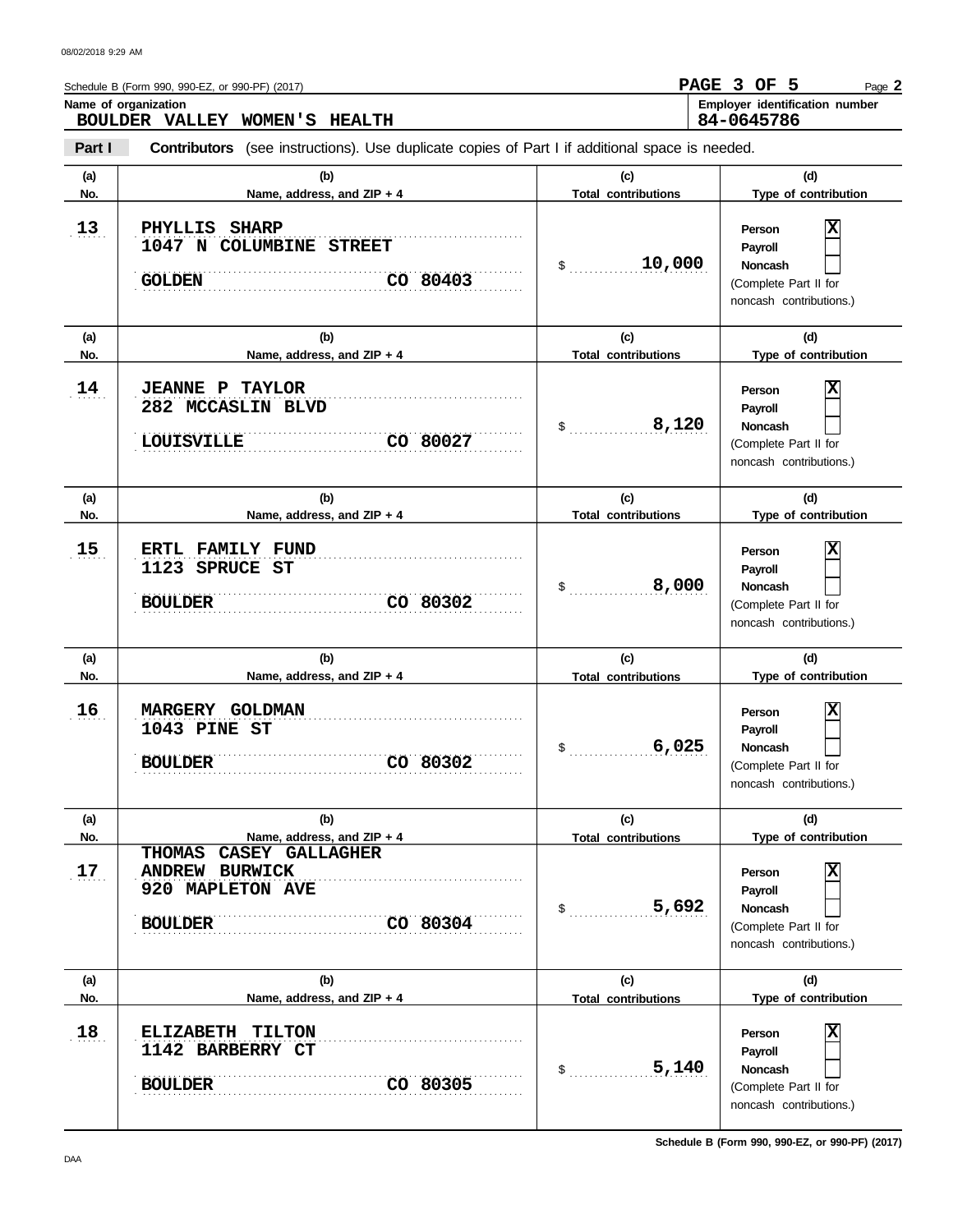Schedule B (Form 990, 990-EZ, or 990-PF) (2017)

**Name of organization**
BOULDER VALLEY WOMEN'S HEALTH

**Employer identification number**
84-0645786

**Part I** **Contributors** (see instructions). Use duplicate copies of Part I if additional space is needed.

| (a) No. | (b) Name, address, and ZIP + 4 | (c) Total contributions | (d) Type of contribution |
|---|---|---|---|
| 13 | PHYLLIS SHARP<br>1047 N COLUMBINE STREET<br>GOLDEN CO 80403 | $ 10,000 | Person [X]<br>Payroll [ ]<br>Noncash [ ]<br>(Complete Part II for noncash contributions.) |
| 14 | JEANNE P TAYLOR<br>282 MCCASLIN BLVD<br>LOUISVILLE CO 80027 | $ 8,120 | Person [X]<br>Payroll [ ]<br>Noncash [ ]<br>(Complete Part II for noncash contributions.) |
| 15 | ERTL FAMILY FUND<br>1123 SPRUCE ST<br>BOULDER CO 80302 | $ 8,000 | Person [X]<br>Payroll [ ]<br>Noncash [ ]<br>(Complete Part II for noncash contributions.) |
| 16 | MARGERY GOLDMAN<br>1043 PINE ST<br>BOULDER CO 80302 | $ 6,025 | Person [X]<br>Payroll [ ]<br>Noncash [ ]<br>(Complete Part II for noncash contributions.) |
| 17 | THOMAS CASEY GALLAGHER<br>ANDREW BURWICK<br>920 MAPLETON AVE<br>BOULDER CO 80304 | $ 5,692 | Person [X]<br>Payroll [ ]<br>Noncash [ ]<br>(Complete Part II for noncash contributions.) |
| 18 | ELIZABETH TILTON<br>1142 BARBERRY CT<br>BOULDER CO 80305 | $ 5,140 | Person [X]<br>Payroll [ ]<br>Noncash [ ]<br>(Complete Part II for noncash contributions.) |

Schedule B (Form 990, 990-EZ, or 990-PF) (2017)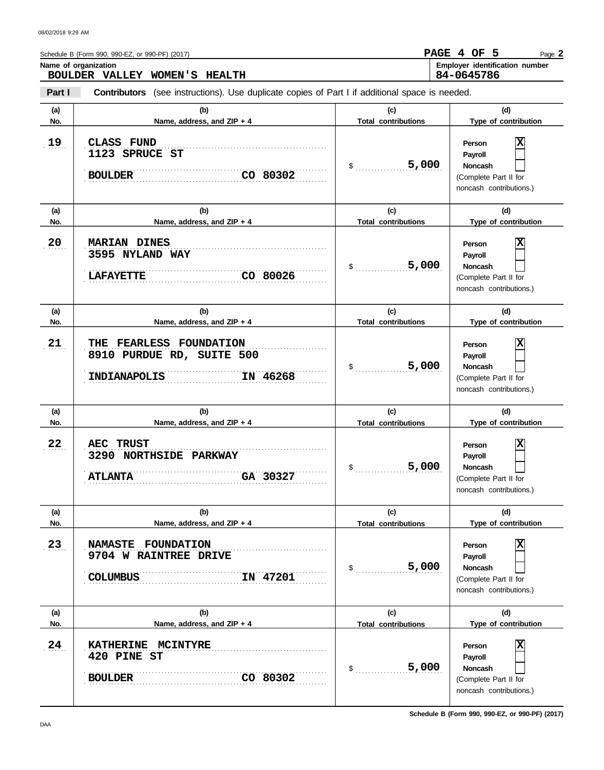Schedule B (Form 990, 990-EZ, or 990-PF) (2017)

**PAGE 4 OF 5**

**Name of organization**
BOULDER VALLEY WOMEN'S HEALTH

**Employer identification number**
84-0645786

**Part I** **Contributors** (see instructions). Use duplicate copies of Part I if additional space is needed.

| (a) No. | (b) Name, address, and ZIP + 4 | (c) Total contributions | (d) Type of contribution |
|---|---|---|---|
| 19 | CLASS FUND<br>1123 SPRUCE ST<br>BOULDER CO 80302 | $ 5,000 | Person [X]<br>Payroll [ ]<br>Noncash [ ]<br>(Complete Part II for noncash contributions.) |
| 20 | MARIAN DINES<br>3595 NYLAND WAY<br>LAFAYETTE CO 80026 | $ 5,000 | Person [X]<br>Payroll [ ]<br>Noncash [ ]<br>(Complete Part II for noncash contributions.) |
| 21 | THE FEARLESS FOUNDATION<br>8910 PURDUE RD, SUITE 500<br>INDIANAPOLIS IN 46268 | $ 5,000 | Person [X]<br>Payroll [ ]<br>Noncash [ ]<br>(Complete Part II for noncash contributions.) |
| 22 | AEC TRUST<br>3290 NORTHSIDE PARKWAY<br>ATLANTA GA 30327 | $ 5,000 | Person [X]<br>Payroll [ ]<br>Noncash [ ]<br>(Complete Part II for noncash contributions.) |
| 23 | NAMASTE FOUNDATION<br>9704 W RAINTREE DRIVE<br>COLUMBUS IN 47201 | $ 5,000 | Person [X]<br>Payroll [ ]<br>Noncash [ ]<br>(Complete Part II for noncash contributions.) |
| 24 | KATHERINE MCINTYRE<br>420 PINE ST<br>BOULDER CO 80302 | $ 5,000 | Person [X]<br>Payroll [ ]<br>Noncash [ ]<br>(Complete Part II for noncash contributions.) |

Schedule B (Form 990, 990-EZ, or 990-PF) (2017)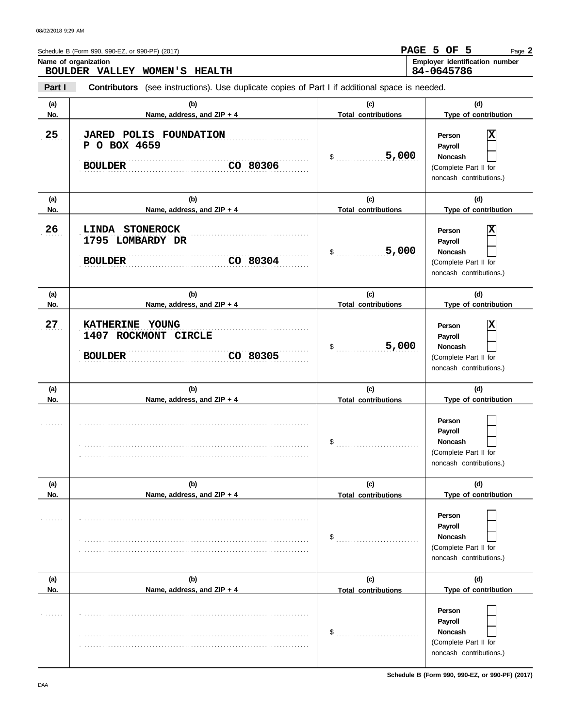Schedule B (Form 990, 990-EZ, or 990-PF) (2017)

**Name of organization**
BOULDER VALLEY WOMEN'S HEALTH

**Employer identification number**
84-0645786

**Part I** **Contributors** (see instructions). Use duplicate copies of Part I if additional space is needed.

| (a) No. | (b) Name, address, and ZIP + 4 | (c) Total contributions | (d) Type of contribution |
|---|---|---|---|
| 25 | JARED POLIS FOUNDATION<br>P O BOX 4659<br>BOULDER CO 80306 | $ 5,000 | Person [X]<br>Payroll [ ]<br>Noncash [ ]<br>(Complete Part II for noncash contributions.) |
| 26 | LINDA STONEROCK<br>1795 LOMBARDY DR<br>BOULDER CO 80304 | $ 5,000 | Person [X]<br>Payroll [ ]<br>Noncash [ ]<br>(Complete Part II for noncash contributions.) |
| 27 | KATHERINE YOUNG<br>1407 ROCKMONT CIRCLE<br>BOULDER CO 80305 | $ 5,000 | Person [X]<br>Payroll [ ]<br>Noncash [ ]<br>(Complete Part II for noncash contributions.) |
| | | $ | Person [ ]<br>Payroll [ ]<br>Noncash [ ]<br>(Complete Part II for noncash contributions.) |
| | | $ | Person [ ]<br>Payroll [ ]<br>Noncash [ ]<br>(Complete Part II for noncash contributions.) |
| | | $ | Person [ ]<br>Payroll [ ]<br>Noncash [ ]<br>(Complete Part II for noncash contributions.) |

Schedule B (Form 990, 990-EZ, or 990-PF) (2017)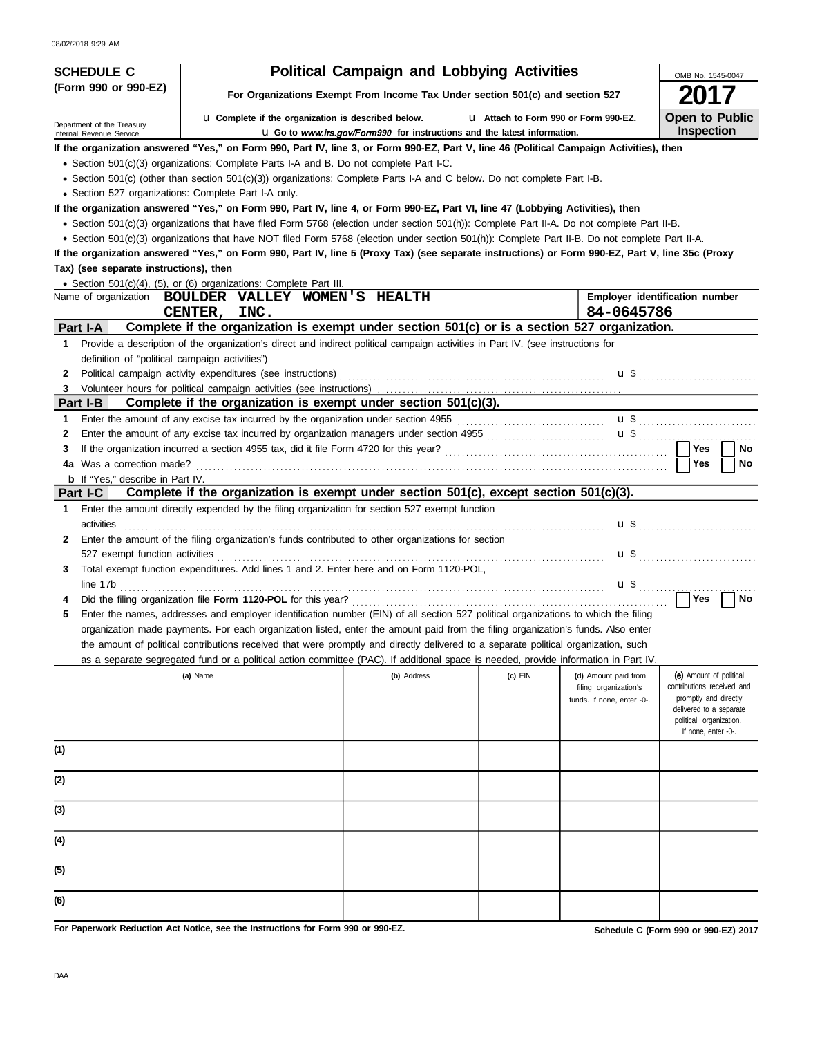08/02/2018 9:29 AM

**SCHEDULE C (Form 990 or 990-EZ)**

Department of the Treasury
Internal Revenue Service

# Political Campaign and Lobbying Activities

**For Organizations Exempt From Income Tax Under section 501(c) and section 527**

u **Complete if the organization is described below.** u **Attach to Form 990 or Form 990-EZ.**

u **Go to *www.irs.gov/Form990* for instructions and the latest information.**

OMB No. 1545-0047

**2017**

**Open to Public Inspection**

**If the organization answered "Yes," on Form 990, Part IV, line 3, or Form 990-EZ, Part V, line 46 (Political Campaign Activities), then**

- Section 501(c)(3) organizations: Complete Parts I-A and B. Do not complete Part I-C.
- Section 501(c) (other than section 501(c)(3)) organizations: Complete Parts I-A and C below. Do not complete Part I-B.
- Section 527 organizations: Complete Part I-A only.

**If the organization answered "Yes," on Form 990, Part IV, line 4, or Form 990-EZ, Part VI, line 47 (Lobbying Activities), then**

- Section 501(c)(3) organizations that have filed Form 5768 (election under section 501(h)): Complete Part II-A. Do not complete Part II-B.
- Section 501(c)(3) organizations that have NOT filed Form 5768 (election under section 501(h)): Complete Part II-B. Do not complete Part II-A.

**If the organization answered "Yes," on Form 990, Part IV, line 5 (Proxy Tax) (see separate instructions) or Form 990-EZ, Part V, line 35c (Proxy Tax) (see separate instructions), then**

- Section 501(c)(4), (5), or (6) organizations: Complete Part III.

Name of organization **BOULDER VALLEY WOMEN'S HEALTH CENTER, INC.**

**Employer identification number** **84-0645786**

## Part I-A Complete if the organization is exempt under section 501(c) or is a section 527 organization.

1. Provide a description of the organization's direct and indirect political campaign activities in Part IV. (see instructions for definition of "political campaign activities")
2. Political campaign activity expenditures (see instructions) u $
3. Volunteer hours for political campaign activities (see instructions)

## Part I-B Complete if the organization is exempt under section 501(c)(3).

1. Enter the amount of any excise tax incurred by the organization under section 4955 u $
2. Enter the amount of any excise tax incurred by organization managers under section 4955 u $
3. If the organization incurred a section 4955 tax, did it file Form 4720 for this year? ☐ Yes ☐ No

4a Was a correction made? ☐ Yes ☐ No

**b** If "Yes," describe in Part IV.

## Part I-C Complete if the organization is exempt under section 501(c), except section 501(c)(3).

1. Enter the amount directly expended by the filing organization for section 527 exempt function activities u $
2. Enter the amount of the filing organization's funds contributed to other organizations for section 527 exempt function activities u $
3. Total exempt function expenditures. Add lines 1 and 2. Enter here and on Form 1120-POL, line 17b u $
4. Did the filing organization file **Form 1120-POL** for this year? ☐ Yes ☐ No
5. Enter the names, addresses and employer identification number (EIN) of all section 527 political organizations to which the filing organization made payments. For each organization listed, enter the amount paid from the filing organization's funds. Also enter the amount of political contributions received that were promptly and directly delivered to a separate political organization, such as a separate segregated fund or a political action committee (PAC). If additional space is needed, provide information in Part IV.

| | (a) Name | (b) Address | (c) EIN | (d) Amount paid from filing organization's funds. If none, enter -0-. | (e) Amount of political contributions received and promptly and directly delivered to a separate political organization. If none, enter -0-. |
|---|---|---|---|---|---|
| (1) | | | | | |
| (2) | | | | | |
| (3) | | | | | |
| (4) | | | | | |
| (5) | | | | | |
| (6) | | | | | |

**For Paperwork Reduction Act Notice, see the Instructions for Form 990 or 990-EZ.**

**Schedule C (Form 990 or 990-EZ) 2017**

DAA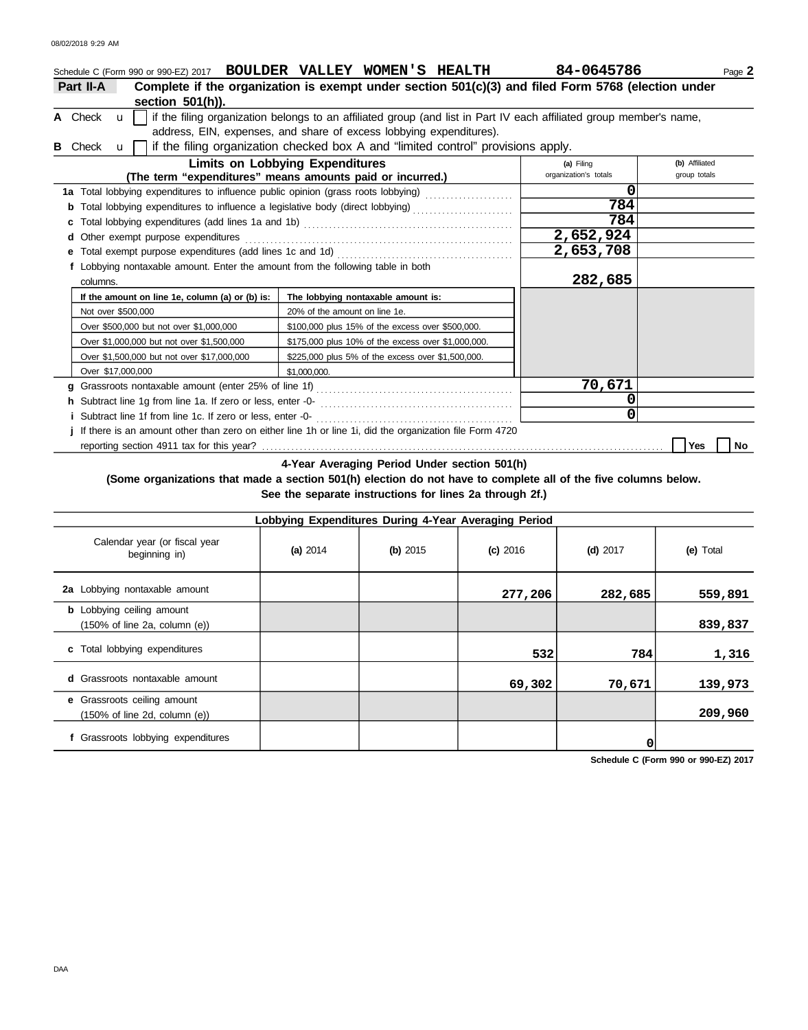Schedule C (Form 990 or 990-EZ) 2017 **BOULDER VALLEY WOMEN'S HEALTH** **84-0645786**

**Part II-A** **Complete if the organization is exempt under section 501(c)(3) and filed Form 5768 (election under section 501(h)).**

**A** Check ☐ if the filing organization belongs to an affiliated group (and list in Part IV each affiliated group member's name, address, EIN, expenses, and share of excess lobbying expenditures).

**B** Check ☐ if the filing organization checked box A and "limited control" provisions apply.

| **Limits on Lobbying Expenditures** (The term "expenditures" means amounts paid or incurred.) | (a) Filing organization's totals | (b) Affiliated group totals |
|---|---|---|
| **1a** Total lobbying expenditures to influence public opinion (grass roots lobbying) | 0 | |
| **b** Total lobbying expenditures to influence a legislative body (direct lobbying) | 784 | |
| **c** Total lobbying expenditures (add lines 1a and 1b) | 784 | |
| **d** Other exempt purpose expenditures | 2,652,924 | |
| **e** Total exempt purpose expenditures (add lines 1c and 1d) | 2,653,708 | |
| **f** Lobbying nontaxable amount. Enter the amount from the following table in both columns. | 282,685 | |

| If the amount on line 1e, column (a) or (b) is: | The lobbying nontaxable amount is: |
|---|---|
| Not over $500,000 | 20% of the amount on line 1e. |
| Over $500,000 but not over $1,000,000 | $100,000 plus 15% of the excess over $500,000. |
| Over $1,000,000 but not over $1,500,000 | $175,000 plus 10% of the excess over $1,000,000. |
| Over $1,500,000 but not over $17,000,000 | $225,000 plus 5% of the excess over $1,500,000. |
| Over $17,000,000 | $1,000,000. |

| | (a) Filing organization's totals | (b) Affiliated group totals |
|---|---|---|
| **g** Grassroots nontaxable amount (enter 25% of line 1f) | 70,671 | |
| **h** Subtract line 1g from line 1a. If zero or less, enter -0- | 0 | |
| **i** Subtract line 1f from line 1c. If zero or less, enter -0- | 0 | |

**j** If there is an amount other than zero on either line 1h or line 1i, did the organization file Form 4720 reporting section 4911 tax for this year? ☐ Yes ☐ No

**4-Year Averaging Period Under section 501(h)**

**(Some organizations that made a section 501(h) election do not have to complete all of the five columns below. See the separate instructions for lines 2a through 2f.)**

| **Lobbying Expenditures During 4-Year Averaging Period** | | | | | |
|---|---|---|---|---|---|
| Calendar year (or fiscal year beginning in) | (a) 2014 | (b) 2015 | (c) 2016 | (d) 2017 | (e) Total |
| **2a** Lobbying nontaxable amount | | | 277,206 | 282,685 | 559,891 |
| **b** Lobbying ceiling amount (150% of line 2a, column (e)) | | | | | 839,837 |
| **c** Total lobbying expenditures | | | 532 | 784 | 1,316 |
| **d** Grassroots nontaxable amount | | | 69,302 | 70,671 | 139,973 |
| **e** Grassroots ceiling amount (150% of line 2d, column (e)) | | | | | 209,960 |
| **f** Grassroots lobbying expenditures | | | | 0 | |

**Schedule C (Form 990 or 990-EZ) 2017**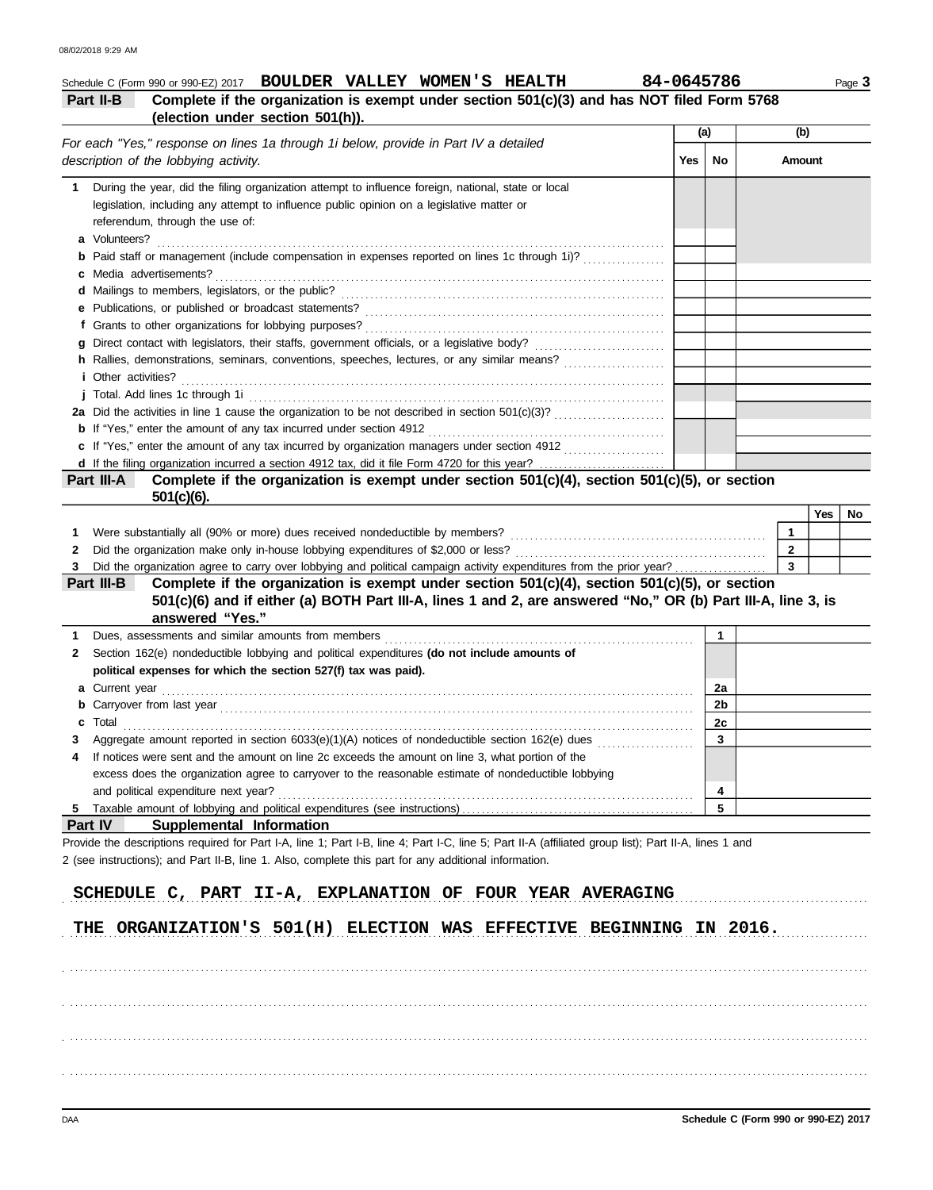Schedule C (Form 990 or 990-EZ) 2017 **BOULDER VALLEY WOMEN'S HEALTH** **84-0645786**

**Part II-B** **Complete if the organization is exempt under section 501(c)(3) and has NOT filed Form 5768 (election under section 501(h)).**

| *For each "Yes," response on lines 1a through 1i below, provide in Part IV a detailed description of the lobbying activity.* | (a) Yes | (a) No | (b) Amount |
|---|---|---|---|
| **1** During the year, did the filing organization attempt to influence foreign, national, state or local legislation, including any attempt to influence public opinion on a legislative matter or referendum, through the use of: | | | |
| **a** Volunteers? | | | |
| **b** Paid staff or management (include compensation in expenses reported on lines 1c through 1i)? | | | |
| **c** Media advertisements? | | | |
| **d** Mailings to members, legislators, or the public? | | | |
| **e** Publications, or published or broadcast statements? | | | |
| **f** Grants to other organizations for lobbying purposes? | | | |
| **g** Direct contact with legislators, their staffs, government officials, or a legislative body? | | | |
| **h** Rallies, demonstrations, seminars, conventions, speeches, lectures, or any similar means? | | | |
| **i** Other activities? | | | |
| **j** Total. Add lines 1c through 1i | | | |
| **2a** Did the activities in line 1 cause the organization to be not described in section 501(c)(3)? | | | |
| **b** If "Yes," enter the amount of any tax incurred under section 4912 | | | |
| **c** If "Yes," enter the amount of any tax incurred by organization managers under section 4912 | | | |
| **d** If the filing organization incurred a section 4912 tax, did it file Form 4720 for this year? | | | |

**Part III-A** **Complete if the organization is exempt under section 501(c)(4), section 501(c)(5), or section 501(c)(6).**

| | | Yes | No |
|---|---|---|---|
| **1** Were substantially all (90% or more) dues received nondeductible by members? | 1 | | |
| **2** Did the organization make only in-house lobbying expenditures of $2,000 or less? | 2 | | |
| **3** Did the organization agree to carry over lobbying and political campaign activity expenditures from the prior year? | 3 | | |

**Part III-B** **Complete if the organization is exempt under section 501(c)(4), section 501(c)(5), or section 501(c)(6) and if either (a) BOTH Part III-A, lines 1 and 2, are answered "No," OR (b) Part III-A, line 3, is answered "Yes."**

| | | |
|---|---|---|
| **1** Dues, assessments and similar amounts from members | 1 | |
| **2** Section 162(e) nondeductible lobbying and political expenditures **(do not include amounts of political expenses for which the section 527(f) tax was paid).** | | |
| **a** Current year | 2a | |
| **b** Carryover from last year | 2b | |
| **c** Total | 2c | |
| **3** Aggregate amount reported in section 6033(e)(1)(A) notices of nondeductible section 162(e) dues | 3 | |
| **4** If notices were sent and the amount on line 2c exceeds the amount on line 3, what portion of the excess does the organization agree to carryover to the reasonable estimate of nondeductible lobbying and political expenditure next year? | 4 | |
| **5** Taxable amount of lobbying and political expenditures (see instructions) | 5 | |

**Part IV** **Supplemental Information**

Provide the descriptions required for Part I-A, line 1; Part I-B, line 4; Part I-C, line 5; Part II-A (affiliated group list); Part II-A, lines 1 and 2 (see instructions); and Part II-B, line 1. Also, complete this part for any additional information.

SCHEDULE C, PART II-A, EXPLANATION OF FOUR YEAR AVERAGING

THE ORGANIZATION'S 501(H) ELECTION WAS EFFECTIVE BEGINNING IN 2016.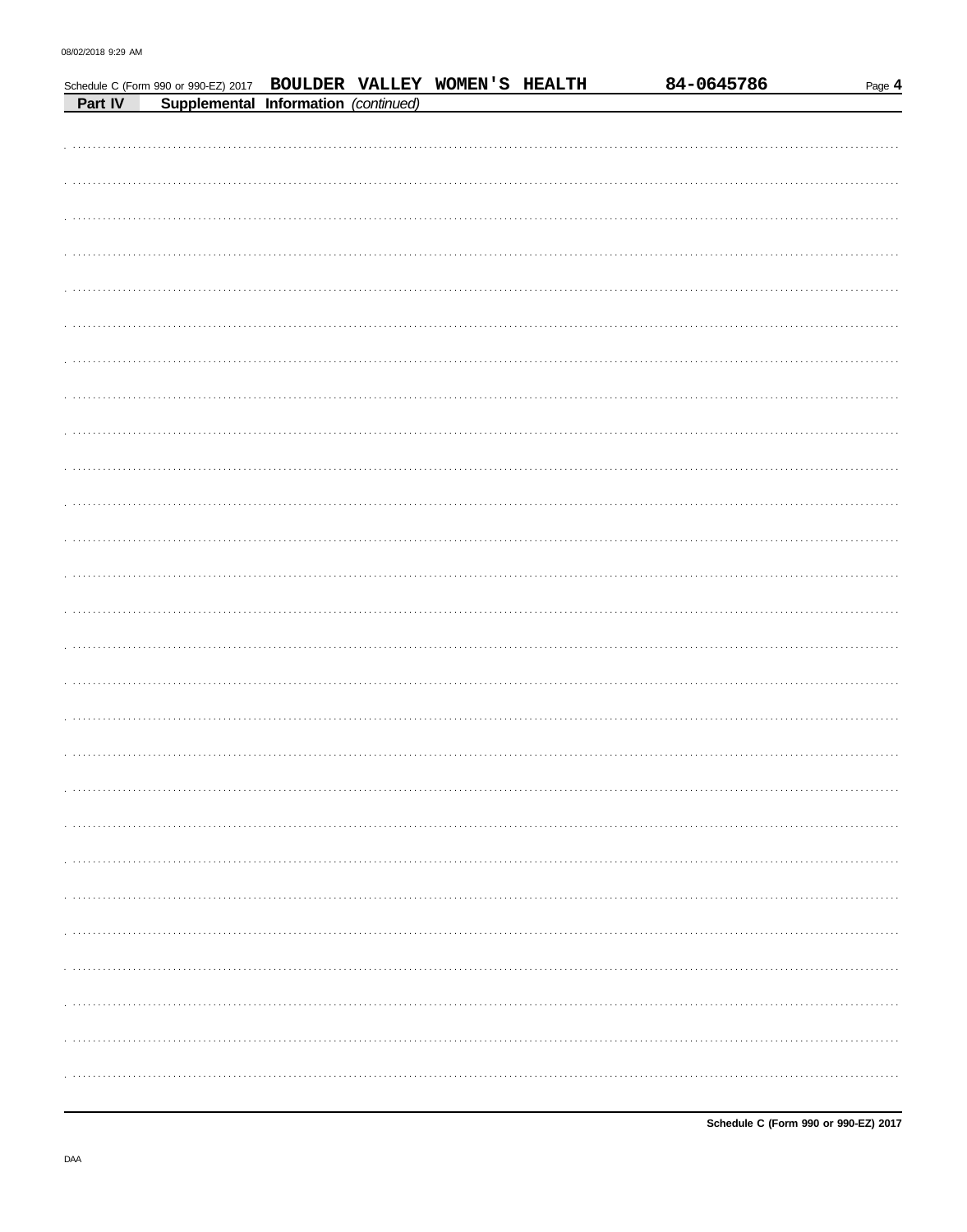Schedule C (Form 990 or 990-EZ) 2017 **BOULDER VALLEY WOMEN'S HEALTH** **84-0645786**

**Part IV** **Supplemental Information** *(continued)*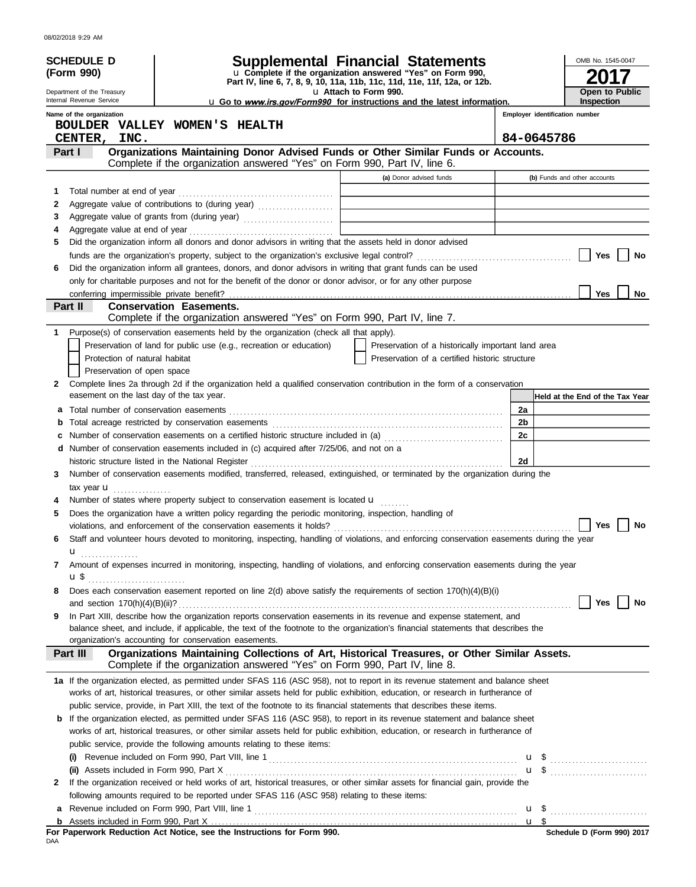08/02/2018 9:29 AM

**SCHEDULE D (Form 990)**

Department of the Treasury
Internal Revenue Service

# Supplemental Financial Statements

u Complete if the organization answered "Yes" on Form 990, Part IV, line 6, 7, 8, 9, 10, 11a, 11b, 11c, 11d, 11e, 11f, 12a, or 12b.
u Attach to Form 990.
u Go to *www.irs.gov/Form990* for instructions and the latest information.

OMB No. 1545-0047
**2017**
**Open to Public Inspection**

Name of the organization: BOULDER VALLEY WOMEN'S HEALTH CENTER, INC.
Employer identification number: 84-0645786

## Part I — Organizations Maintaining Donor Advised Funds or Other Similar Funds or Accounts.

Complete if the organization answered "Yes" on Form 990, Part IV, line 6.

| | | (a) Donor advised funds | (b) Funds and other accounts |
|---|---|---|---|
| 1 | Total number at end of year | | |
| 2 | Aggregate value of contributions to (during year) | | |
| 3 | Aggregate value of grants from (during year) | | |
| 4 | Aggregate value at end of year | | |

5 Did the organization inform all donors and donor advisors in writing that the assets held in donor advised funds are the organization's property, subject to the organization's exclusive legal control? ☐ Yes ☐ No

6 Did the organization inform all grantees, donors, and donor advisors in writing that grant funds can be used only for charitable purposes and not for the benefit of the donor or donor advisor, or for any other purpose conferring impermissible private benefit? ☐ Yes ☐ No

## Part II — Conservation Easements.

Complete if the organization answered "Yes" on Form 990, Part IV, line 7.

1 Purpose(s) of conservation easements held by the organization (check all that apply).

- ☐ Preservation of land for public use (e.g., recreation or education)
- ☐ Protection of natural habitat
- ☐ Preservation of open space
- ☐ Preservation of a historically important land area
- ☐ Preservation of a certified historic structure

2 Complete lines 2a through 2d if the organization held a qualified conservation contribution in the form of a conservation easement on the last day of the tax year.

| | | | Held at the End of the Tax Year |
|---|---|---|---|
| a | Total number of conservation easements | 2a | |
| b | Total acreage restricted by conservation easements | 2b | |
| c | Number of conservation easements on a certified historic structure included in (a) | 2c | |
| d | Number of conservation easements included in (c) acquired after 7/25/06, and not on a historic structure listed in the National Register | 2d | |

3 Number of conservation easements modified, transferred, released, extinguished, or terminated by the organization during the tax year u

4 Number of states where property subject to conservation easement is located u

5 Does the organization have a written policy regarding the periodic monitoring, inspection, handling of violations, and enforcement of the conservation easements it holds? ☐ Yes ☐ No

6 Staff and volunteer hours devoted to monitoring, inspecting, handling of violations, and enforcing conservation easements during the year u

7 Amount of expenses incurred in monitoring, inspecting, handling of violations, and enforcing conservation easements during the year u $

8 Does each conservation easement reported on line 2(d) above satisfy the requirements of section 170(h)(4)(B)(i) and section 170(h)(4)(B)(ii)? ☐ Yes ☐ No

9 In Part XIII, describe how the organization reports conservation easements in its revenue and expense statement, and balance sheet, and include, if applicable, the text of the footnote to the organization's financial statements that describes the organization's accounting for conservation easements.

## Part III — Organizations Maintaining Collections of Art, Historical Treasures, or Other Similar Assets.

Complete if the organization answered "Yes" on Form 990, Part IV, line 8.

1a If the organization elected, as permitted under SFAS 116 (ASC 958), not to report in its revenue statement and balance sheet works of art, historical treasures, or other similar assets held for public exhibition, education, or research in furtherance of public service, provide, in Part XIII, the text of the footnote to its financial statements that describes these items.

b If the organization elected, as permitted under SFAS 116 (ASC 958), to report in its revenue statement and balance sheet works of art, historical treasures, or other similar assets held for public exhibition, education, or research in furtherance of public service, provide the following amounts relating to these items:

(i) Revenue included on Form 990, Part VIII, line 1 u $

(ii) Assets included in Form 990, Part X u $

2 If the organization received or held works of art, historical treasures, or other similar assets for financial gain, provide the following amounts required to be reported under SFAS 116 (ASC 958) relating to these items:

a Revenue included on Form 990, Part VIII, line 1 u $

b Assets included in Form 990, Part X u $

**For Paperwork Reduction Act Notice, see the Instructions for Form 990.**

DAA

**Schedule D (Form 990) 2017**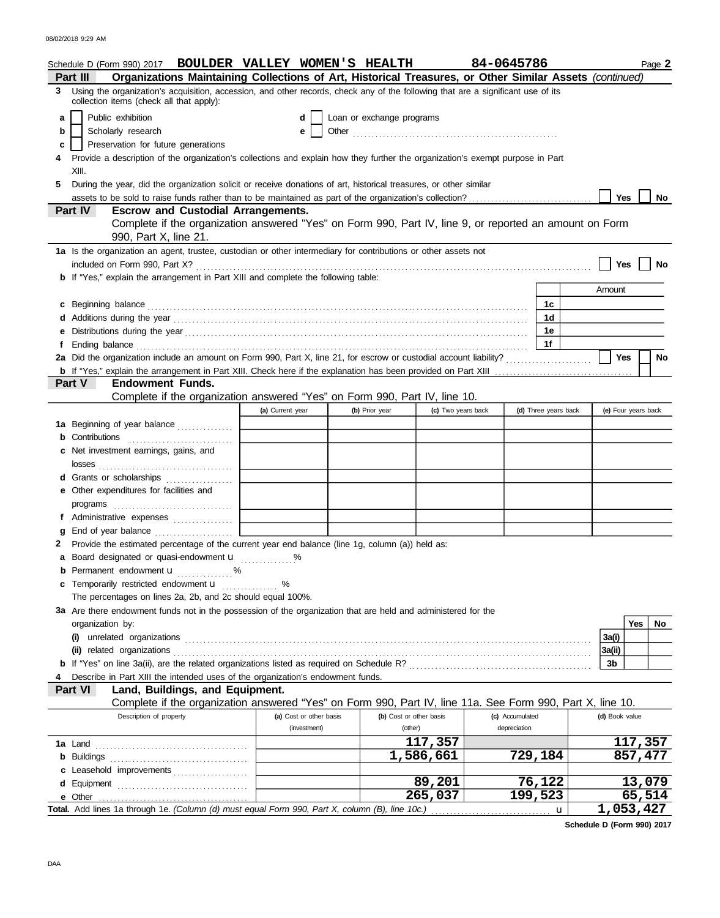Schedule D (Form 990) 2017 **BOULDER VALLEY WOMEN'S HEALTH** **84-0645786** Page **2**

## Part III Organizations Maintaining Collections of Art, Historical Treasures, or Other Similar Assets *(continued)*

**3** Using the organization's acquisition, accession, and other records, check any of the following that are a significant use of its collection items (check all that apply):

- **a** ☐ Public exhibition
- **b** ☐ Scholarly research
- **c** ☐ Preservation for future generations
- **d** ☐ Loan or exchange programs
- **e** ☐ Other

**4** Provide a description of the organization's collections and explain how they further the organization's exempt purpose in Part XIII.

**5** During the year, did the organization solicit or receive donations of art, historical treasures, or other similar assets to be sold to raise funds rather than to be maintained as part of the organization's collection? ☐ Yes ☐ No

## Part IV Escrow and Custodial Arrangements.

Complete if the organization answered "Yes" on Form 990, Part IV, line 9, or reported an amount on Form 990, Part X, line 21.

**1a** Is the organization an agent, trustee, custodian or other intermediary for contributions or other assets not included on Form 990, Part X? ☐ Yes ☐ No

**b** If "Yes," explain the arrangement in Part XIII and complete the following table:

| | | Amount |
|---|---|---|
| **c** Beginning balance | 1c | |
| **d** Additions during the year | 1d | |
| **e** Distributions during the year | 1e | |
| **f** Ending balance | 1f | |

**2a** Did the organization include an amount on Form 990, Part X, line 21, for escrow or custodial account liability? ☐ Yes ☐ No

**b** If "Yes," explain the arrangement in Part XIII. Check here if the explanation has been provided on Part XIII ☐

## Part V Endowment Funds.

Complete if the organization answered "Yes" on Form 990, Part IV, line 10.

| | (a) Current year | (b) Prior year | (c) Two years back | (d) Three years back | (e) Four years back |
|---|---|---|---|---|---|
| **1a** Beginning of year balance | | | | | |
| **b** Contributions | | | | | |
| **c** Net investment earnings, gains, and losses | | | | | |
| **d** Grants or scholarships | | | | | |
| **e** Other expenditures for facilities and programs | | | | | |
| **f** Administrative expenses | | | | | |
| **g** End of year balance | | | | | |

**2** Provide the estimated percentage of the current year end balance (line 1g, column (a)) held as:

- **a** Board designated or quasi-endowment ______ %
- **b** Permanent endowment ______ %
- **c** Temporarily restricted endowment ______ %

The percentages on lines 2a, 2b, and 2c should equal 100%.

**3a** Are there endowment funds not in the possession of the organization that are held and administered for the organization by:

| | | Yes | No |
|---|---|---|---|
| **(i)** unrelated organizations | 3a(i) | | |
| **(ii)** related organizations | 3a(ii) | | |
| **b** If "Yes" on line 3a(ii), are the related organizations listed as required on Schedule R? | 3b | | |

**4** Describe in Part XIII the intended uses of the organization's endowment funds.

## Part VI Land, Buildings, and Equipment.

Complete if the organization answered "Yes" on Form 990, Part IV, line 11a. See Form 990, Part X, line 10.

| Description of property | (a) Cost or other basis (investment) | (b) Cost or other basis (other) | (c) Accumulated depreciation | (d) Book value |
|---|---|---|---|---|
| **1a** Land | | 117,357 | | 117,357 |
| **b** Buildings | | 1,586,661 | 729,184 | 857,477 |
| **c** Leasehold improvements | | | | |
| **d** Equipment | | 89,201 | 76,122 | 13,079 |
| **e** Other | | 265,037 | 199,523 | 65,514 |
| **Total.** Add lines 1a through 1e. *(Column (d) must equal Form 990, Part X, column (B), line 10c.)* | | | | 1,053,427 |

**Schedule D (Form 990) 2017**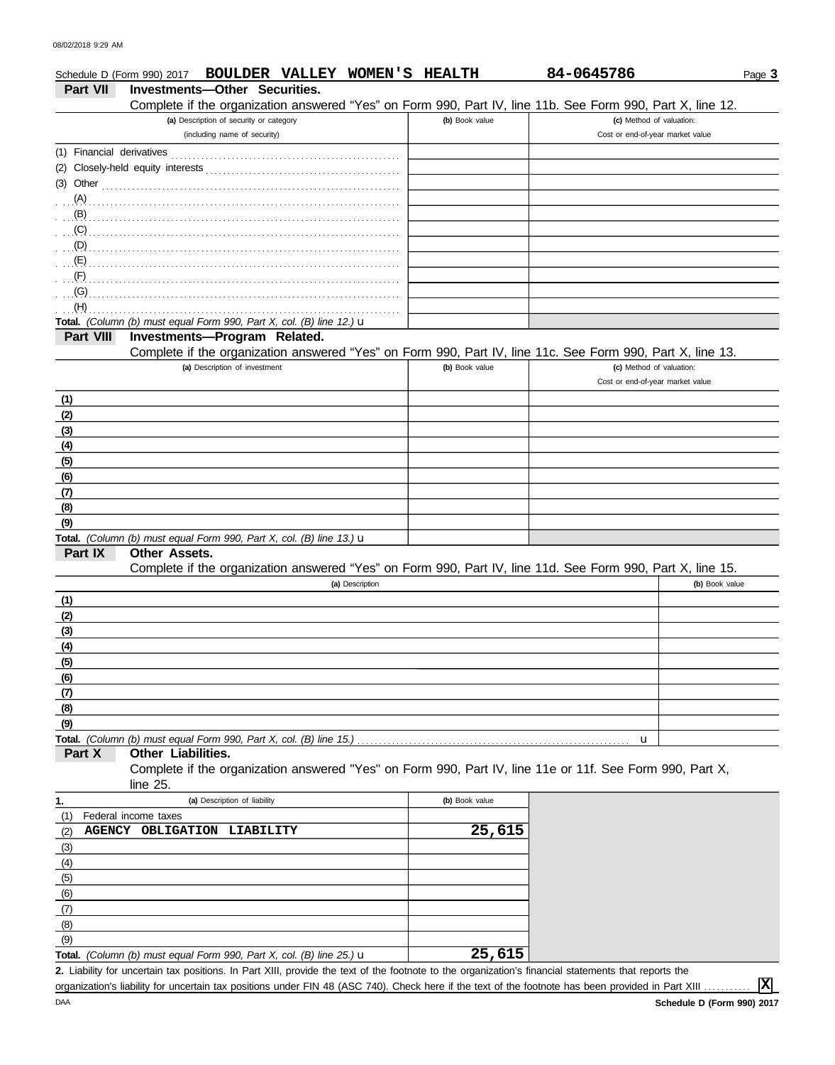Schedule D (Form 990) 2017 **BOULDER VALLEY WOMEN'S HEALTH** **84-0645786** Page **3**

## Part VII Investments—Other Securities.

Complete if the organization answered "Yes" on Form 990, Part IV, line 11b. See Form 990, Part X, line 12.

| (a) Description of security or category (including name of security) | (b) Book value | (c) Method of valuation: Cost or end-of-year market value |
|---|---|---|
| (1) Financial derivatives | | |
| (2) Closely-held equity interests | | |
| (3) Other | | |
| (A) | | |
| (B) | | |
| (C) | | |
| (D) | | |
| (E) | | |
| (F) | | |
| (G) | | |
| (H) | | |
| **Total.** *(Column (b) must equal Form 990, Part X, col. (B) line 12.)* u | | |

## Part VIII Investments—Program Related.

Complete if the organization answered "Yes" on Form 990, Part IV, line 11c. See Form 990, Part X, line 13.

| (a) Description of investment | (b) Book value | (c) Method of valuation: Cost or end-of-year market value |
|---|---|---|
| (1) | | |
| (2) | | |
| (3) | | |
| (4) | | |
| (5) | | |
| (6) | | |
| (7) | | |
| (8) | | |
| (9) | | |
| **Total.** *(Column (b) must equal Form 990, Part X, col. (B) line 13.)* u | | |

## Part IX Other Assets.

Complete if the organization answered "Yes" on Form 990, Part IV, line 11d. See Form 990, Part X, line 15.

| (a) Description | (b) Book value |
|---|---|
| (1) | |
| (2) | |
| (3) | |
| (4) | |
| (5) | |
| (6) | |
| (7) | |
| (8) | |
| (9) | |
| **Total.** *(Column (b) must equal Form 990, Part X, col. (B) line 15.)* u | |

## Part X Other Liabilities.

Complete if the organization answered "Yes" on Form 990, Part IV, line 11e or 11f. See Form 990, Part X, line 25.

| 1. (a) Description of liability | (b) Book value |
|---|---|
| (1) Federal income taxes | |
| (2) AGENCY OBLIGATION LIABILITY | 25,615 |
| (3) | |
| (4) | |
| (5) | |
| (6) | |
| (7) | |
| (8) | |
| (9) | |
| **Total.** *(Column (b) must equal Form 990, Part X, col. (B) line 25.)* u | 25,615 |

**2.** Liability for uncertain tax positions. In Part XIII, provide the text of the footnote to the organization's financial statements that reports the organization's liability for uncertain tax positions under FIN 48 (ASC 740). Check here if the text of the footnote has been provided in Part XIII ........... [X]

DAA **Schedule D (Form 990) 2017**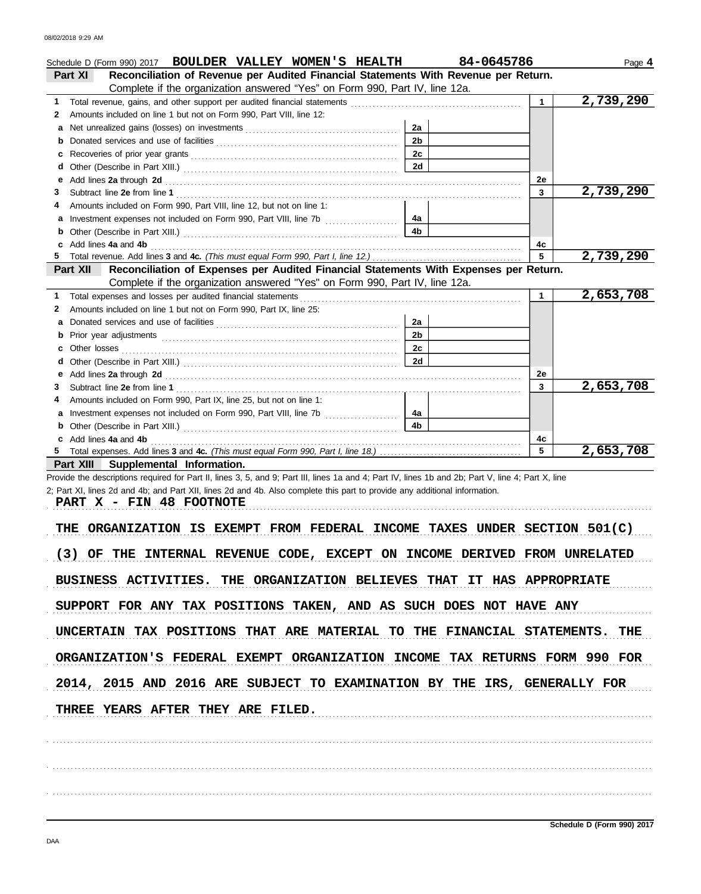Schedule D (Form 990) 2017 **BOULDER VALLEY WOMEN'S HEALTH** **84-0645786** Page **4**

**Part XI Reconciliation of Revenue per Audited Financial Statements With Revenue per Return.**
Complete if the organization answered "Yes" on Form 990, Part IV, line 12a.

| | | | | | |
|---|---|---|---|---|---|
| **1** | Total revenue, gains, and other support per audited financial statements | | | 1 | 2,739,290 |
| **2** | Amounts included on line 1 but not on Form 990, Part VIII, line 12: | | | | |
| **a** | Net unrealized gains (losses) on investments | 2a | | | |
| **b** | Donated services and use of facilities | 2b | | | |
| **c** | Recoveries of prior year grants | 2c | | | |
| **d** | Other (Describe in Part XIII.) | 2d | | | |
| **e** | Add lines **2a** through **2d** | | | 2e | |
| **3** | Subtract line **2e** from line **1** | | | 3 | 2,739,290 |
| **4** | Amounts included on Form 990, Part VIII, line 12, but not on line 1: | | | | |
| **a** | Investment expenses not included on Form 990, Part VIII, line 7b | 4a | | | |
| **b** | Other (Describe in Part XIII.) | 4b | | | |
| **c** | Add lines **4a** and **4b** | | | 4c | |
| **5** | Total revenue. Add lines **3** and **4c.** *(This must equal Form 990, Part I, line 12.)* | | | 5 | 2,739,290 |

**Part XII Reconciliation of Expenses per Audited Financial Statements With Expenses per Return.**
Complete if the organization answered "Yes" on Form 990, Part IV, line 12a.

| | | | | | |
|---|---|---|---|---|---|
| **1** | Total expenses and losses per audited financial statements | | | 1 | 2,653,708 |
| **2** | Amounts included on line 1 but not on Form 990, Part IX, line 25: | | | | |
| **a** | Donated services and use of facilities | 2a | | | |
| **b** | Prior year adjustments | 2b | | | |
| **c** | Other losses | 2c | | | |
| **d** | Other (Describe in Part XIII.) | 2d | | | |
| **e** | Add lines **2a** through **2d** | | | 2e | |
| **3** | Subtract line **2e** from line **1** | | | 3 | 2,653,708 |
| **4** | Amounts included on Form 990, Part IX, line 25, but not on line 1: | | | | |
| **a** | Investment expenses not included on Form 990, Part VIII, line 7b | 4a | | | |
| **b** | Other (Describe in Part XIII.) | 4b | | | |
| **c** | Add lines **4a** and **4b** | | | 4c | |
| **5** | Total expenses. Add lines **3** and **4c.** *(This must equal Form 990, Part I, line 18.)* | | | 5 | 2,653,708 |

**Part XIII Supplemental Information.**

Provide the descriptions required for Part II, lines 3, 5, and 9; Part III, lines 1a and 4; Part IV, lines 1b and 2b; Part V, line 4; Part X, line 2; Part XI, lines 2d and 4b; and Part XII, lines 2d and 4b. Also complete this part to provide any additional information.

PART X - FIN 48 FOOTNOTE

THE ORGANIZATION IS EXEMPT FROM FEDERAL INCOME TAXES UNDER SECTION 501(C)(3) OF THE INTERNAL REVENUE CODE, EXCEPT ON INCOME DERIVED FROM UNRELATED BUSINESS ACTIVITIES. THE ORGANIZATION BELIEVES THAT IT HAS APPROPRIATE SUPPORT FOR ANY TAX POSITIONS TAKEN, AND AS SUCH DOES NOT HAVE ANY UNCERTAIN TAX POSITIONS THAT ARE MATERIAL TO THE FINANCIAL STATEMENTS. THE ORGANIZATION'S FEDERAL EXEMPT ORGANIZATION INCOME TAX RETURNS FORM 990 FOR 2014, 2015 AND 2016 ARE SUBJECT TO EXAMINATION BY THE IRS, GENERALLY FOR THREE YEARS AFTER THEY ARE FILED.

**Schedule D (Form 990) 2017**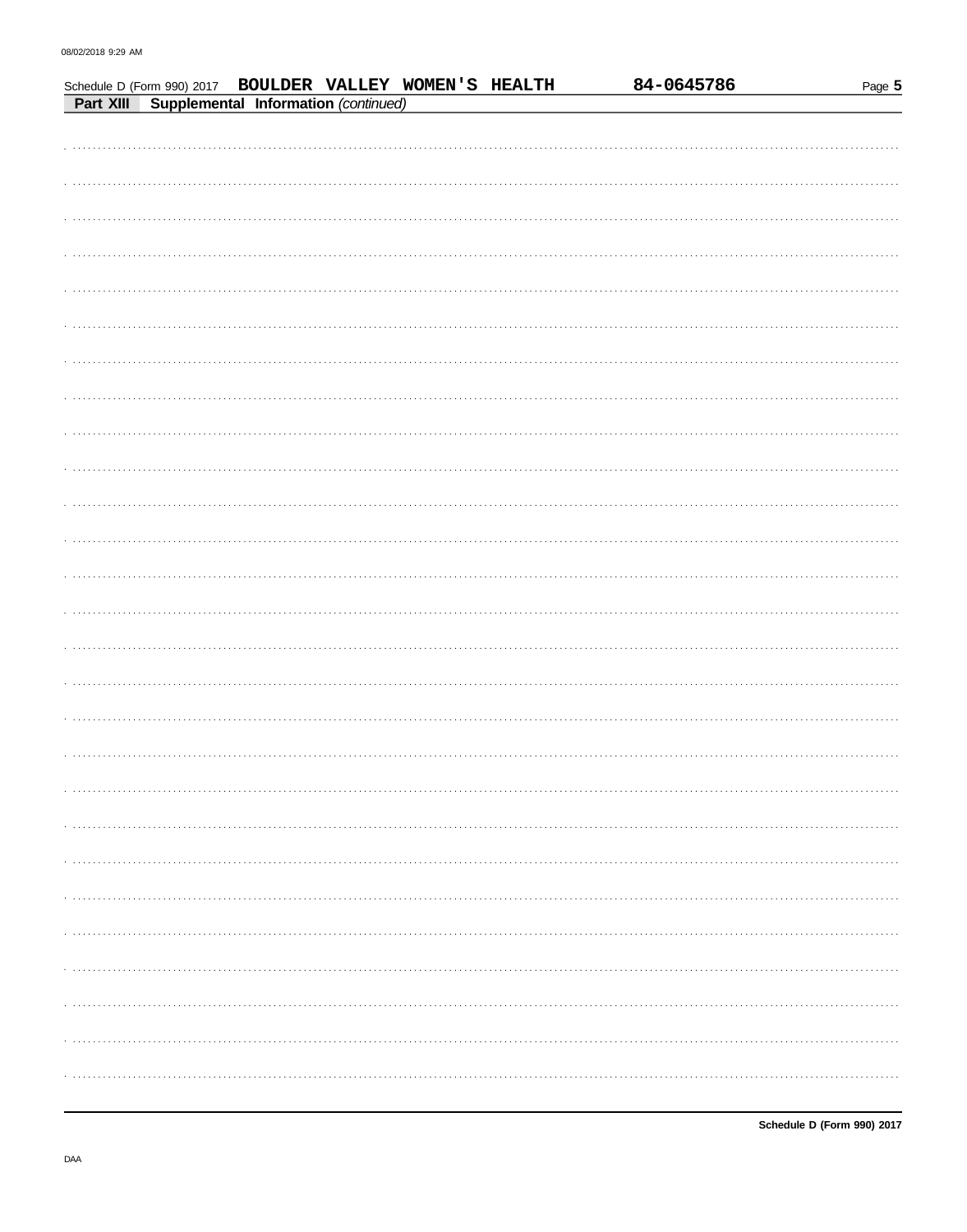Schedule D (Form 990) 2017 **BOULDER VALLEY WOMEN'S HEALTH** **84-0645786**

**Part XIII** **Supplemental Information** *(continued)*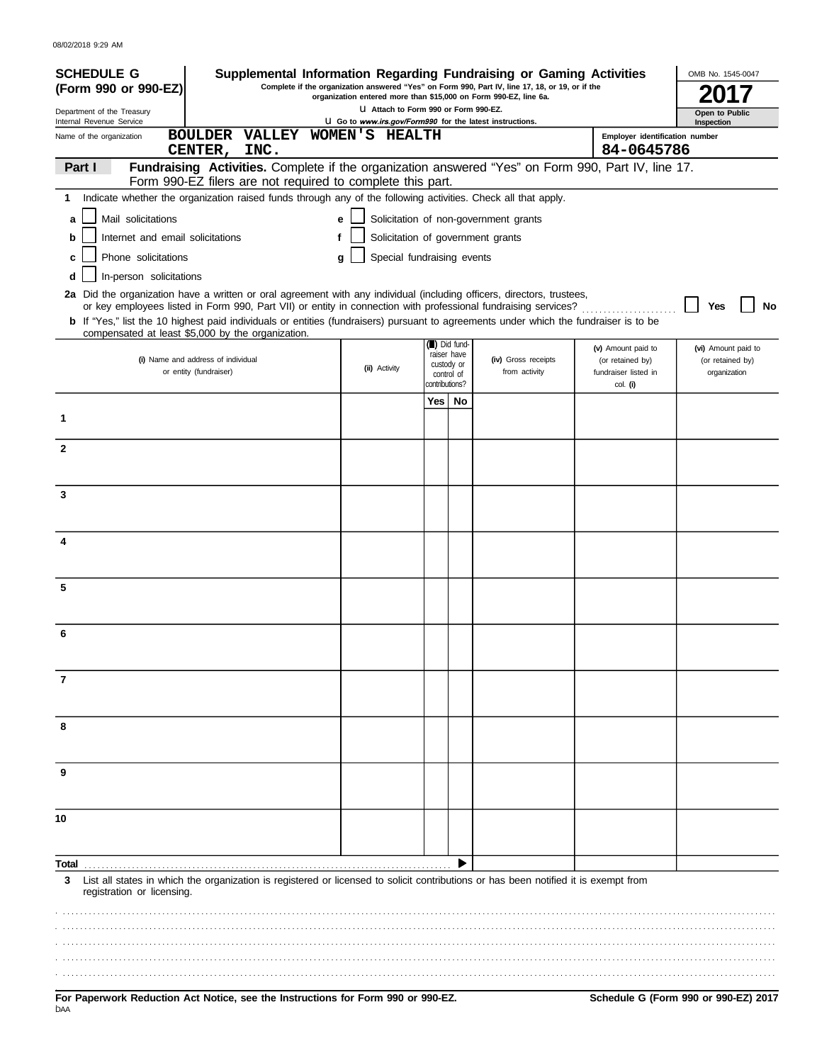08/02/2018 9:29 AM

**SCHEDULE G (Form 990 or 990-EZ)**

Department of the Treasury
Internal Revenue Service

# Supplemental Information Regarding Fundraising or Gaming Activities

**Complete if the organization answered "Yes" on Form 990, Part IV, line 17, 18, or 19, or if the organization entered more than $15,000 on Form 990-EZ, line 6a.**

u Attach to Form 990 or Form 990-EZ.

u Go to *www.irs.gov/Form990* for the latest instructions.

OMB No. 1545-0047

**2017**

**Open to Public Inspection**

Name of the organization: BOULDER VALLEY WOMEN'S HEALTH CENTER, INC.

Employer identification number: 84-0645786

**Part I** **Fundraising Activities.** Complete if the organization answered "Yes" on Form 990, Part IV, line 17. Form 990-EZ filers are not required to complete this part.

**1** Indicate whether the organization raised funds through any of the following activities. Check all that apply.

- **a** ☐ Mail solicitations
- **b** ☐ Internet and email solicitations
- **c** ☐ Phone solicitations
- **d** ☐ In-person solicitations
- **e** ☐ Solicitation of non-government grants
- **f** ☐ Solicitation of government grants
- **g** ☐ Special fundraising events

**2a** Did the organization have a written or oral agreement with any individual (including officers, directors, trustees, or key employees listed in Form 990, Part VII) or entity in connection with professional fundraising services? ☐ Yes ☐ No

**b** If "Yes," list the 10 highest paid individuals or entities (fundraisers) pursuant to agreements under which the fundraiser is to be compensated at least $5,000 by the organization.

| | (i) Name and address of individual or entity (fundraiser) | (ii) Activity | (iii) Did fundraiser have custody or control of contributions? Yes | No | (iv) Gross receipts from activity | (v) Amount paid to (or retained by) fundraiser listed in col. (i) | (vi) Amount paid to (or retained by) organization |
|---|---|---|---|---|---|---|---|
| 1 | | | | | | | |
| 2 | | | | | | | |
| 3 | | | | | | | |
| 4 | | | | | | | |
| 5 | | | | | | | |
| 6 | | | | | | | |
| 7 | | | | | | | |
| 8 | | | | | | | |
| 9 | | | | | | | |
| 10 | | | | | | | |
| **Total** | | | | | | | |

**3** List all states in which the organization is registered or licensed to solicit contributions or has been notified it is exempt from registration or licensing.

**For Paperwork Reduction Act Notice, see the Instructions for Form 990 or 990-EZ.**

**Schedule G (Form 990 or 990-EZ) 2017**

DAA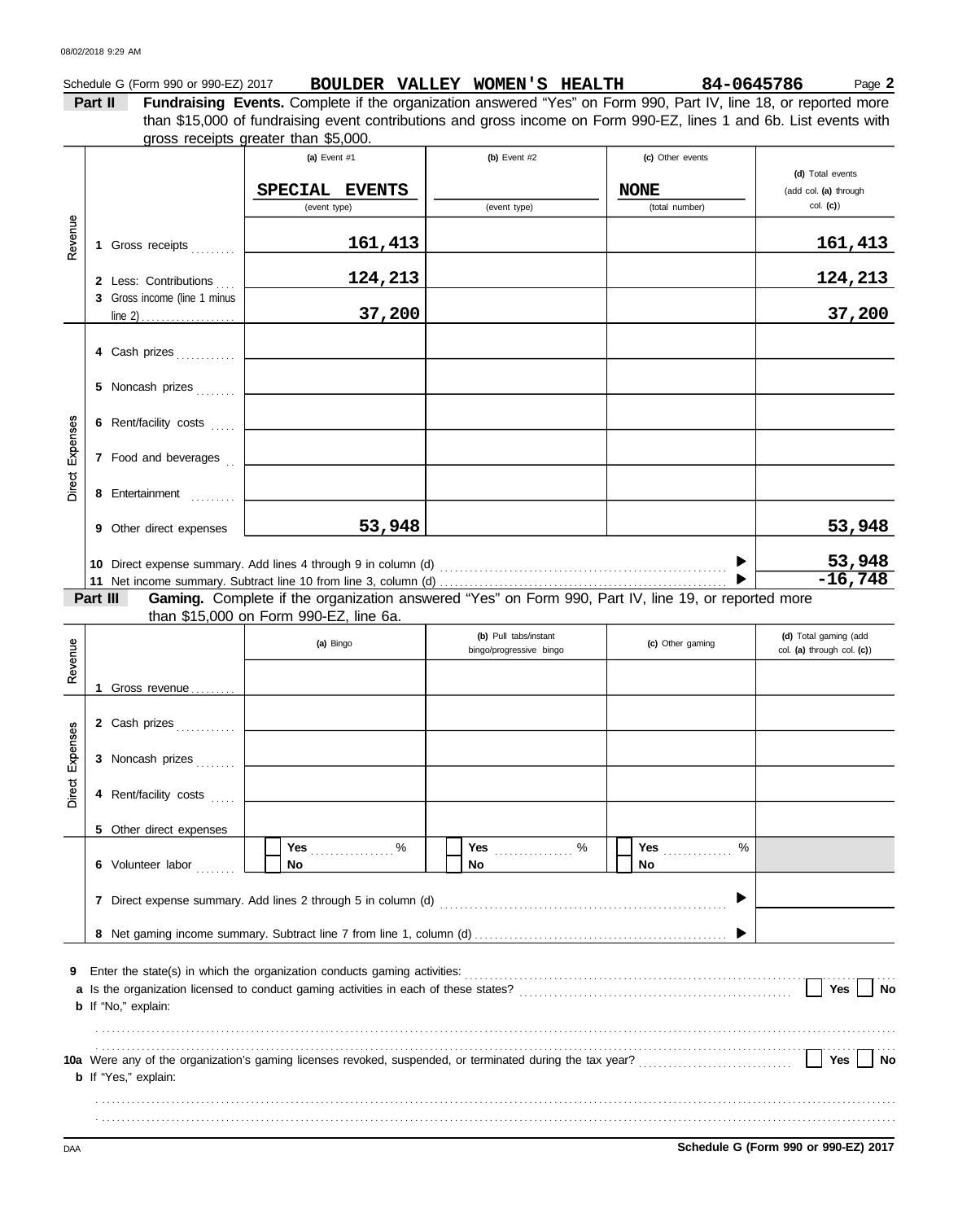Schedule G (Form 990 or 990-EZ) 2017 **BOULDER VALLEY WOMEN'S HEALTH** **84-0645786** Page **2**

**Part II** **Fundraising Events.** Complete if the organization answered "Yes" on Form 990, Part IV, line 18, or reported more than $15,000 of fundraising event contributions and gross income on Form 990-EZ, lines 1 and 6b. List events with gross receipts greater than $5,000.

| | | (a) Event #1 | (b) Event #2 | (c) Other events | (d) Total events (add col. (a) through col. (c)) |
|---|---|---|---|---|---|
| | | SPECIAL EVENTS (event type) | (event type) | NONE (total number) | |
| Revenue | 1 Gross receipts | 161,413 | | | 161,413 |
| | 2 Less: Contributions | 124,213 | | | 124,213 |
| | 3 Gross income (line 1 minus line 2) | 37,200 | | | 37,200 |
| Direct Expenses | 4 Cash prizes | | | | |
| | 5 Noncash prizes | | | | |
| | 6 Rent/facility costs | | | | |
| | 7 Food and beverages | | | | |
| | 8 Entertainment | | | | |
| | 9 Other direct expenses | 53,948 | | | 53,948 |
| | 10 Direct expense summary. Add lines 4 through 9 in column (d) | | | | 53,948 |
| | 11 Net income summary. Subtract line 10 from line 3, column (d) | | | | -16,748 |

**Part III** **Gaming.** Complete if the organization answered "Yes" on Form 990, Part IV, line 19, or reported more than $15,000 on Form 990-EZ, line 6a.

| | | (a) Bingo | (b) Pull tabs/instant bingo/progressive bingo | (c) Other gaming | (d) Total gaming (add col. (a) through col. (c)) |
|---|---|---|---|---|---|
| Revenue | 1 Gross revenue | | | | |
| Direct Expenses | 2 Cash prizes | | | | |
| | 3 Noncash prizes | | | | |
| | 4 Rent/facility costs | | | | |
| | 5 Other direct expenses | | | | |
| | 6 Volunteer labor | ☐ Yes ____ % ☐ No | ☐ Yes ____ % ☐ No | ☐ Yes ____ % ☐ No | |
| | 7 Direct expense summary. Add lines 2 through 5 in column (d) | | | | |
| | 8 Net gaming income summary. Subtract line 7 from line 1, column (d) | | | | |

**9** Enter the state(s) in which the organization conducts gaming activities: ..........

**a** Is the organization licensed to conduct gaming activities in each of these states? ☐ Yes ☐ No

**b** If "No," explain:

..........

**10a** Were any of the organization's gaming licenses revoked, suspended, or terminated during the tax year? ☐ Yes ☐ No

**b** If "Yes," explain:

..........

Schedule G (Form 990 or 990-EZ) 2017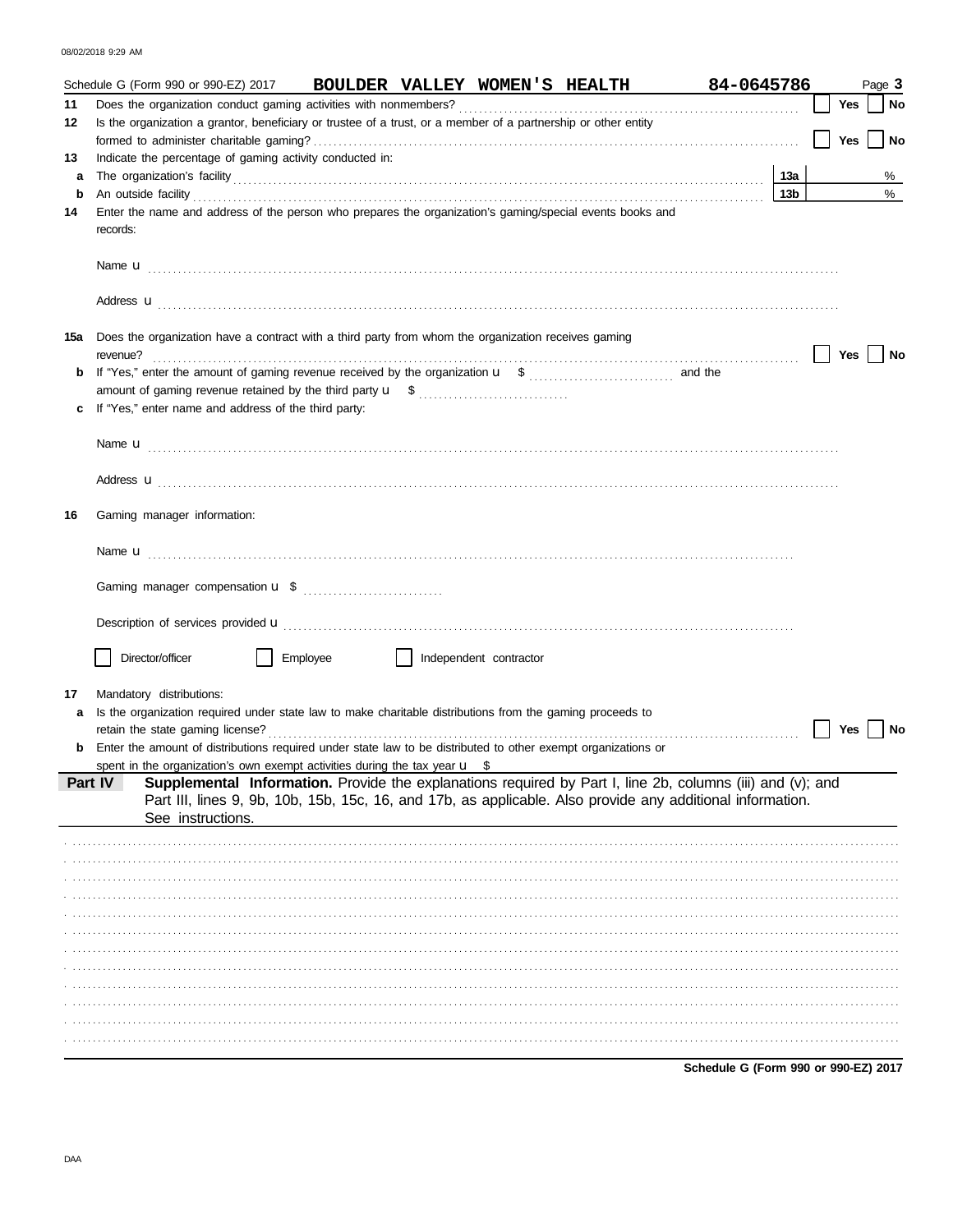Schedule G (Form 990 or 990-EZ) 2017 **BOULDER VALLEY WOMEN'S HEALTH** **84-0645786** Page **3**

**11** Does the organization conduct gaming activities with nonmembers? ☐ Yes ☐ No

**12** Is the organization a grantor, beneficiary or trustee of a trust, or a member of a partnership or other entity formed to administer charitable gaming? ☐ Yes ☐ No

**13** Indicate the percentage of gaming activity conducted in:

**a** The organization's facility **13a** %

**b** An outside facility **13b** %

**14** Enter the name and address of the person who prepares the organization's gaming/special events books and records:

Name u

Address u

**15a** Does the organization have a contract with a third party from whom the organization receives gaming revenue? ☐ Yes ☐ No

**b** If "Yes," enter the amount of gaming revenue received by the organization u $ and the amount of gaming revenue retained by the third party u $

**c** If "Yes," enter name and address of the third party:

Name u

Address u

**16** Gaming manager information:

Name u

Gaming manager compensation u $

Description of services provided u

☐ Director/officer ☐ Employee ☐ Independent contractor

**17** Mandatory distributions:

**a** Is the organization required under state law to make charitable distributions from the gaming proceeds to retain the state gaming license? ☐ Yes ☐ No

**b** Enter the amount of distributions required under state law to be distributed to other exempt organizations or spent in the organization's own exempt activities during the tax year u $

**Part IV** **Supplemental Information.** Provide the explanations required by Part I, line 2b, columns (iii) and (v); and Part III, lines 9, 9b, 10b, 15b, 15c, 16, and 17b, as applicable. Also provide any additional information. See instructions.

**Schedule G (Form 990 or 990-EZ) 2017**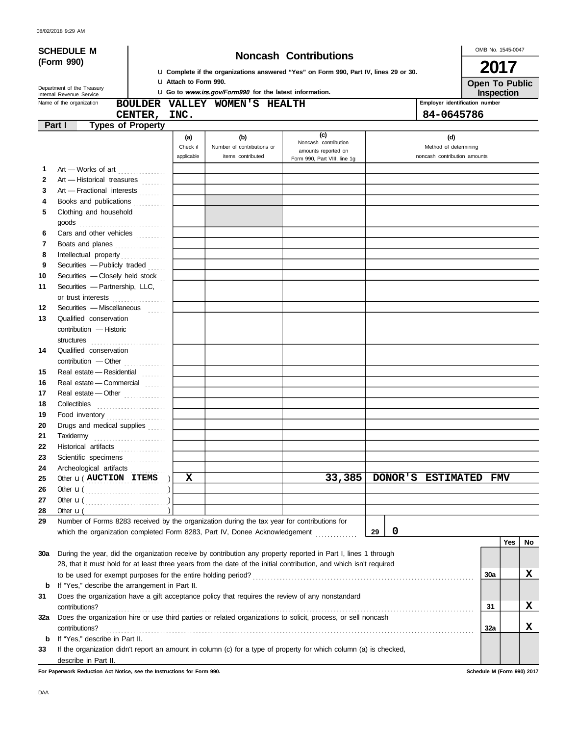08/02/2018 9:29 AM

**SCHEDULE M (Form 990)**

Department of the Treasury
Internal Revenue Service

# Noncash Contributions

u Complete if the organizations answered "Yes" on Form 990, Part IV, lines 29 or 30.
u Attach to Form 990.
u Go to *www.irs.gov/Form990* for the latest information.

OMB No. 1545-0047
**2017**
**Open To Public Inspection**

Name of the organization: **BOULDER VALLEY WOMEN'S HEALTH CENTER, INC.**
Employer identification number: **84-0645786**

**Part I — Types of Property**

| | | (a) Check if applicable | (b) Number of contributions or items contributed | (c) Noncash contribution amounts reported on Form 990, Part VIII, line 1g | (d) Method of determining noncash contribution amounts |
|---|---|---|---|---|---|
| 1 | Art — Works of art | | | | |
| 2 | Art — Historical treasures | | | | |
| 3 | Art — Fractional interests | | | | |
| 4 | Books and publications | | | | |
| 5 | Clothing and household goods | | | | |
| 6 | Cars and other vehicles | | | | |
| 7 | Boats and planes | | | | |
| 8 | Intellectual property | | | | |
| 9 | Securities — Publicly traded | | | | |
| 10 | Securities — Closely held stock | | | | |
| 11 | Securities — Partnership, LLC, or trust interests | | | | |
| 12 | Securities — Miscellaneous | | | | |
| 13 | Qualified conservation contribution — Historic structures | | | | |
| 14 | Qualified conservation contribution — Other | | | | |
| 15 | Real estate — Residential | | | | |
| 16 | Real estate — Commercial | | | | |
| 17 | Real estate — Other | | | | |
| 18 | Collectibles | | | | |
| 19 | Food inventory | | | | |
| 20 | Drugs and medical supplies | | | | |
| 21 | Taxidermy | | | | |
| 22 | Historical artifacts | | | | |
| 23 | Scientific specimens | | | | |
| 24 | Archeological artifacts | | | | |
| 25 | Other u ( AUCTION ITEMS ) | X | | 33,385 | DONOR'S ESTIMATED FMV |
| 26 | Other u ( ) | | | | |
| 27 | Other u ( ) | | | | |
| 28 | Other u ( ) | | | | |

29 Number of Forms 8283 received by the organization during the tax year for contributions for which the organization completed Form 8283, Part IV, Donee Acknowledgement ..... **29** | **0**

| | | | Yes | No |
|---|---|---|---|---|
| 30a | During the year, did the organization receive by contribution any property reported in Part I, lines 1 through 28, that it must hold for at least three years from the date of the initial contribution, and which isn't required to be used for exempt purposes for the entire holding period? | 30a | | X |
| b | If "Yes," describe the arrangement in Part II. | | | |
| 31 | Does the organization have a gift acceptance policy that requires the review of any nonstandard contributions? | 31 | | X |
| 32a | Does the organization hire or use third parties or related organizations to solicit, process, or sell noncash contributions? | 32a | | X |
| b | If "Yes," describe in Part II. | | | |
| 33 | If the organization didn't report an amount in column (c) for a type of property for which column (a) is checked, describe in Part II. | | | |

**For Paperwork Reduction Act Notice, see the Instructions for Form 990.**

Schedule M (Form 990) 2017

DAA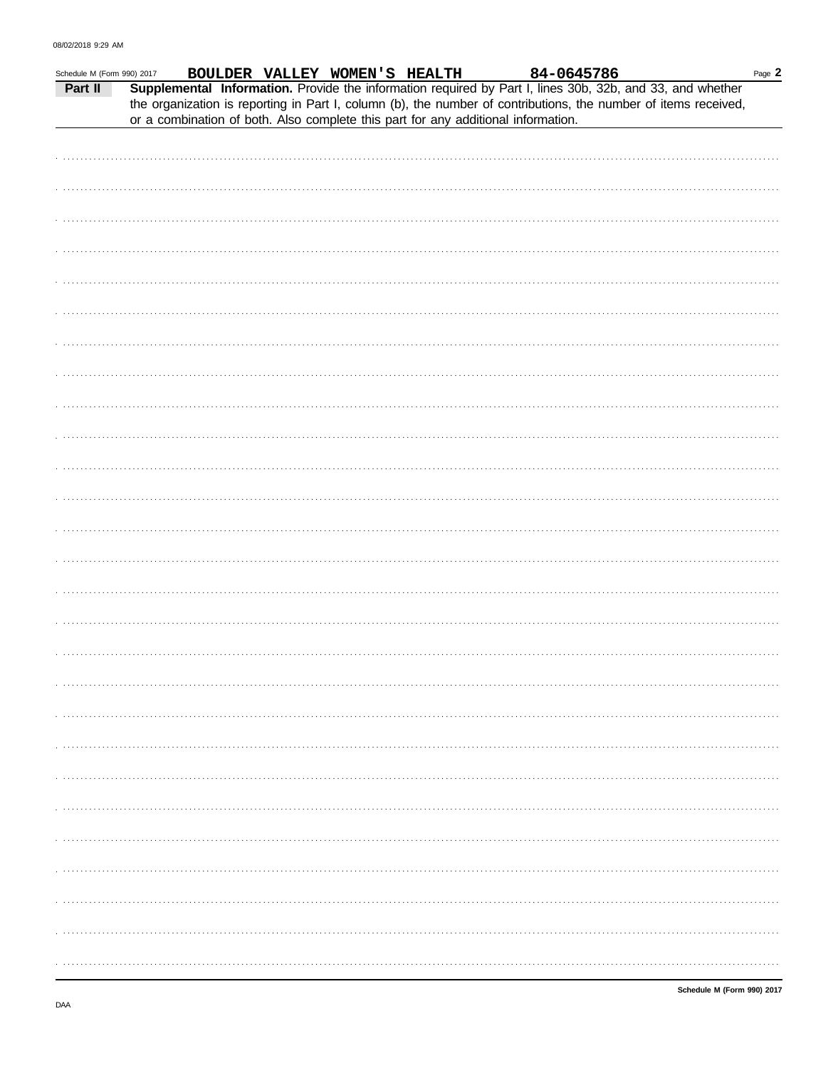Schedule M (Form 990) 2017 BOULDER VALLEY WOMEN'S HEALTH 84-0645786

**Part II** **Supplemental Information.** Provide the information required by Part I, lines 30b, 32b, and 33, and whether the organization is reporting in Part I, column (b), the number of contributions, the number of items received, or a combination of both. Also complete this part for any additional information.

Schedule M (Form 990) 2017

DAA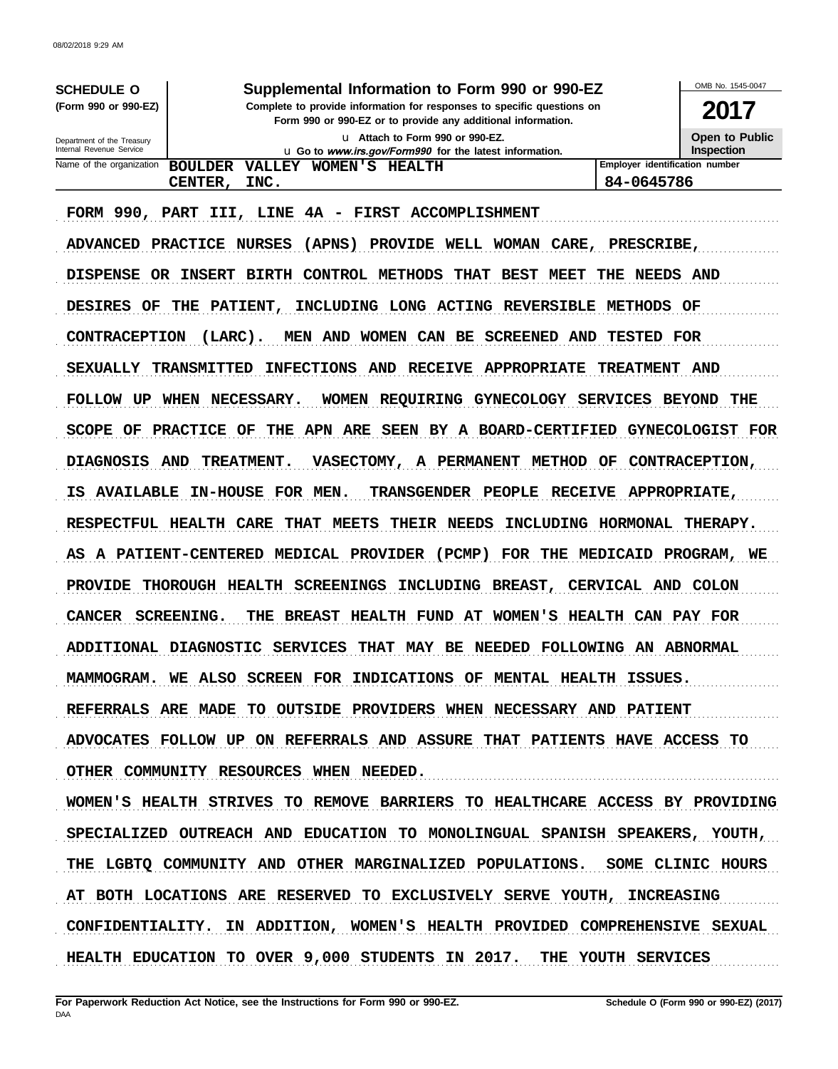**SCHEDULE O** **(Form 990 or 990-EZ)**

Department of the Treasury
Internal Revenue Service

# Supplemental Information to Form 990 or 990-EZ

**Complete to provide information for responses to specific questions on Form 990 or 990-EZ or to provide any additional information.**

u Attach to Form 990 or 990-EZ.
u Go to *www.irs.gov/Form990* for the latest information.

OMB No. 1545-0047

**2017**

**Open to Public Inspection**

| Name of the organization | Employer identification number |
|---|---|
| BOULDER VALLEY WOMEN'S HEALTH CENTER, INC. | 84-0645786 |

FORM 990, PART III, LINE 4A - FIRST ACCOMPLISHMENT

ADVANCED PRACTICE NURSES (APNS) PROVIDE WELL WOMAN CARE, PRESCRIBE, DISPENSE OR INSERT BIRTH CONTROL METHODS THAT BEST MEET THE NEEDS AND DESIRES OF THE PATIENT, INCLUDING LONG ACTING REVERSIBLE METHODS OF CONTRACEPTION (LARC). MEN AND WOMEN CAN BE SCREENED AND TESTED FOR SEXUALLY TRANSMITTED INFECTIONS AND RECEIVE APPROPRIATE TREATMENT AND FOLLOW UP WHEN NECESSARY. WOMEN REQUIRING GYNECOLOGY SERVICES BEYOND THE SCOPE OF PRACTICE OF THE APN ARE SEEN BY A BOARD-CERTIFIED GYNECOLOGIST FOR DIAGNOSIS AND TREATMENT. VASECTOMY, A PERMANENT METHOD OF CONTRACEPTION, IS AVAILABLE IN-HOUSE FOR MEN. TRANSGENDER PEOPLE RECEIVE APPROPRIATE, RESPECTFUL HEALTH CARE THAT MEETS THEIR NEEDS INCLUDING HORMONAL THERAPY. AS A PATIENT-CENTERED MEDICAL PROVIDER (PCMP) FOR THE MEDICAID PROGRAM, WE PROVIDE THOROUGH HEALTH SCREENINGS INCLUDING BREAST, CERVICAL AND COLON CANCER SCREENING. THE BREAST HEALTH FUND AT WOMEN'S HEALTH CAN PAY FOR ADDITIONAL DIAGNOSTIC SERVICES THAT MAY BE NEEDED FOLLOWING AN ABNORMAL MAMMOGRAM. WE ALSO SCREEN FOR INDICATIONS OF MENTAL HEALTH ISSUES. REFERRALS ARE MADE TO OUTSIDE PROVIDERS WHEN NECESSARY AND PATIENT ADVOCATES FOLLOW UP ON REFERRALS AND ASSURE THAT PATIENTS HAVE ACCESS TO OTHER COMMUNITY RESOURCES WHEN NEEDED.

WOMEN'S HEALTH STRIVES TO REMOVE BARRIERS TO HEALTHCARE ACCESS BY PROVIDING SPECIALIZED OUTREACH AND EDUCATION TO MONOLINGUAL SPANISH SPEAKERS, YOUTH, THE LGBTQ COMMUNITY AND OTHER MARGINALIZED POPULATIONS. SOME CLINIC HOURS AT BOTH LOCATIONS ARE RESERVED TO EXCLUSIVELY SERVE YOUTH, INCREASING CONFIDENTIALITY. IN ADDITION, WOMEN'S HEALTH PROVIDED COMPREHENSIVE SEXUAL HEALTH EDUCATION TO OVER 9,000 STUDENTS IN 2017. THE YOUTH SERVICES

**For Paperwork Reduction Act Notice, see the Instructions for Form 990 or 990-EZ.** **Schedule O (Form 990 or 990-EZ) (2017)**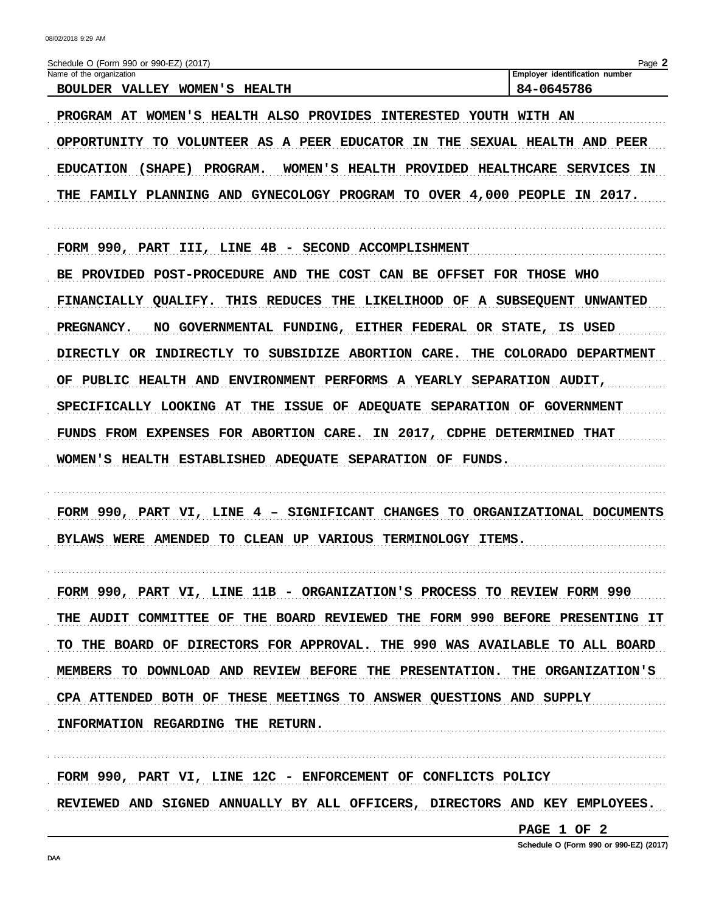Schedule O (Form 990 or 990-EZ) (2017)

| Name of the organization | Employer identification number |
|---|---|
| BOULDER VALLEY WOMEN'S HEALTH | 84-0645786 |

PROGRAM AT WOMEN'S HEALTH ALSO PROVIDES INTERESTED YOUTH WITH AN OPPORTUNITY TO VOLUNTEER AS A PEER EDUCATOR IN THE SEXUAL HEALTH AND PEER EDUCATION (SHAPE) PROGRAM. WOMEN'S HEALTH PROVIDED HEALTHCARE SERVICES IN THE FAMILY PLANNING AND GYNECOLOGY PROGRAM TO OVER 4,000 PEOPLE IN 2017.

FORM 990, PART III, LINE 4B - SECOND ACCOMPLISHMENT

BE PROVIDED POST-PROCEDURE AND THE COST CAN BE OFFSET FOR THOSE WHO FINANCIALLY QUALIFY. THIS REDUCES THE LIKELIHOOD OF A SUBSEQUENT UNWANTED PREGNANCY. NO GOVERNMENTAL FUNDING, EITHER FEDERAL OR STATE, IS USED DIRECTLY OR INDIRECTLY TO SUBSIDIZE ABORTION CARE. THE COLORADO DEPARTMENT OF PUBLIC HEALTH AND ENVIRONMENT PERFORMS A YEARLY SEPARATION AUDIT, SPECIFICALLY LOOKING AT THE ISSUE OF ADEQUATE SEPARATION OF GOVERNMENT FUNDS FROM EXPENSES FOR ABORTION CARE. IN 2017, CDPHE DETERMINED THAT WOMEN'S HEALTH ESTABLISHED ADEQUATE SEPARATION OF FUNDS.

FORM 990, PART VI, LINE 4 – SIGNIFICANT CHANGES TO ORGANIZATIONAL DOCUMENTS

BYLAWS WERE AMENDED TO CLEAN UP VARIOUS TERMINOLOGY ITEMS.

FORM 990, PART VI, LINE 11B - ORGANIZATION'S PROCESS TO REVIEW FORM 990

THE AUDIT COMMITTEE OF THE BOARD REVIEWED THE FORM 990 BEFORE PRESENTING IT TO THE BOARD OF DIRECTORS FOR APPROVAL. THE 990 WAS AVAILABLE TO ALL BOARD MEMBERS TO DOWNLOAD AND REVIEW BEFORE THE PRESENTATION. THE ORGANIZATION'S CPA ATTENDED BOTH OF THESE MEETINGS TO ANSWER QUESTIONS AND SUPPLY INFORMATION REGARDING THE RETURN.

FORM 990, PART VI, LINE 12C - ENFORCEMENT OF CONFLICTS POLICY

REVIEWED AND SIGNED ANNUALLY BY ALL OFFICERS, DIRECTORS AND KEY EMPLOYEES.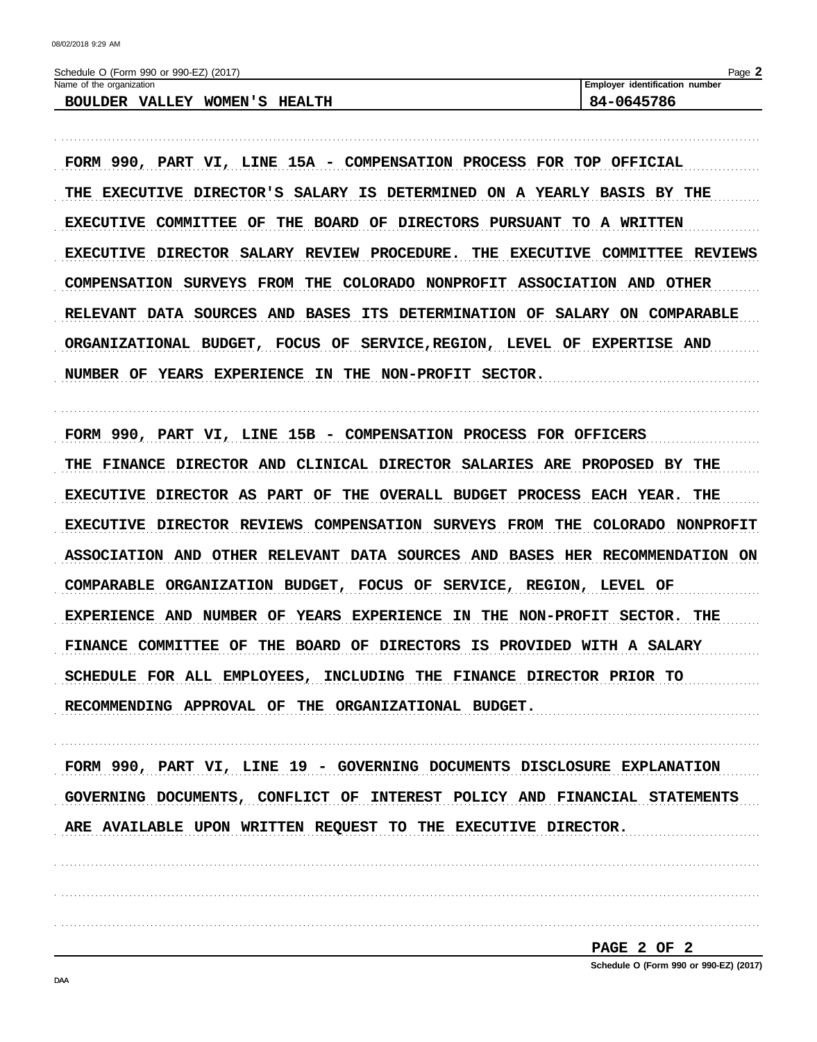Schedule O (Form 990 or 990-EZ) (2017)

| Name of the organization | Employer identification number |
| --- | --- |
| BOULDER VALLEY WOMEN'S HEALTH | 84-0645786 |

FORM 990, PART VI, LINE 15A - COMPENSATION PROCESS FOR TOP OFFICIAL

THE EXECUTIVE DIRECTOR'S SALARY IS DETERMINED ON A YEARLY BASIS BY THE EXECUTIVE COMMITTEE OF THE BOARD OF DIRECTORS PURSUANT TO A WRITTEN EXECUTIVE DIRECTOR SALARY REVIEW PROCEDURE. THE EXECUTIVE COMMITTEE REVIEWS COMPENSATION SURVEYS FROM THE COLORADO NONPROFIT ASSOCIATION AND OTHER RELEVANT DATA SOURCES AND BASES ITS DETERMINATION OF SALARY ON COMPARABLE ORGANIZATIONAL BUDGET, FOCUS OF SERVICE,REGION, LEVEL OF EXPERTISE AND NUMBER OF YEARS EXPERIENCE IN THE NON-PROFIT SECTOR.

FORM 990, PART VI, LINE 15B - COMPENSATION PROCESS FOR OFFICERS

THE FINANCE DIRECTOR AND CLINICAL DIRECTOR SALARIES ARE PROPOSED BY THE EXECUTIVE DIRECTOR AS PART OF THE OVERALL BUDGET PROCESS EACH YEAR. THE EXECUTIVE DIRECTOR REVIEWS COMPENSATION SURVEYS FROM THE COLORADO NONPROFIT ASSOCIATION AND OTHER RELEVANT DATA SOURCES AND BASES HER RECOMMENDATION ON COMPARABLE ORGANIZATION BUDGET, FOCUS OF SERVICE, REGION, LEVEL OF EXPERIENCE AND NUMBER OF YEARS EXPERIENCE IN THE NON-PROFIT SECTOR. THE FINANCE COMMITTEE OF THE BOARD OF DIRECTORS IS PROVIDED WITH A SALARY SCHEDULE FOR ALL EMPLOYEES, INCLUDING THE FINANCE DIRECTOR PRIOR TO RECOMMENDING APPROVAL OF THE ORGANIZATIONAL BUDGET.

FORM 990, PART VI, LINE 19 - GOVERNING DOCUMENTS DISCLOSURE EXPLANATION

GOVERNING DOCUMENTS, CONFLICT OF INTEREST POLICY AND FINANCIAL STATEMENTS ARE AVAILABLE UPON WRITTEN REQUEST TO THE EXECUTIVE DIRECTOR.

Schedule O (Form 990 or 990-EZ) (2017)